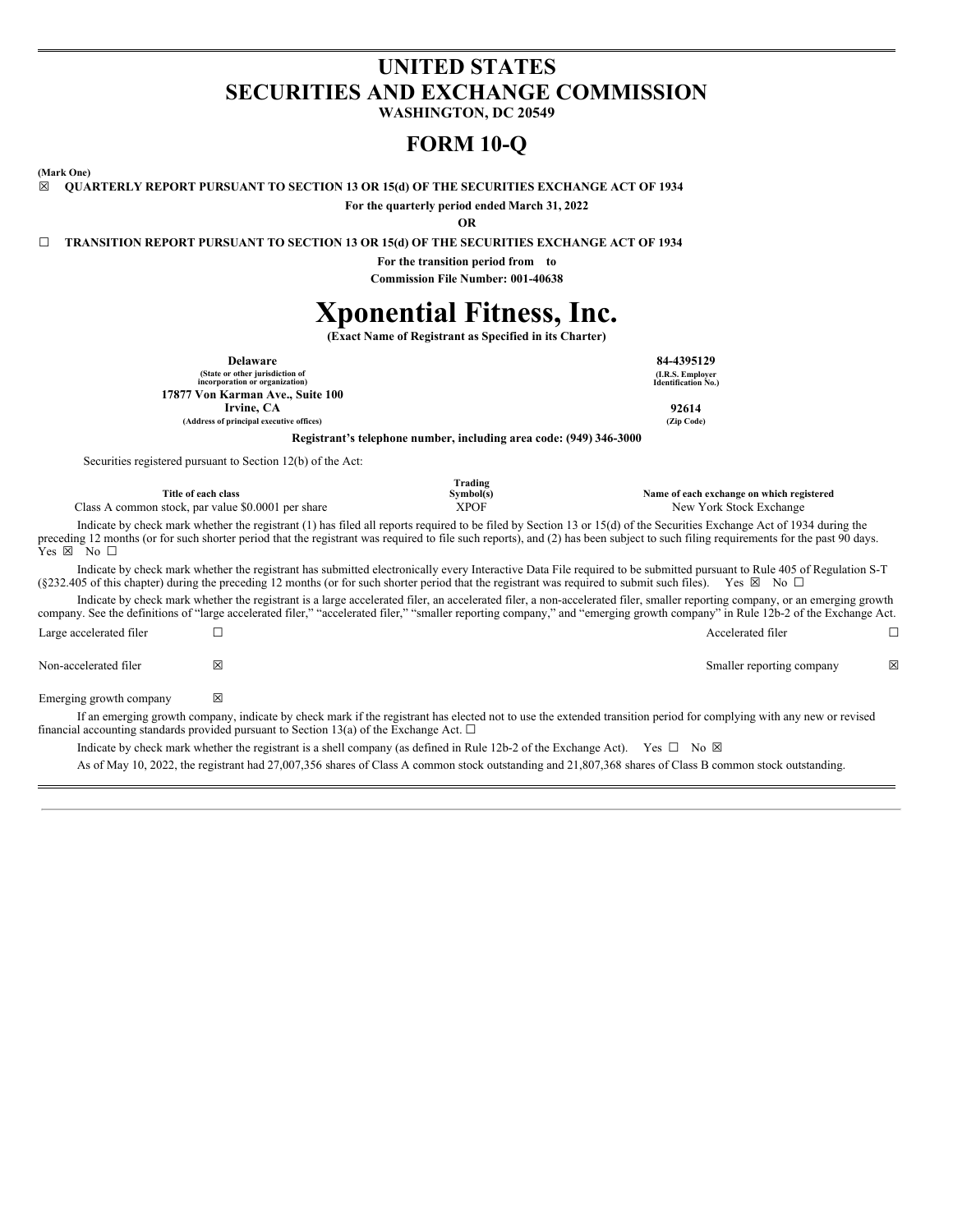# UNITED STATES
# SECURITIES AND EXCHANGE COMMISSION

**WASHINGTON, DC 20549**

# FORM 10-Q

**(Mark One)**

☒ **QUARTERLY REPORT PURSUANT TO SECTION 13 OR 15(d) OF THE SECURITIES EXCHANGE ACT OF 1934**

**For the quarterly period ended March 31, 2022**

**OR**

☐ **TRANSITION REPORT PURSUANT TO SECTION 13 OR 15(d) OF THE SECURITIES EXCHANGE ACT OF 1934**

**For the transition period from to**

**Commission File Number: 001-40638**

# Xponential Fitness, Inc.

**(Exact Name of Registrant as Specified in its Charter)**

| | |
|---|---|
| **Delaware** | **84-4395129** |
| **(State or other jurisdiction of incorporation or organization)** | **(I.R.S. Employer Identification No.)** |
| **17877 Von Karman Ave., Suite 100** | |
| **Irvine, CA** | **92614** |
| **(Address of principal executive offices)** | **(Zip Code)** |

**Registrant's telephone number, including area code: (949) 346-3000**

Securities registered pursuant to Section 12(b) of the Act:

| Title of each class | Trading Symbol(s) | Name of each exchange on which registered |
|---|---|---|
| Class A common stock, par value $0.0001 per share | XPOF | New York Stock Exchange |

Indicate by check mark whether the registrant (1) has filed all reports required to be filed by Section 13 or 15(d) of the Securities Exchange Act of 1934 during the preceding 12 months (or for such shorter period that the registrant was required to file such reports), and (2) has been subject to such filing requirements for the past 90 days. Yes ☒ No ☐

Indicate by check mark whether the registrant has submitted electronically every Interactive Data File required to be submitted pursuant to Rule 405 of Regulation S-T (§232.405 of this chapter) during the preceding 12 months (or for such shorter period that the registrant was required to submit such files). Yes ☒ No ☐

Indicate by check mark whether the registrant is a large accelerated filer, an accelerated filer, a non-accelerated filer, smaller reporting company, or an emerging growth company. See the definitions of "large accelerated filer," "accelerated filer," "smaller reporting company," and "emerging growth company" in Rule 12b-2 of the Exchange Act.

| | | | |
|---|---|---|---|
| Large accelerated filer | ☐ | Accelerated filer | ☐ |
| Non-accelerated filer | ☒ | Smaller reporting company | ☒ |
| Emerging growth company | ☒ | | |

If an emerging growth company, indicate by check mark if the registrant has elected not to use the extended transition period for complying with any new or revised financial accounting standards provided pursuant to Section 13(a) of the Exchange Act. ☐

Indicate by check mark whether the registrant is a shell company (as defined in Rule 12b-2 of the Exchange Act). Yes ☐ No ☒

As of May 10, 2022, the registrant had 27,007,356 shares of Class A common stock outstanding and 21,807,368 shares of Class B common stock outstanding.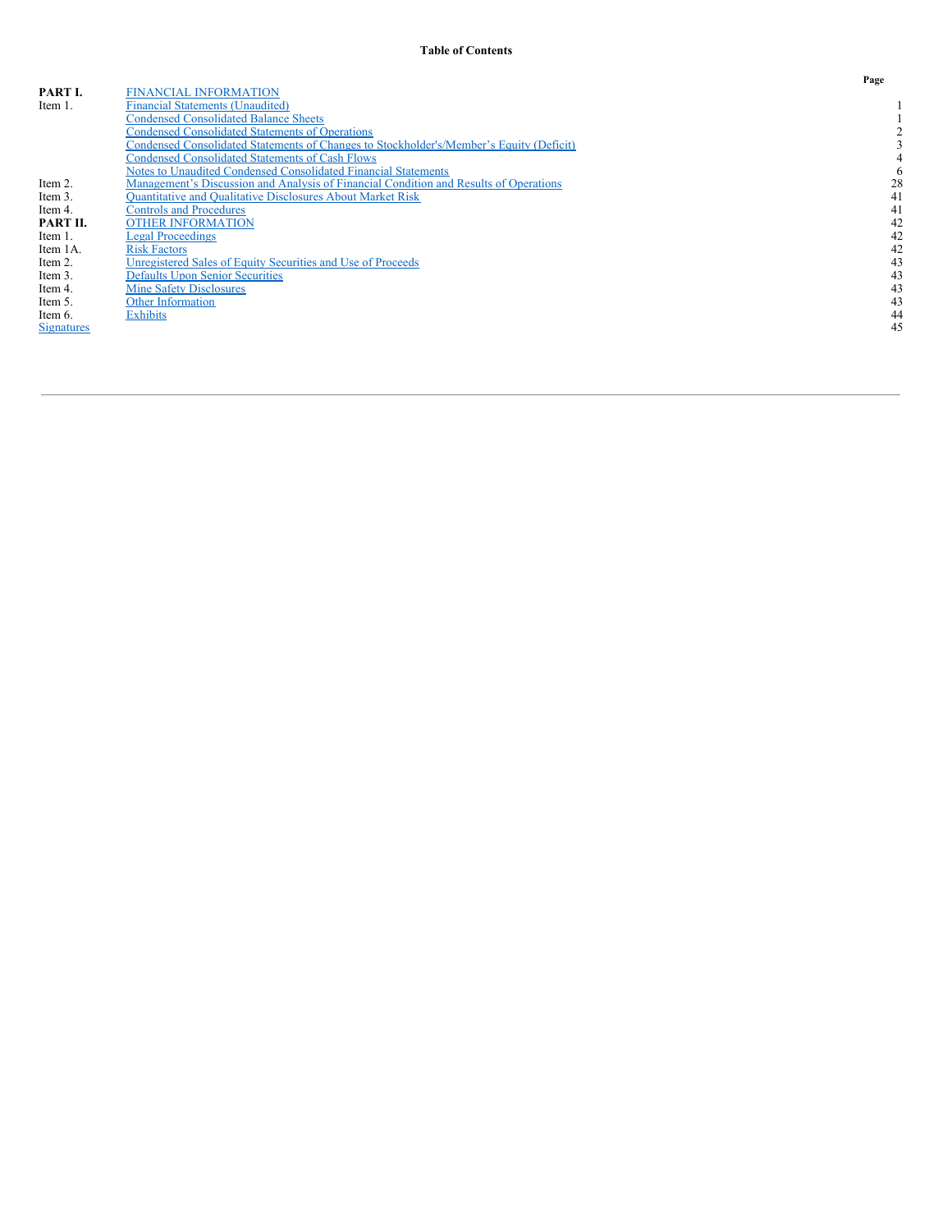**Table of Contents**

| | | Page |
|---|---|---|
| **PART I.** | FINANCIAL INFORMATION | |
| Item 1. | Financial Statements (Unaudited) | 1 |
| | Condensed Consolidated Balance Sheets | 1 |
| | Condensed Consolidated Statements of Operations | 2 |
| | Condensed Consolidated Statements of Changes to Stockholder's/Member's Equity (Deficit) | 3 |
| | Condensed Consolidated Statements of Cash Flows | 4 |
| | Notes to Unaudited Condensed Consolidated Financial Statements | 6 |
| Item 2. | Management's Discussion and Analysis of Financial Condition and Results of Operations | 28 |
| Item 3. | Quantitative and Qualitative Disclosures About Market Risk | 41 |
| Item 4. | Controls and Procedures | 41 |
| **PART II.** | OTHER INFORMATION | 42 |
| Item 1. | Legal Proceedings | 42 |
| Item 1A. | Risk Factors | 42 |
| Item 2. | Unregistered Sales of Equity Securities and Use of Proceeds | 43 |
| Item 3. | Defaults Upon Senior Securities | 43 |
| Item 4. | Mine Safety Disclosures | 43 |
| Item 5. | Other Information | 43 |
| Item 6. | Exhibits | 44 |
| Signatures | | 45 |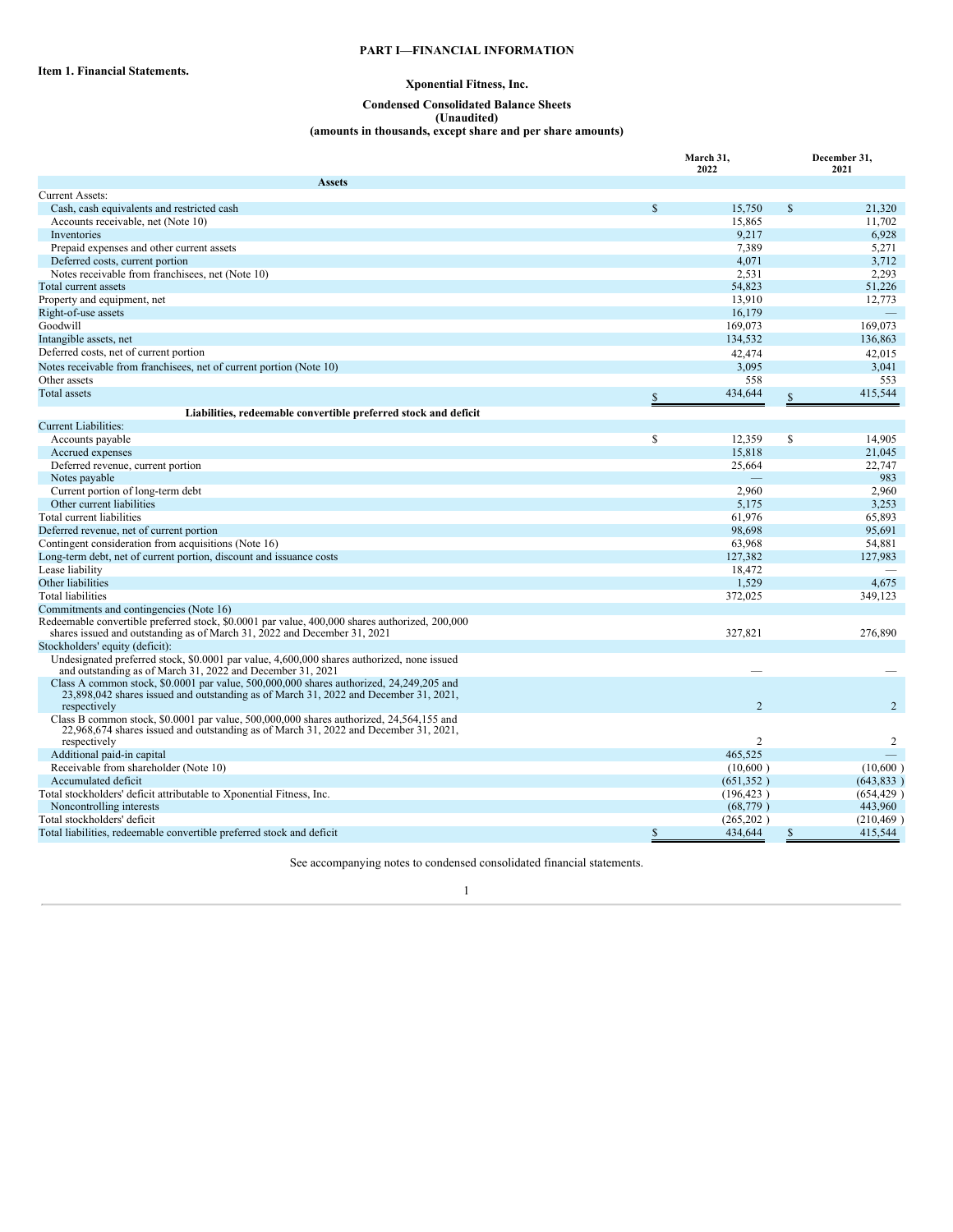# PART I—FINANCIAL INFORMATION

**Item 1. Financial Statements.**

**Xponential Fitness, Inc.**

**Condensed Consolidated Balance Sheets**
**(Unaudited)**
**(amounts in thousands, except share and per share amounts)**

| | March 31, 2022 | December 31, 2021 |
|---|---|---|
| **Assets** | | |
| Current Assets: | | |
| Cash, cash equivalents and restricted cash | $ 15,750 | $ 21,320 |
| Accounts receivable, net (Note 10) | 15,865 | 11,702 |
| Inventories | 9,217 | 6,928 |
| Prepaid expenses and other current assets | 7,389 | 5,271 |
| Deferred costs, current portion | 4,071 | 3,712 |
| Notes receivable from franchisees, net (Note 10) | 2,531 | 2,293 |
| Total current assets | 54,823 | 51,226 |
| Property and equipment, net | 13,910 | 12,773 |
| Right-of-use assets | 16,179 | — |
| Goodwill | 169,073 | 169,073 |
| Intangible assets, net | 134,532 | 136,863 |
| Deferred costs, net of current portion | 42,474 | 42,015 |
| Notes receivable from franchisees, net of current portion (Note 10) | 3,095 | 3,041 |
| Other assets | 558 | 553 |
| Total assets | $ 434,644 | $ 415,544 |
| **Liabilities, redeemable convertible preferred stock and deficit** | | |
| Current Liabilities: | | |
| Accounts payable | $ 12,359 | $ 14,905 |
| Accrued expenses | 15,818 | 21,045 |
| Deferred revenue, current portion | 25,664 | 22,747 |
| Notes payable | — | 983 |
| Current portion of long-term debt | 2,960 | 2,960 |
| Other current liabilities | 5,175 | 3,253 |
| Total current liabilities | 61,976 | 65,893 |
| Deferred revenue, net of current portion | 98,698 | 95,691 |
| Contingent consideration from acquisitions (Note 16) | 63,968 | 54,881 |
| Long-term debt, net of current portion, discount and issuance costs | 127,382 | 127,983 |
| Lease liability | 18,472 | — |
| Other liabilities | 1,529 | 4,675 |
| Total liabilities | 372,025 | 349,123 |
| Commitments and contingencies (Note 16) | | |
| Redeemable convertible preferred stock, $0.0001 par value, 400,000 shares authorized, 200,000 shares issued and outstanding as of March 31, 2022 and December 31, 2021 | 327,821 | 276,890 |
| Stockholders' equity (deficit): | | |
| Undesignated preferred stock, $0.0001 par value, 4,600,000 shares authorized, none issued and outstanding as of March 31, 2022 and December 31, 2021 | — | — |
| Class A common stock, $0.0001 par value, 500,000,000 shares authorized, 24,249,205 and 23,898,042 shares issued and outstanding as of March 31, 2022 and December 31, 2021, respectively | 2 | 2 |
| Class B common stock, $0.0001 par value, 500,000,000 shares authorized, 24,564,155 and 22,968,674 shares issued and outstanding as of March 31, 2022 and December 31, 2021, respectively | 2 | 2 |
| Additional paid-in capital | 465,525 | — |
| Receivable from shareholder (Note 10) | (10,600) | (10,600) |
| Accumulated deficit | (651,352) | (643,833) |
| Total stockholders' deficit attributable to Xponential Fitness, Inc. | (196,423) | (654,429) |
| Noncontrolling interests | (68,779) | 443,960 |
| Total stockholders' deficit | (265,202) | (210,469) |
| Total liabilities, redeemable convertible preferred stock and deficit | $ 434,644 | $ 415,544 |

See accompanying notes to condensed consolidated financial statements.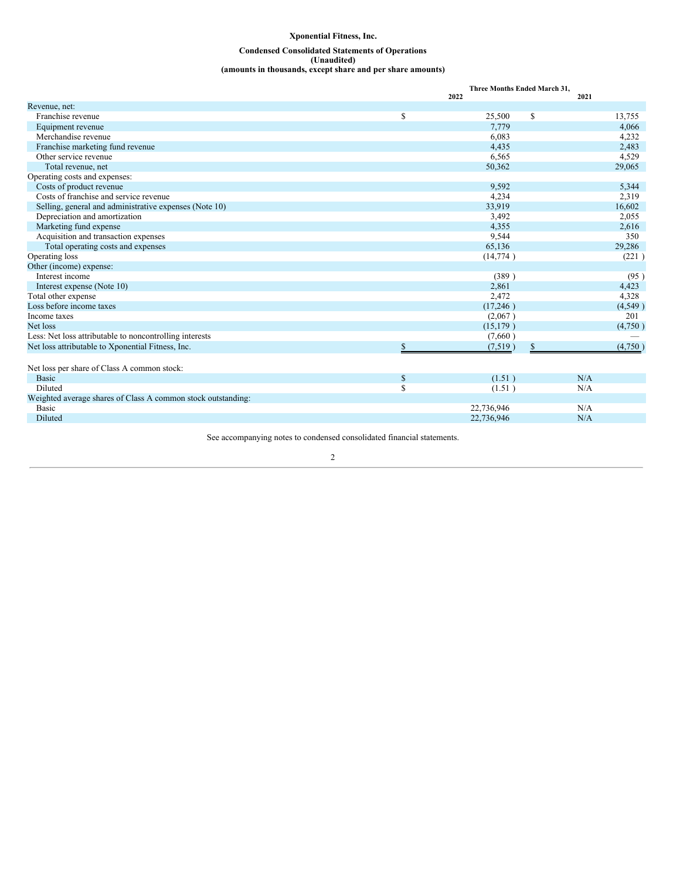**Xponential Fitness, Inc.**

**Condensed Consolidated Statements of Operations**
**(Unaudited)**
**(amounts in thousands, except share and per share amounts)**

| | Three Months Ended March 31, 2022 | Three Months Ended March 31, 2021 |
|---|---|---|
| Revenue, net: | | |
| Franchise revenue | $ 25,500 | $ 13,755 |
| Equipment revenue | 7,779 | 4,066 |
| Merchandise revenue | 6,083 | 4,232 |
| Franchise marketing fund revenue | 4,435 | 2,483 |
| Other service revenue | 6,565 | 4,529 |
| Total revenue, net | 50,362 | 29,065 |
| Operating costs and expenses: | | |
| Costs of product revenue | 9,592 | 5,344 |
| Costs of franchise and service revenue | 4,234 | 2,319 |
| Selling, general and administrative expenses (Note 10) | 33,919 | 16,602 |
| Depreciation and amortization | 3,492 | 2,055 |
| Marketing fund expense | 4,355 | 2,616 |
| Acquisition and transaction expenses | 9,544 | 350 |
| Total operating costs and expenses | 65,136 | 29,286 |
| Operating loss | (14,774) | (221) |
| Other (income) expense: | | |
| Interest income | (389) | (95) |
| Interest expense (Note 10) | 2,861 | 4,423 |
| Total other expense | 2,472 | 4,328 |
| Loss before income taxes | (17,246) | (4,549) |
| Income taxes | (2,067) | 201 |
| Net loss | (15,179) | (4,750) |
| Less: Net loss attributable to noncontrolling interests | (7,660) | — |
| Net loss attributable to Xponential Fitness, Inc. | $ (7,519) | $ (4,750) |
| | | |
| Net loss per share of Class A common stock: | | |
| Basic | $ (1.51) | N/A |
| Diluted | $ (1.51) | N/A |
| Weighted average shares of Class A common stock outstanding: | | |
| Basic | 22,736,946 | N/A |
| Diluted | 22,736,946 | N/A |

See accompanying notes to condensed consolidated financial statements.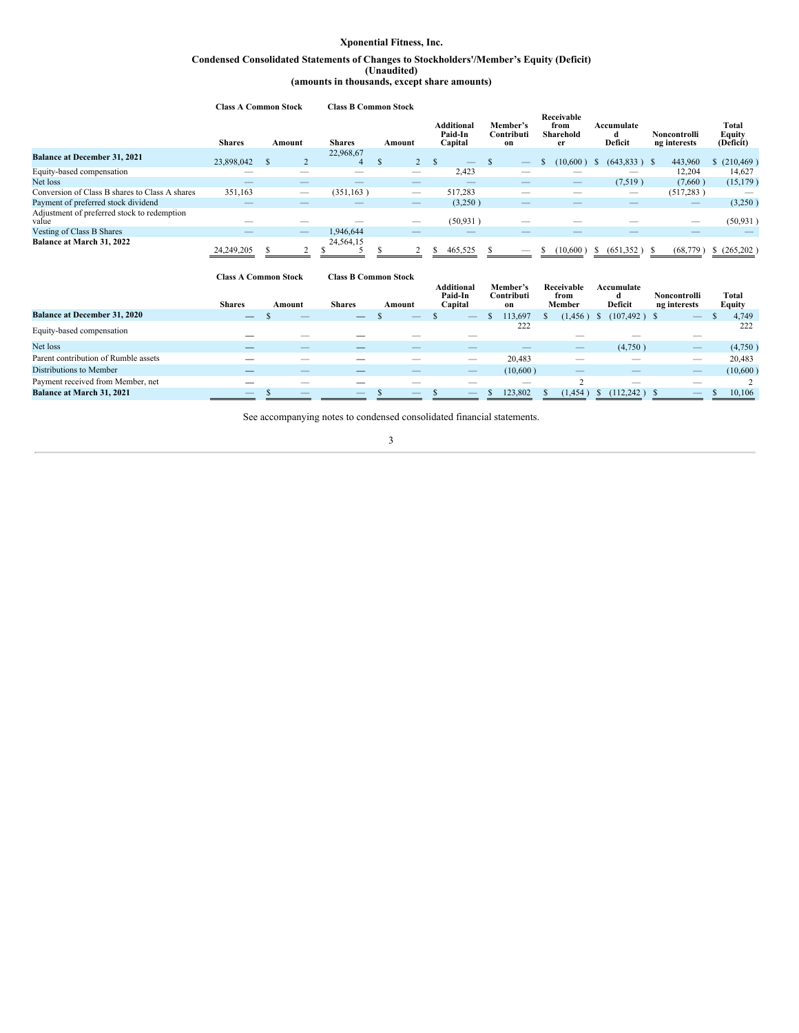# Xponential Fitness, Inc.

## Condensed Consolidated Statements of Changes to Stockholders'/Member's Equity (Deficit)
## (Unaudited)
## (amounts in thousands, except share amounts)

| | Class A Common Stock | | Class B Common Stock | | | | | | | |
|---|---|---|---|---|---|---|---|---|---|---|
| | Shares | Amount | Shares | Amount | Additional Paid-In Capital | Member's Contribution | Receivable from Shareholder | Accumulated Deficit | Noncontrolling interests | Total Equity (Deficit) |
| **Balance at December 31, 2021** | 23,898,042 | $ 2 | 22,968,674 | $ 2 | $ — | $ — | $ (10,600) | $ (643,833) | $ 443,960 | $ (210,469) |
| Equity-based compensation | — | — | — | — | 2,423 | — | — | — | 12,204 | 14,627 |
| Net loss | — | — | — | — | — | — | — | (7,519) | (7,660) | (15,179) |
| Conversion of Class B shares to Class A shares | 351,163 | — | (351,163) | — | 517,283 | — | — | — | (517,283) | — |
| Payment of preferred stock dividend | — | — | — | — | (3,250) | — | — | — | — | (3,250) |
| Adjustment of preferred stock to redemption value | — | — | — | — | (50,931) | — | — | — | — | (50,931) |
| Vesting of Class B Shares | — | — | 1,946,644 | — | — | — | — | — | — | — |
| **Balance at March 31, 2022** | 24,249,205 | $ 2 | $ 24,564,155 | $ 2 | $ 465,525 | $ — | $ (10,600) | $ (651,352) | $ (68,779) | $ (265,202) |

| | Class A Common Stock | | Class B Common Stock | | | | | | | |
|---|---|---|---|---|---|---|---|---|---|---|
| | Shares | Amount | Shares | Amount | Additional Paid-In Capital | Member's Contribution | Receivable from Member | Accumulated Deficit | Noncontrolling interests | Total Equity |
| **Balance at December 31, 2020** | — | $ — | — | $ — | $ — | $ 113,697 | $ (1,456) | $ (107,492) | $ — | $ 4,749 |
| Equity-based compensation | — | — | — | — | — | 222 | — | — | — | 222 |
| Net loss | — | — | — | — | — | — | — | (4,750) | — | (4,750) |
| Parent contribution of Rumble assets | — | — | — | — | — | 20,483 | — | — | — | 20,483 |
| Distributions to Member | — | — | — | — | — | (10,600) | — | — | — | (10,600) |
| Payment received from Member, net | — | — | — | — | — | — | 2 | — | — | 2 |
| **Balance at March 31, 2021** | — | $ — | — | $ — | $ — | $ 123,802 | $ (1,454) | $ (112,242) | $ — | $ 10,106 |

See accompanying notes to condensed consolidated financial statements.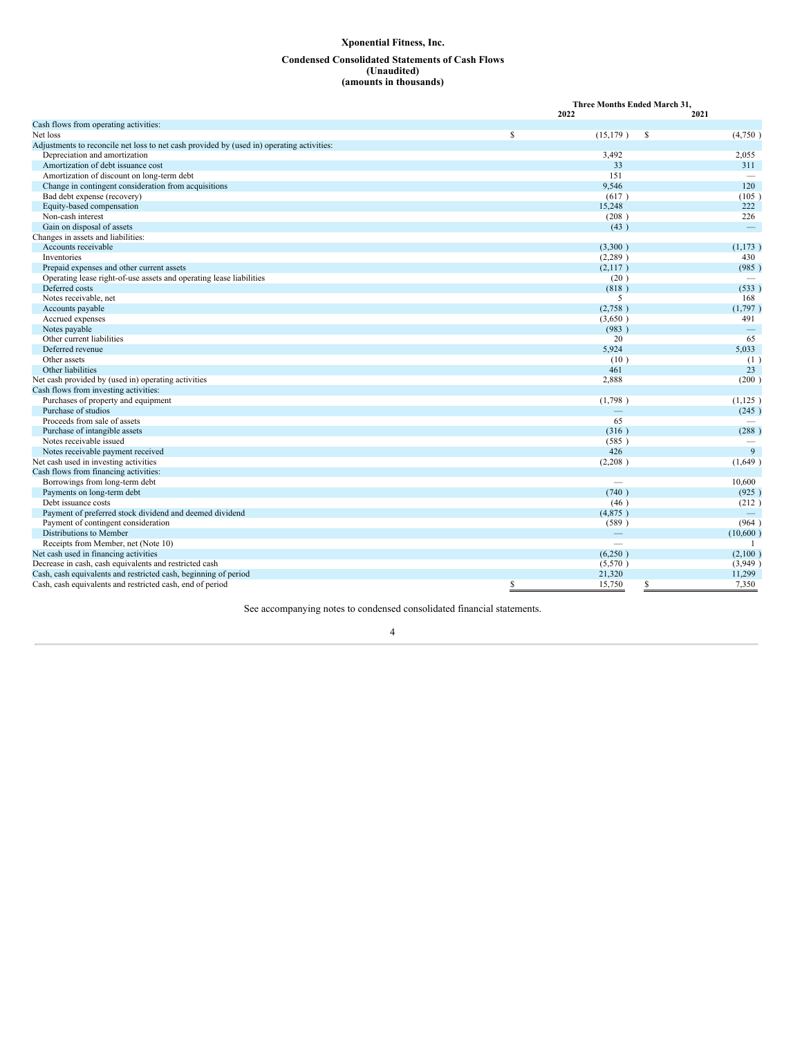# Xponential Fitness, Inc.

## Condensed Consolidated Statements of Cash Flows
## (Unaudited)
## (amounts in thousands)

| | Three Months Ended March 31, | |
|---|---|---|
| | 2022 | 2021 |
| Cash flows from operating activities: | | |
| Net loss | $ (15,179) | $ (4,750) |
| Adjustments to reconcile net loss to net cash provided by (used in) operating activities: | | |
| Depreciation and amortization | 3,492 | 2,055 |
| Amortization of debt issuance cost | 33 | 311 |
| Amortization of discount on long-term debt | 151 | — |
| Change in contingent consideration from acquisitions | 9,546 | 120 |
| Bad debt expense (recovery) | (617) | (105) |
| Equity-based compensation | 15,248 | 222 |
| Non-cash interest | (208) | 226 |
| Gain on disposal of assets | (43) | — |
| Changes in assets and liabilities: | | |
| Accounts receivable | (3,300) | (1,173) |
| Inventories | (2,289) | 430 |
| Prepaid expenses and other current assets | (2,117) | (985) |
| Operating lease right-of-use assets and operating lease liabilities | (20) | — |
| Deferred costs | (818) | (533) |
| Notes receivable, net | 5 | 168 |
| Accounts payable | (2,758) | (1,797) |
| Accrued expenses | (3,650) | 491 |
| Notes payable | (983) | — |
| Other current liabilities | 20 | 65 |
| Deferred revenue | 5,924 | 5,033 |
| Other assets | (10) | (1) |
| Other liabilities | 461 | 23 |
| Net cash provided by (used in) operating activities | 2,888 | (200) |
| Cash flows from investing activities: | | |
| Purchases of property and equipment | (1,798) | (1,125) |
| Purchase of studios | — | (245) |
| Proceeds from sale of assets | 65 | — |
| Purchase of intangible assets | (316) | (288) |
| Notes receivable issued | (585) | — |
| Notes receivable payment received | 426 | 9 |
| Net cash used in investing activities | (2,208) | (1,649) |
| Cash flows from financing activities: | | |
| Borrowings from long-term debt | — | 10,600 |
| Payments on long-term debt | (740) | (925) |
| Debt issuance costs | (46) | (212) |
| Payment of preferred stock dividend and deemed dividend | (4,875) | — |
| Payment of contingent consideration | (589) | (964) |
| Distributions to Member | — | (10,600) |
| Receipts from Member, net (Note 10) | — | 1 |
| Net cash used in financing activities | (6,250) | (2,100) |
| Decrease in cash, cash equivalents and restricted cash | (5,570) | (3,949) |
| Cash, cash equivalents and restricted cash, beginning of period | 21,320 | 11,299 |
| Cash, cash equivalents and restricted cash, end of period | $ 15,750 | $ 7,350 |

See accompanying notes to condensed consolidated financial statements.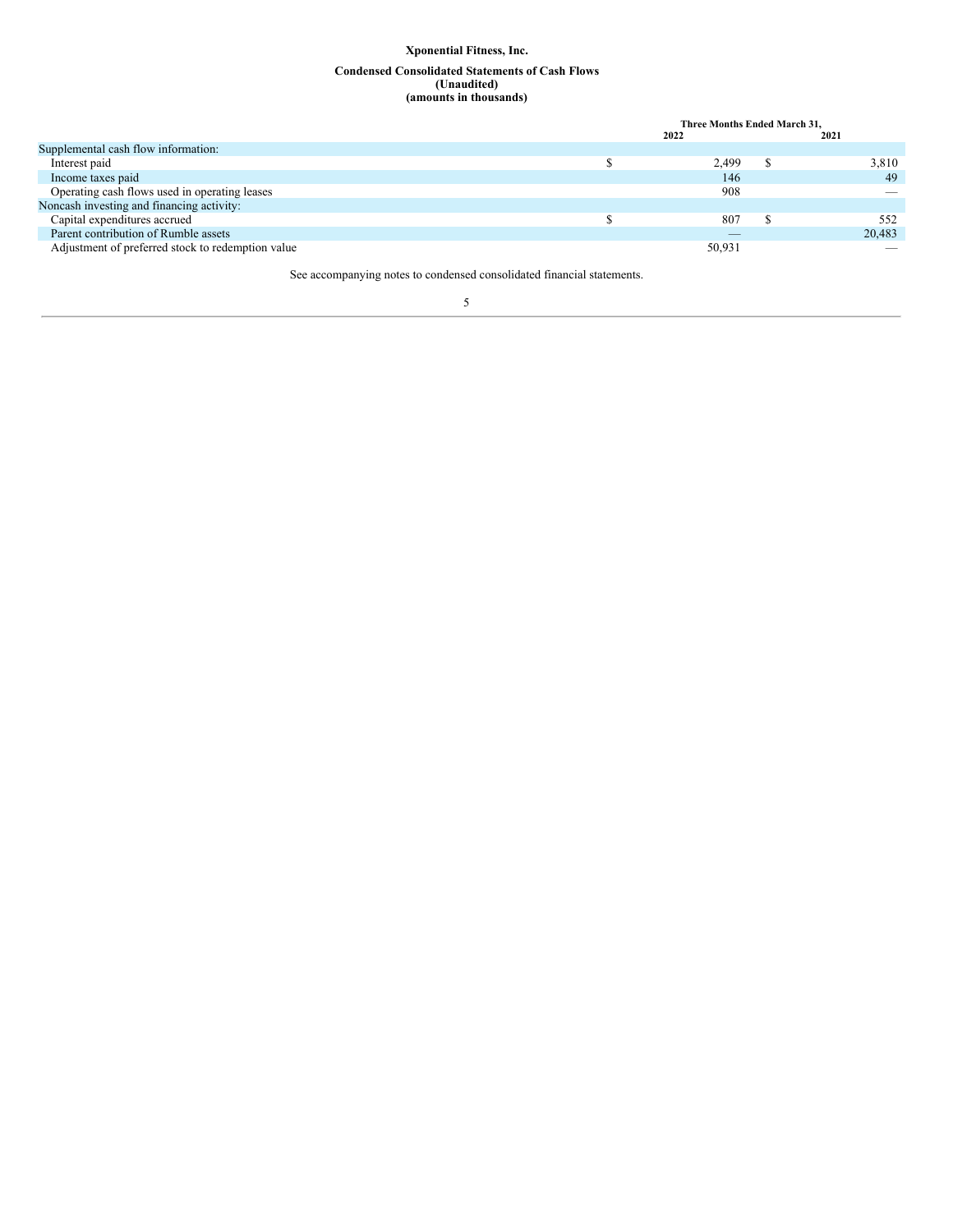**Xponential Fitness, Inc.**

**Condensed Consolidated Statements of Cash Flows**
**(Unaudited)**
**(amounts in thousands)**

| | Three Months Ended March 31, | |
|---|---|---|
| | 2022 | 2021 |
| Supplemental cash flow information: | | |
| Interest paid | $ 2,499 | $ 3,810 |
| Income taxes paid | 146 | 49 |
| Operating cash flows used in operating leases | 908 | — |
| Noncash investing and financing activity: | | |
| Capital expenditures accrued | $ 807 | $ 552 |
| Parent contribution of Rumble assets | — | 20,483 |
| Adjustment of preferred stock to redemption value | 50,931 | — |

See accompanying notes to condensed consolidated financial statements.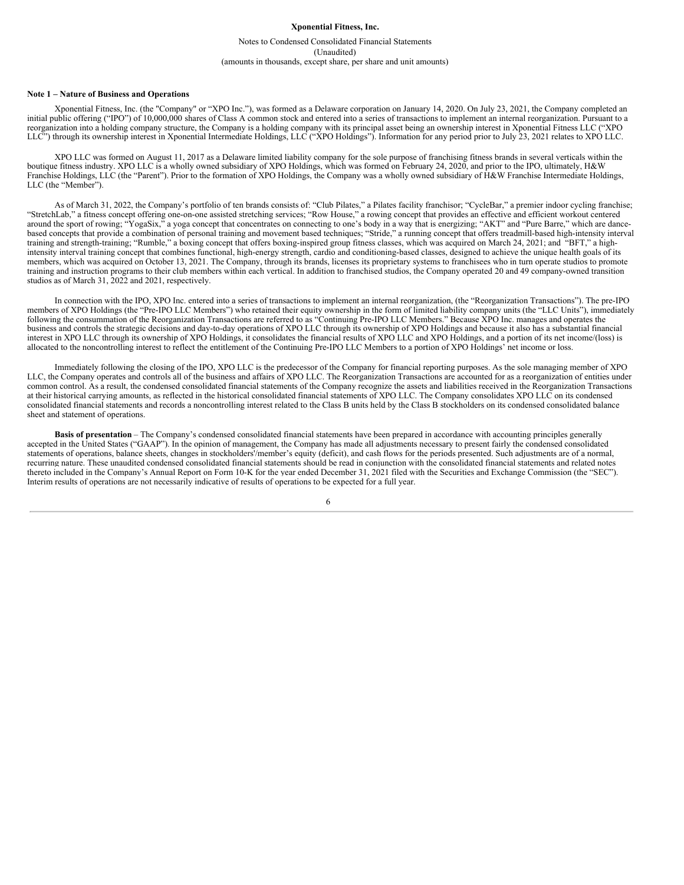**Xponential Fitness, Inc.**

Notes to Condensed Consolidated Financial Statements
(Unaudited)
(amounts in thousands, except share, per share and unit amounts)

**Note 1 – Nature of Business and Operations**

Xponential Fitness, Inc. (the "Company" or "XPO Inc."), was formed as a Delaware corporation on January 14, 2020. On July 23, 2021, the Company completed an initial public offering ("IPO") of 10,000,000 shares of Class A common stock and entered into a series of transactions to implement an internal reorganization. Pursuant to a reorganization into a holding company structure, the Company is a holding company with its principal asset being an ownership interest in Xponential Fitness LLC ("XPO LLC") through its ownership interest in Xponential Intermediate Holdings, LLC ("XPO Holdings"). Information for any period prior to July 23, 2021 relates to XPO LLC.

XPO LLC was formed on August 11, 2017 as a Delaware limited liability company for the sole purpose of franchising fitness brands in several verticals within the boutique fitness industry. XPO LLC is a wholly owned subsidiary of XPO Holdings, which was formed on February 24, 2020, and prior to the IPO, ultimately, H&W Franchise Holdings, LLC (the "Parent"). Prior to the formation of XPO Holdings, the Company was a wholly owned subsidiary of H&W Franchise Intermediate Holdings, LLC (the "Member").

As of March 31, 2022, the Company's portfolio of ten brands consists of: "Club Pilates," a Pilates facility franchisor; "CycleBar," a premier indoor cycling franchise; "StretchLab," a fitness concept offering one-on-one assisted stretching services; "Row House," a rowing concept that provides an effective and efficient workout centered around the sport of rowing; "YogaSix," a yoga concept that concentrates on connecting to one's body in a way that is energizing; "AKT" and "Pure Barre," which are dance-based concepts that provide a combination of personal training and movement based techniques; "Stride," a running concept that offers treadmill-based high-intensity interval training and strength-training; "Rumble," a boxing concept that offers boxing-inspired group fitness classes, which was acquired on March 24, 2021; and "BFT," a high-intensity interval training concept that combines functional, high-energy strength, cardio and conditioning-based classes, designed to achieve the unique health goals of its members, which was acquired on October 13, 2021. The Company, through its brands, licenses its proprietary systems to franchisees who in turn operate studios to promote training and instruction programs to their club members within each vertical. In addition to franchised studios, the Company operated 20 and 49 company-owned transition studios as of March 31, 2022 and 2021, respectively.

In connection with the IPO, XPO Inc. entered into a series of transactions to implement an internal reorganization, (the "Reorganization Transactions"). The pre-IPO members of XPO Holdings (the "Pre-IPO LLC Members") who retained their equity ownership in the form of limited liability company units (the "LLC Units"), immediately following the consummation of the Reorganization Transactions are referred to as "Continuing Pre-IPO LLC Members." Because XPO Inc. manages and operates the business and controls the strategic decisions and day-to-day operations of XPO LLC through its ownership of XPO Holdings and because it also has a substantial financial interest in XPO LLC through its ownership of XPO Holdings, it consolidates the financial results of XPO LLC and XPO Holdings, and a portion of its net income/(loss) is allocated to the noncontrolling interest to reflect the entitlement of the Continuing Pre-IPO LLC Members to a portion of XPO Holdings' net income or loss.

Immediately following the closing of the IPO, XPO LLC is the predecessor of the Company for financial reporting purposes. As the sole managing member of XPO LLC, the Company operates and controls all of the business and affairs of XPO LLC. The Reorganization Transactions are accounted for as a reorganization of entities under common control. As a result, the condensed consolidated financial statements of the Company recognize the assets and liabilities received in the Reorganization Transactions at their historical carrying amounts, as reflected in the historical consolidated financial statements of XPO LLC. The Company consolidates XPO LLC on its condensed consolidated financial statements and records a noncontrolling interest related to the Class B units held by the Class B stockholders on its condensed consolidated balance sheet and statement of operations.

**Basis of presentation** – The Company's condensed consolidated financial statements have been prepared in accordance with accounting principles generally accepted in the United States ("GAAP"). In the opinion of management, the Company has made all adjustments necessary to present fairly the condensed consolidated statements of operations, balance sheets, changes in stockholders'/member's equity (deficit), and cash flows for the periods presented. Such adjustments are of a normal, recurring nature. These unaudited condensed consolidated financial statements should be read in conjunction with the consolidated financial statements and related notes thereto included in the Company's Annual Report on Form 10-K for the year ended December 31, 2021 filed with the Securities and Exchange Commission (the "SEC"). Interim results of operations are not necessarily indicative of results of operations to be expected for a full year.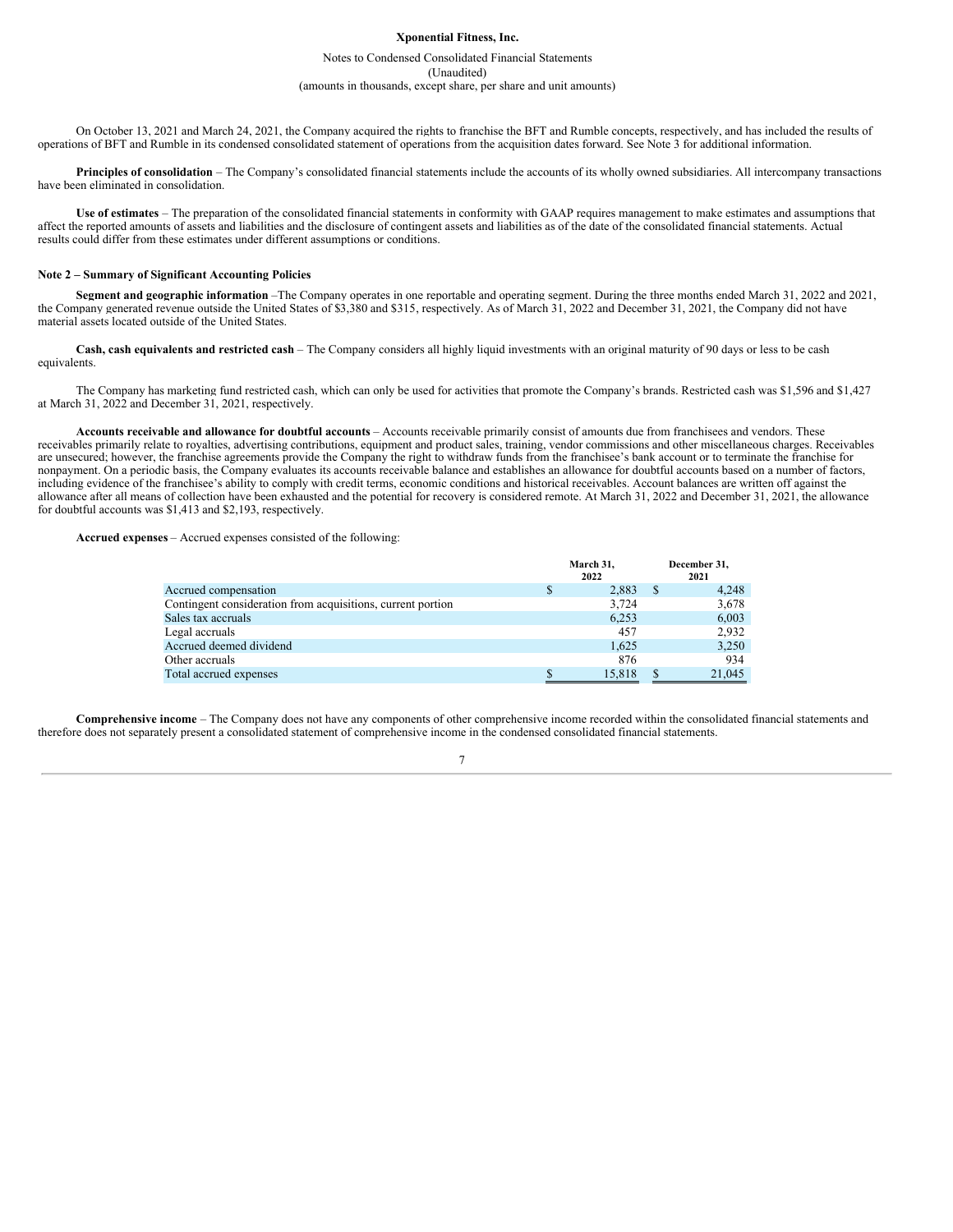On October 13, 2021 and March 24, 2021, the Company acquired the rights to franchise the BFT and Rumble concepts, respectively, and has included the results of operations of BFT and Rumble in its condensed consolidated statement of operations from the acquisition dates forward. See Note 3 for additional information.

**Principles of consolidation** – The Company's consolidated financial statements include the accounts of its wholly owned subsidiaries. All intercompany transactions have been eliminated in consolidation.

**Use of estimates** – The preparation of the consolidated financial statements in conformity with GAAP requires management to make estimates and assumptions that affect the reported amounts of assets and liabilities and the disclosure of contingent assets and liabilities as of the date of the consolidated financial statements. Actual results could differ from these estimates under different assumptions or conditions.

## Note 2 – Summary of Significant Accounting Policies

**Segment and geographic information** –The Company operates in one reportable and operating segment. During the three months ended March 31, 2022 and 2021, the Company generated revenue outside the United States of $3,380 and $315, respectively. As of March 31, 2022 and December 31, 2021, the Company did not have material assets located outside of the United States.

**Cash, cash equivalents and restricted cash** – The Company considers all highly liquid investments with an original maturity of 90 days or less to be cash equivalents.

The Company has marketing fund restricted cash, which can only be used for activities that promote the Company's brands. Restricted cash was $1,596 and $1,427 at March 31, 2022 and December 31, 2021, respectively.

**Accounts receivable and allowance for doubtful accounts** – Accounts receivable primarily consist of amounts due from franchisees and vendors. These receivables primarily relate to royalties, advertising contributions, equipment and product sales, training, vendor commissions and other miscellaneous charges. Receivables are unsecured; however, the franchise agreements provide the Company the right to withdraw funds from the franchisee's bank account or to terminate the franchise for nonpayment. On a periodic basis, the Company evaluates its accounts receivable balance and establishes an allowance for doubtful accounts based on a number of factors, including evidence of the franchisee's ability to comply with credit terms, economic conditions and historical receivables. Account balances are written off against the allowance after all means of collection have been exhausted and the potential for recovery is considered remote. At March 31, 2022 and December 31, 2021, the allowance for doubtful accounts was $1,413 and $2,193, respectively.

**Accrued expenses** – Accrued expenses consisted of the following:

| | March 31, 2022 | December 31, 2021 |
|---|---|---|
| Accrued compensation | $ 2,883 | $ 4,248 |
| Contingent consideration from acquisitions, current portion | 3,724 | 3,678 |
| Sales tax accruals | 6,253 | 6,003 |
| Legal accruals | 457 | 2,932 |
| Accrued deemed dividend | 1,625 | 3,250 |
| Other accruals | 876 | 934 |
| Total accrued expenses | $ 15,818 | $ 21,045 |

**Comprehensive income** – The Company does not have any components of other comprehensive income recorded within the consolidated financial statements and therefore does not separately present a consolidated statement of comprehensive income in the condensed consolidated financial statements.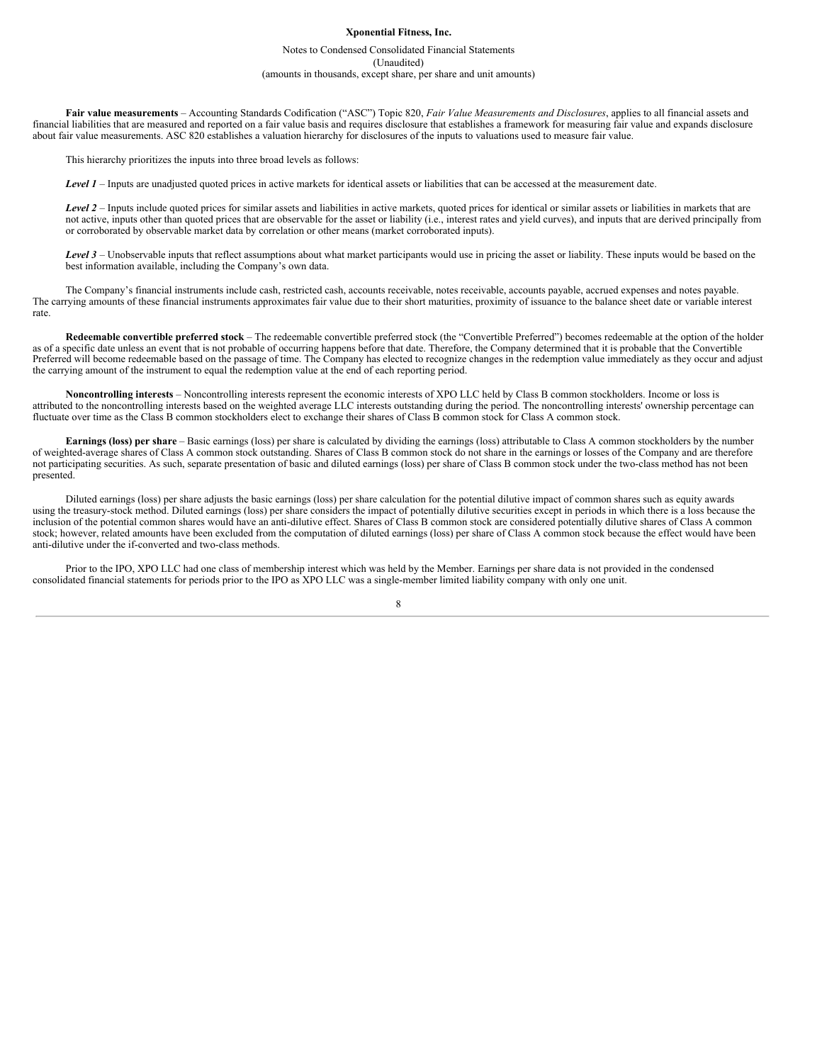**Fair value measurements** – Accounting Standards Codification ("ASC") Topic 820, *Fair Value Measurements and Disclosures*, applies to all financial assets and financial liabilities that are measured and reported on a fair value basis and requires disclosure that establishes a framework for measuring fair value and expands disclosure about fair value measurements. ASC 820 establishes a valuation hierarchy for disclosures of the inputs to valuations used to measure fair value.

This hierarchy prioritizes the inputs into three broad levels as follows:

***Level 1*** – Inputs are unadjusted quoted prices in active markets for identical assets or liabilities that can be accessed at the measurement date.

***Level 2*** – Inputs include quoted prices for similar assets and liabilities in active markets, quoted prices for identical or similar assets or liabilities in markets that are not active, inputs other than quoted prices that are observable for the asset or liability (i.e., interest rates and yield curves), and inputs that are derived principally from or corroborated by observable market data by correlation or other means (market corroborated inputs).

***Level 3*** – Unobservable inputs that reflect assumptions about what market participants would use in pricing the asset or liability. These inputs would be based on the best information available, including the Company's own data.

The Company's financial instruments include cash, restricted cash, accounts receivable, notes receivable, accounts payable, accrued expenses and notes payable. The carrying amounts of these financial instruments approximates fair value due to their short maturities, proximity of issuance to the balance sheet date or variable interest rate.

**Redeemable convertible preferred stock** – The redeemable convertible preferred stock (the "Convertible Preferred") becomes redeemable at the option of the holder as of a specific date unless an event that is not probable of occurring happens before that date. Therefore, the Company determined that it is probable that the Convertible Preferred will become redeemable based on the passage of time. The Company has elected to recognize changes in the redemption value immediately as they occur and adjust the carrying amount of the instrument to equal the redemption value at the end of each reporting period.

**Noncontrolling interests** – Noncontrolling interests represent the economic interests of XPO LLC held by Class B common stockholders. Income or loss is attributed to the noncontrolling interests based on the weighted average LLC interests outstanding during the period. The noncontrolling interests' ownership percentage can fluctuate over time as the Class B common stockholders elect to exchange their shares of Class B common stock for Class A common stock.

**Earnings (loss) per share** – Basic earnings (loss) per share is calculated by dividing the earnings (loss) attributable to Class A common stockholders by the number of weighted-average shares of Class A common stock outstanding. Shares of Class B common stock do not share in the earnings or losses of the Company and are therefore not participating securities. As such, separate presentation of basic and diluted earnings (loss) per share of Class B common stock under the two-class method has not been presented.

Diluted earnings (loss) per share adjusts the basic earnings (loss) per share calculation for the potential dilutive impact of common shares such as equity awards using the treasury-stock method. Diluted earnings (loss) per share considers the impact of potentially dilutive securities except in periods in which there is a loss because the inclusion of the potential common shares would have an anti-dilutive effect. Shares of Class B common stock are considered potentially dilutive shares of Class A common stock; however, related amounts have been excluded from the computation of diluted earnings (loss) per share of Class A common stock because the effect would have been anti-dilutive under the if-converted and two-class methods.

Prior to the IPO, XPO LLC had one class of membership interest which was held by the Member. Earnings per share data is not provided in the condensed consolidated financial statements for periods prior to the IPO as XPO LLC was a single-member limited liability company with only one unit.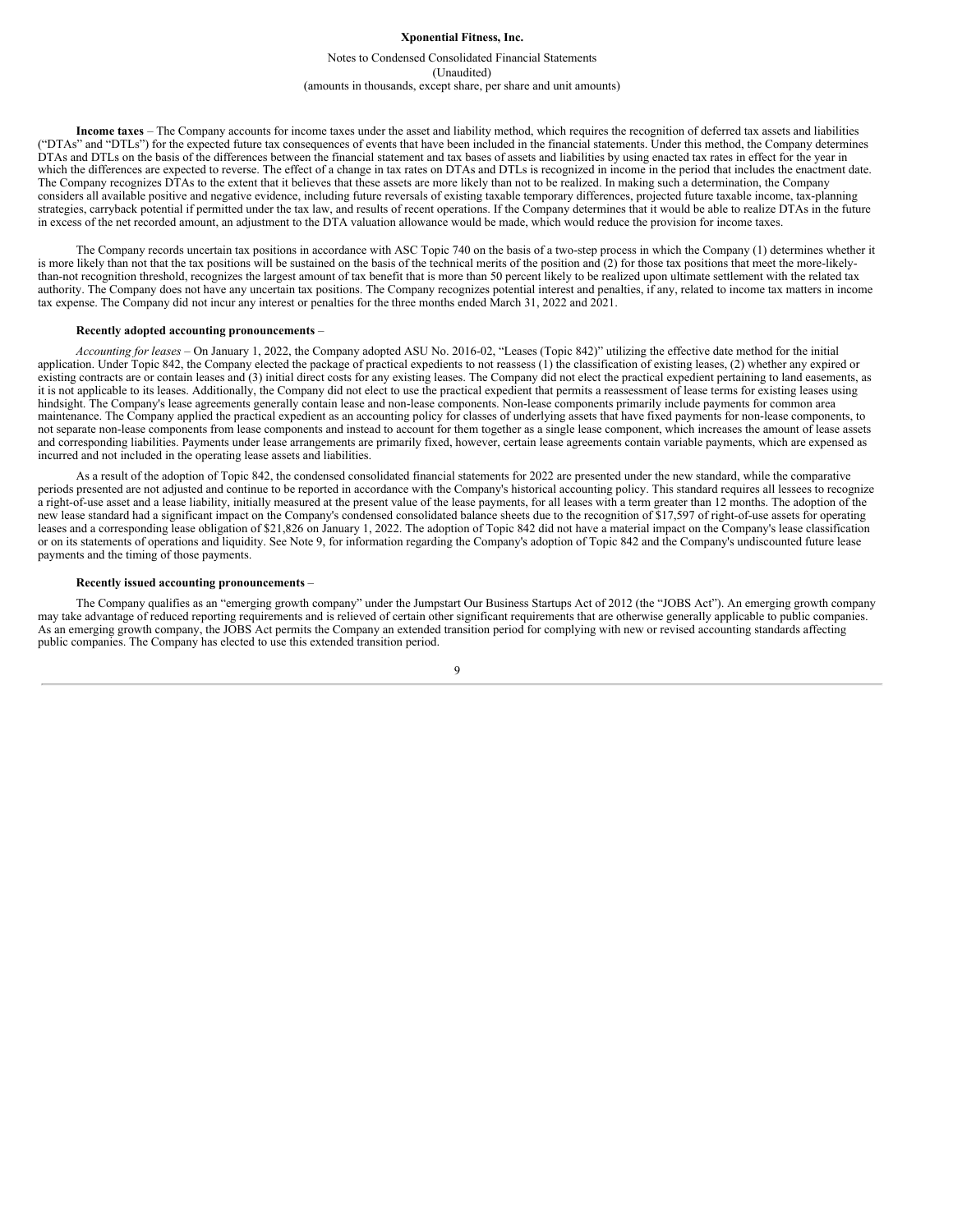**Income taxes** – The Company accounts for income taxes under the asset and liability method, which requires the recognition of deferred tax assets and liabilities ("DTAs" and "DTLs") for the expected future tax consequences of events that have been included in the financial statements. Under this method, the Company determines DTAs and DTLs on the basis of the differences between the financial statement and tax bases of assets and liabilities by using enacted tax rates in effect for the year in which the differences are expected to reverse. The effect of a change in tax rates on DTAs and DTLs is recognized in income in the period that includes the enactment date. The Company recognizes DTAs to the extent that it believes that these assets are more likely than not to be realized. In making such a determination, the Company considers all available positive and negative evidence, including future reversals of existing taxable temporary differences, projected future taxable income, tax-planning strategies, carryback potential if permitted under the tax law, and results of recent operations. If the Company determines that it would be able to realize DTAs in the future in excess of the net recorded amount, an adjustment to the DTA valuation allowance would be made, which would reduce the provision for income taxes.

The Company records uncertain tax positions in accordance with ASC Topic 740 on the basis of a two-step process in which the Company (1) determines whether it is more likely than not that the tax positions will be sustained on the basis of the technical merits of the position and (2) for those tax positions that meet the more-likely-than-not recognition threshold, recognizes the largest amount of tax benefit that is more than 50 percent likely to be realized upon ultimate settlement with the related tax authority. The Company does not have any uncertain tax positions. The Company recognizes potential interest and penalties, if any, related to income tax matters in income tax expense. The Company did not incur any interest or penalties for the three months ended March 31, 2022 and 2021.

**Recently adopted accounting pronouncements** –

*Accounting for leases* – On January 1, 2022, the Company adopted ASU No. 2016-02, "Leases (Topic 842)" utilizing the effective date method for the initial application. Under Topic 842, the Company elected the package of practical expedients to not reassess (1) the classification of existing leases, (2) whether any expired or existing contracts are or contain leases and (3) initial direct costs for any existing leases. The Company did not elect the practical expedient pertaining to land easements, as it is not applicable to its leases. Additionally, the Company did not elect to use the practical expedient that permits a reassessment of lease terms for existing leases using hindsight. The Company's lease agreements generally contain lease and non-lease components. Non-lease components primarily include payments for common area maintenance. The Company applied the practical expedient as an accounting policy for classes of underlying assets that have fixed payments for non-lease components, to not separate non-lease components from lease components and instead to account for them together as a single lease component, which increases the amount of lease assets and corresponding liabilities. Payments under lease arrangements are primarily fixed, however, certain lease agreements contain variable payments, which are expensed as incurred and not included in the operating lease assets and liabilities.

As a result of the adoption of Topic 842, the condensed consolidated financial statements for 2022 are presented under the new standard, while the comparative periods presented are not adjusted and continue to be reported in accordance with the Company's historical accounting policy. This standard requires all lessees to recognize a right-of-use asset and a lease liability, initially measured at the present value of the lease payments, for all leases with a term greater than 12 months. The adoption of the new lease standard had a significant impact on the Company's condensed consolidated balance sheets due to the recognition of $17,597 of right-of-use assets for operating leases and a corresponding lease obligation of $21,826 on January 1, 2022. The adoption of Topic 842 did not have a material impact on the Company's lease classification or on its statements of operations and liquidity. See Note 9, for information regarding the Company's adoption of Topic 842 and the Company's undiscounted future lease payments and the timing of those payments.

**Recently issued accounting pronouncements** –

The Company qualifies as an "emerging growth company" under the Jumpstart Our Business Startups Act of 2012 (the "JOBS Act"). An emerging growth company may take advantage of reduced reporting requirements and is relieved of certain other significant requirements that are otherwise generally applicable to public companies. As an emerging growth company, the JOBS Act permits the Company an extended transition period for complying with new or revised accounting standards affecting public companies. The Company has elected to use this extended transition period.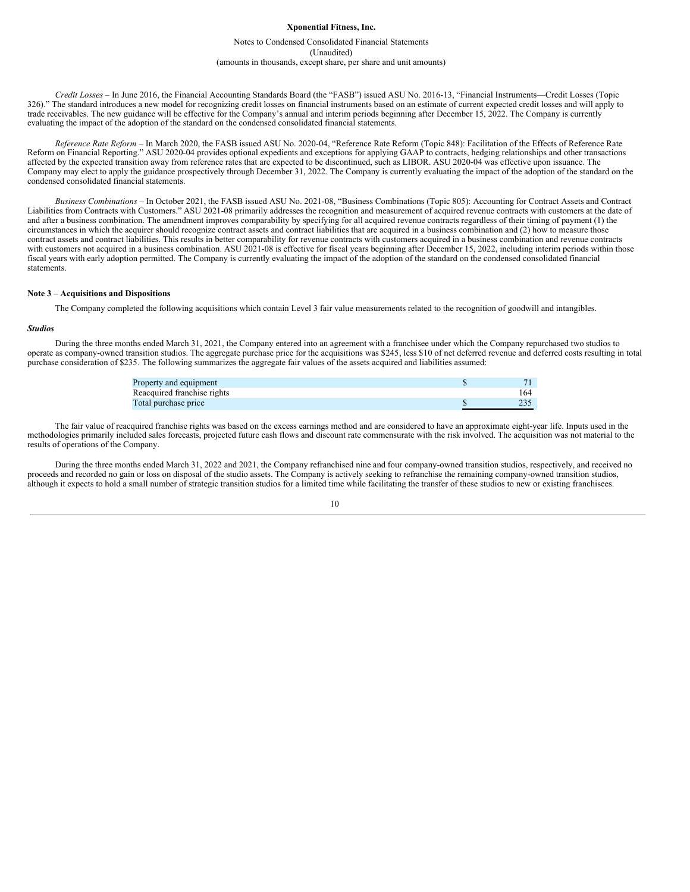*Credit Losses* – In June 2016, the Financial Accounting Standards Board (the "FASB") issued ASU No. 2016-13, "Financial Instruments—Credit Losses (Topic 326)." The standard introduces a new model for recognizing credit losses on financial instruments based on an estimate of current expected credit losses and will apply to trade receivables. The new guidance will be effective for the Company's annual and interim periods beginning after December 15, 2022. The Company is currently evaluating the impact of the adoption of the standard on the condensed consolidated financial statements.

*Reference Rate Reform* – In March 2020, the FASB issued ASU No. 2020-04, "Reference Rate Reform (Topic 848): Facilitation of the Effects of Reference Rate Reform on Financial Reporting." ASU 2020-04 provides optional expedients and exceptions for applying GAAP to contracts, hedging relationships and other transactions affected by the expected transition away from reference rates that are expected to be discontinued, such as LIBOR. ASU 2020-04 was effective upon issuance. The Company may elect to apply the guidance prospectively through December 31, 2022. The Company is currently evaluating the impact of the adoption of the standard on the condensed consolidated financial statements.

*Business Combinations* – In October 2021, the FASB issued ASU No. 2021-08, "Business Combinations (Topic 805): Accounting for Contract Assets and Contract Liabilities from Contracts with Customers." ASU 2021-08 primarily addresses the recognition and measurement of acquired revenue contracts with customers at the date of and after a business combination. The amendment improves comparability by specifying for all acquired revenue contracts regardless of their timing of payment (1) the circumstances in which the acquirer should recognize contract assets and contract liabilities that are acquired in a business combination and (2) how to measure those contract assets and contract liabilities. This results in better comparability for revenue contracts with customers acquired in a business combination and revenue contracts with customers not acquired in a business combination. ASU 2021-08 is effective for fiscal years beginning after December 15, 2022, including interim periods within those fiscal years with early adoption permitted. The Company is currently evaluating the impact of the adoption of the standard on the condensed consolidated financial statements.

## Note 3 – Acquisitions and Dispositions

The Company completed the following acquisitions which contain Level 3 fair value measurements related to the recognition of goodwill and intangibles.

### *Studios*

During the three months ended March 31, 2021, the Company entered into an agreement with a franchisee under which the Company repurchased two studios to operate as company-owned transition studios. The aggregate purchase price for the acquisitions was $245, less $10 of net deferred revenue and deferred costs resulting in total purchase consideration of $235. The following summarizes the aggregate fair values of the assets acquired and liabilities assumed:

| | |
|---|---|
| Property and equipment | $ 71 |
| Reacquired franchise rights | 164 |
| Total purchase price | $ 235 |

The fair value of reacquired franchise rights was based on the excess earnings method and are considered to have an approximate eight-year life. Inputs used in the methodologies primarily included sales forecasts, projected future cash flows and discount rate commensurate with the risk involved. The acquisition was not material to the results of operations of the Company.

During the three months ended March 31, 2022 and 2021, the Company refranchised nine and four company-owned transition studios, respectively, and received no proceeds and recorded no gain or loss on disposal of the studio assets. The Company is actively seeking to refranchise the remaining company-owned transition studios, although it expects to hold a small number of strategic transition studios for a limited time while facilitating the transfer of these studios to new or existing franchisees.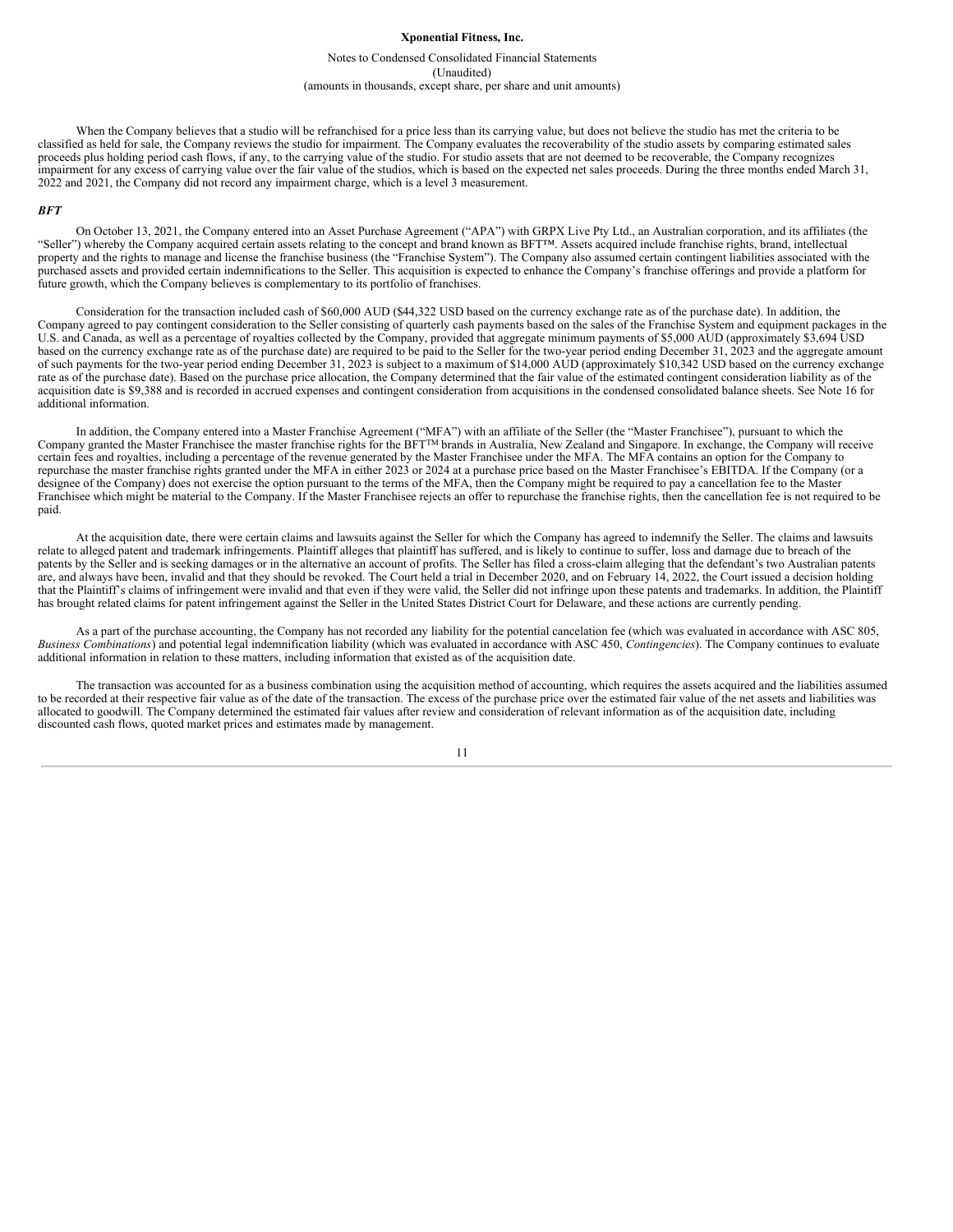When the Company believes that a studio will be refranchised for a price less than its carrying value, but does not believe the studio has met the criteria to be classified as held for sale, the Company reviews the studio for impairment. The Company evaluates the recoverability of the studio assets by comparing estimated sales proceeds plus holding period cash flows, if any, to the carrying value of the studio. For studio assets that are not deemed to be recoverable, the Company recognizes impairment for any excess of carrying value over the fair value of the studios, which is based on the expected net sales proceeds. During the three months ended March 31, 2022 and 2021, the Company did not record any impairment charge, which is a level 3 measurement.

***BFT***

On October 13, 2021, the Company entered into an Asset Purchase Agreement ("APA") with GRPX Live Pty Ltd., an Australian corporation, and its affiliates (the "Seller") whereby the Company acquired certain assets relating to the concept and brand known as BFT™. Assets acquired include franchise rights, brand, intellectual property and the rights to manage and license the franchise business (the "Franchise System"). The Company also assumed certain contingent liabilities associated with the purchased assets and provided certain indemnifications to the Seller. This acquisition is expected to enhance the Company's franchise offerings and provide a platform for future growth, which the Company believes is complementary to its portfolio of franchises.

Consideration for the transaction included cash of $60,000 AUD ($44,322 USD based on the currency exchange rate as of the purchase date). In addition, the Company agreed to pay contingent consideration to the Seller consisting of quarterly cash payments based on the sales of the Franchise System and equipment packages in the U.S. and Canada, as well as a percentage of royalties collected by the Company, provided that aggregate minimum payments of $5,000 AUD (approximately $3,694 USD based on the currency exchange rate as of the purchase date) are required to be paid to the Seller for the two-year period ending December 31, 2023 and the aggregate amount of such payments for the two-year period ending December 31, 2023 is subject to a maximum of $14,000 AUD (approximately $10,342 USD based on the currency exchange rate as of the purchase date). Based on the purchase price allocation, the Company determined that the fair value of the estimated contingent consideration liability as of the acquisition date is $9,388 and is recorded in accrued expenses and contingent consideration from acquisitions in the condensed consolidated balance sheets. See Note 16 for additional information.

In addition, the Company entered into a Master Franchise Agreement ("MFA") with an affiliate of the Seller (the "Master Franchisee"), pursuant to which the Company granted the Master Franchisee the master franchise rights for the BFT™ brands in Australia, New Zealand and Singapore. In exchange, the Company will receive certain fees and royalties, including a percentage of the revenue generated by the Master Franchisee under the MFA. The MFA contains an option for the Company to repurchase the master franchise rights granted under the MFA in either 2023 or 2024 at a purchase price based on the Master Franchisee's EBITDA. If the Company (or a designee of the Company) does not exercise the option pursuant to the terms of the MFA, then the Company might be required to pay a cancellation fee to the Master Franchisee which might be material to the Company. If the Master Franchisee rejects an offer to repurchase the franchise rights, then the cancellation fee is not required to be paid.

At the acquisition date, there were certain claims and lawsuits against the Seller for which the Company has agreed to indemnify the Seller. The claims and lawsuits relate to alleged patent and trademark infringements. Plaintiff alleges that plaintiff has suffered, and is likely to continue to suffer, loss and damage due to breach of the patents by the Seller and is seeking damages or in the alternative an account of profits. The Seller has filed a cross-claim alleging that the defendant's two Australian patents are, and always have been, invalid and that they should be revoked. The Court held a trial in December 2020, and on February 14, 2022, the Court issued a decision holding that the Plaintiff's claims of infringement were invalid and that even if they were valid, the Seller did not infringe upon these patents and trademarks. In addition, the Plaintiff has brought related claims for patent infringement against the Seller in the United States District Court for Delaware, and these actions are currently pending.

As a part of the purchase accounting, the Company has not recorded any liability for the potential cancelation fee (which was evaluated in accordance with ASC 805, *Business Combinations*) and potential legal indemnification liability (which was evaluated in accordance with ASC 450, *Contingencies*). The Company continues to evaluate additional information in relation to these matters, including information that existed as of the acquisition date.

The transaction was accounted for as a business combination using the acquisition method of accounting, which requires the assets acquired and the liabilities assumed to be recorded at their respective fair value as of the date of the transaction. The excess of the purchase price over the estimated fair value of the net assets and liabilities was allocated to goodwill. The Company determined the estimated fair values after review and consideration of relevant information as of the acquisition date, including discounted cash flows, quoted market prices and estimates made by management.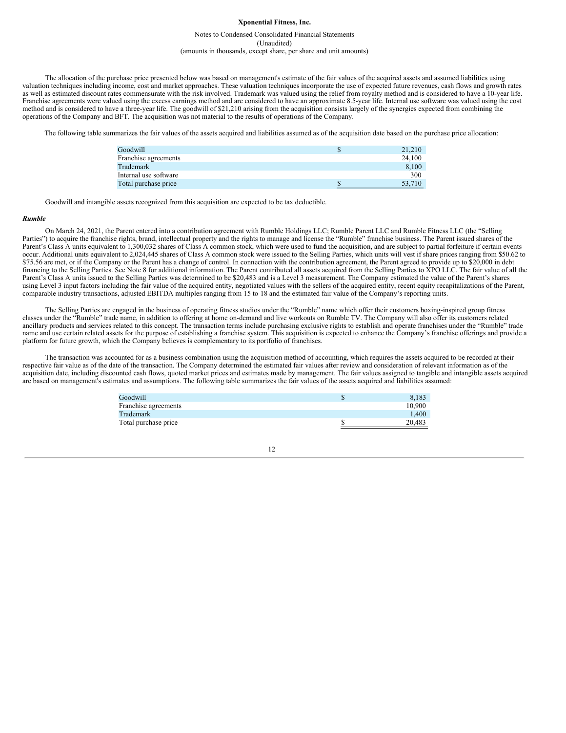The allocation of the purchase price presented below was based on management's estimate of the fair values of the acquired assets and assumed liabilities using valuation techniques including income, cost and market approaches. These valuation techniques incorporate the use of expected future revenues, cash flows and growth rates as well as estimated discount rates commensurate with the risk involved. Trademark was valued using the relief from royalty method and is considered to have a 10-year life. Franchise agreements were valued using the excess earnings method and are considered to have an approximate 8.5-year life. Internal use software was valued using the cost method and is considered to have a three-year life. The goodwill of $21,210 arising from the acquisition consists largely of the synergies expected from combining the operations of the Company and BFT. The acquisition was not material to the results of operations of the Company.

The following table summarizes the fair values of the assets acquired and liabilities assumed as of the acquisition date based on the purchase price allocation:

| | | |
|---|---|---|
| Goodwill | $ | 21,210 |
| Franchise agreements | | 24,100 |
| Trademark | | 8,100 |
| Internal use software | | 300 |
| Total purchase price | $ | 53,710 |

Goodwill and intangible assets recognized from this acquisition are expected to be tax deductible.

***Rumble***

On March 24, 2021, the Parent entered into a contribution agreement with Rumble Holdings LLC; Rumble Parent LLC and Rumble Fitness LLC (the "Selling Parties") to acquire the franchise rights, brand, intellectual property and the rights to manage and license the "Rumble" franchise business. The Parent issued shares of the Parent's Class A units equivalent to 1,300,032 shares of Class A common stock, which were used to fund the acquisition, and are subject to partial forfeiture if certain events occur. Additional units equivalent to 2,024,445 shares of Class A common stock were issued to the Selling Parties, which units will vest if share prices ranging from $50.62 to $75.56 are met, or if the Company or the Parent has a change of control. In connection with the contribution agreement, the Parent agreed to provide up to $20,000 in debt financing to the Selling Parties. See Note 8 for additional information. The Parent contributed all assets acquired from the Selling Parties to XPO LLC. The fair value of all the Parent's Class A units issued to the Selling Parties was determined to be $20,483 and is a Level 3 measurement. The Company estimated the value of the Parent's shares using Level 3 input factors including the fair value of the acquired entity, negotiated values with the sellers of the acquired entity, recent equity recapitalizations of the Parent, comparable industry transactions, adjusted EBITDA multiples ranging from 15 to 18 and the estimated fair value of the Company's reporting units.

The Selling Parties are engaged in the business of operating fitness studios under the "Rumble" name which offer their customers boxing-inspired group fitness classes under the "Rumble" trade name, in addition to offering at home on-demand and live workouts on Rumble TV. The Company will also offer its customers related ancillary products and services related to this concept. The transaction terms include purchasing exclusive rights to establish and operate franchises under the "Rumble" trade name and use certain related assets for the purpose of establishing a franchise system. This acquisition is expected to enhance the Company's franchise offerings and provide a platform for future growth, which the Company believes is complementary to its portfolio of franchises.

The transaction was accounted for as a business combination using the acquisition method of accounting, which requires the assets acquired to be recorded at their respective fair value as of the date of the transaction. The Company determined the estimated fair values after review and consideration of relevant information as of the acquisition date, including discounted cash flows, quoted market prices and estimates made by management. The fair values assigned to tangible and intangible assets acquired are based on management's estimates and assumptions. The following table summarizes the fair values of the assets acquired and liabilities assumed:

| | | |
|---|---|---|
| Goodwill | $ | 8,183 |
| Franchise agreements | | 10,900 |
| Trademark | | 1,400 |
| Total purchase price | $ | 20,483 |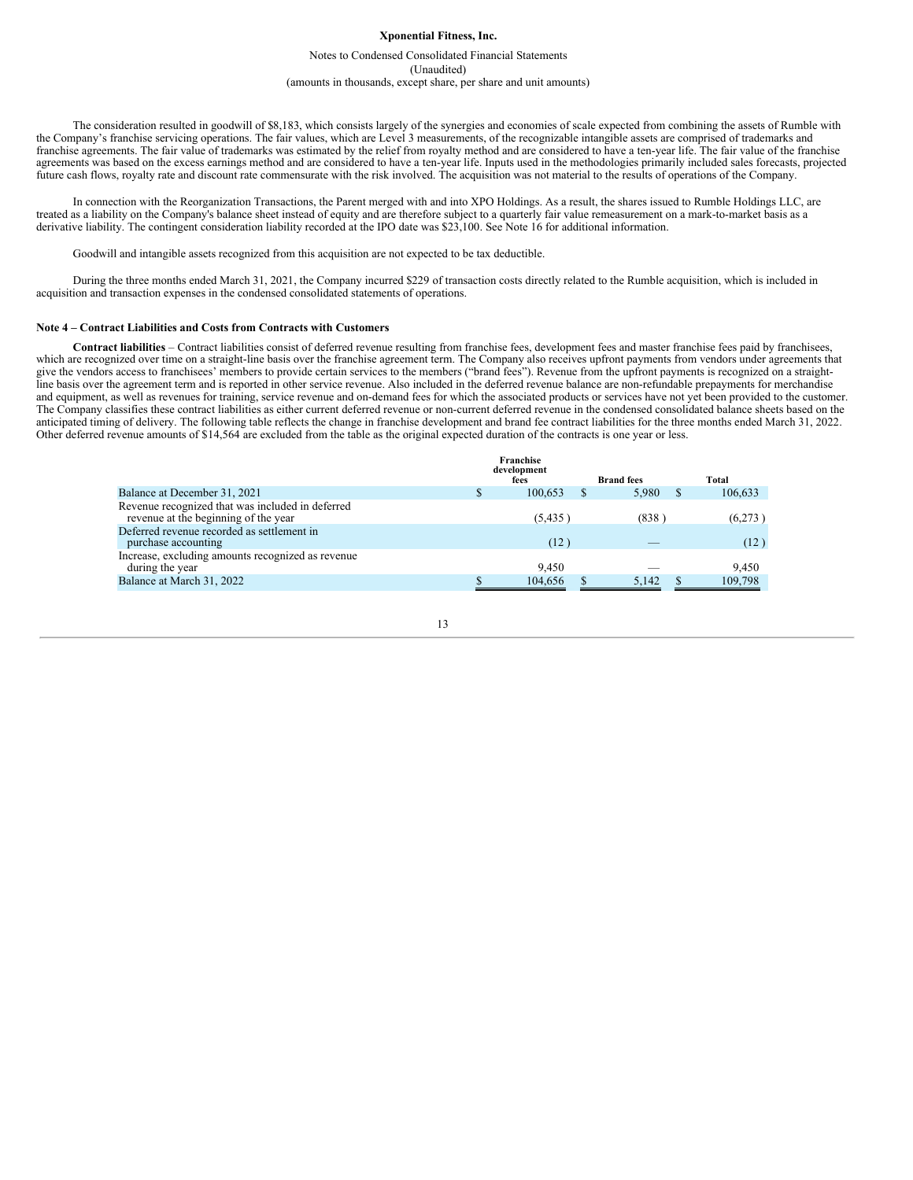The consideration resulted in goodwill of $8,183, which consists largely of the synergies and economies of scale expected from combining the assets of Rumble with the Company's franchise servicing operations. The fair values, which are Level 3 measurements, of the recognizable intangible assets are comprised of trademarks and franchise agreements. The fair value of trademarks was estimated by the relief from royalty method and are considered to have a ten-year life. The fair value of the franchise agreements was based on the excess earnings method and are considered to have a ten-year life. Inputs used in the methodologies primarily included sales forecasts, projected future cash flows, royalty rate and discount rate commensurate with the risk involved. The acquisition was not material to the results of operations of the Company.

In connection with the Reorganization Transactions, the Parent merged with and into XPO Holdings. As a result, the shares issued to Rumble Holdings LLC, are treated as a liability on the Company's balance sheet instead of equity and are therefore subject to a quarterly fair value remeasurement on a mark-to-market basis as a derivative liability. The contingent consideration liability recorded at the IPO date was $23,100. See Note 16 for additional information.

Goodwill and intangible assets recognized from this acquisition are not expected to be tax deductible.

During the three months ended March 31, 2021, the Company incurred $229 of transaction costs directly related to the Rumble acquisition, which is included in acquisition and transaction expenses in the condensed consolidated statements of operations.

**Note 4 – Contract Liabilities and Costs from Contracts with Customers**

**Contract liabilities** – Contract liabilities consist of deferred revenue resulting from franchise fees, development fees and master franchise fees paid by franchisees, which are recognized over time on a straight-line basis over the franchise agreement term. The Company also receives upfront payments from vendors under agreements that give the vendors access to franchisees' members to provide certain services to the members ("brand fees"). Revenue from the upfront payments is recognized on a straight-line basis over the agreement term and is reported in other service revenue. Also included in the deferred revenue balance are non-refundable prepayments for merchandise and equipment, as well as revenues for training, service revenue and on-demand fees for which the associated products or services have not yet been provided to the customer. The Company classifies these contract liabilities as either current deferred revenue or non-current deferred revenue in the condensed consolidated balance sheets based on the anticipated timing of delivery. The following table reflects the change in franchise development and brand fee contract liabilities for the three months ended March 31, 2022. Other deferred revenue amounts of $14,564 are excluded from the table as the original expected duration of the contracts is one year or less.

| | Franchise development fees | Brand fees | Total |
|---|---|---|---|
| Balance at December 31, 2021 | $ 100,653 | $ 5,980 | $ 106,633 |
| Revenue recognized that was included in deferred revenue at the beginning of the year | (5,435) | (838) | (6,273) |
| Deferred revenue recorded as settlement in purchase accounting | (12) | — | (12) |
| Increase, excluding amounts recognized as revenue during the year | 9,450 | — | 9,450 |
| Balance at March 31, 2022 | $ 104,656 | $ 5,142 | $ 109,798 |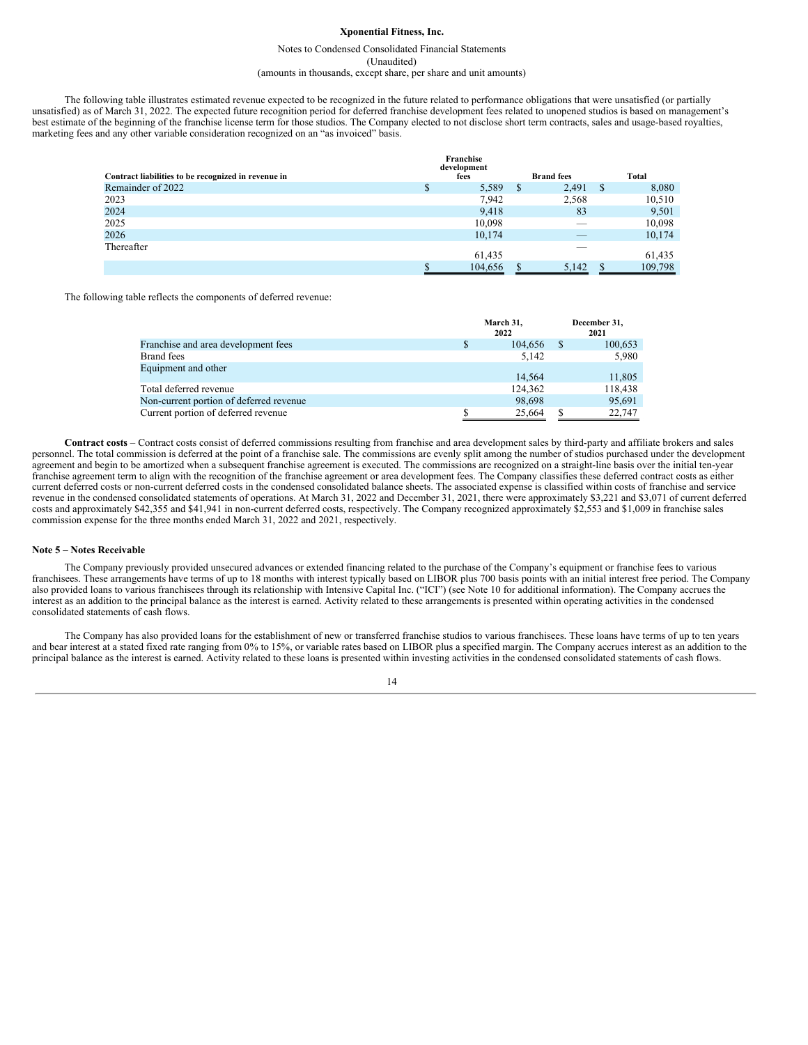The following table illustrates estimated revenue expected to be recognized in the future related to performance obligations that were unsatisfied (or partially unsatisfied) as of March 31, 2022. The expected future recognition period for deferred franchise development fees related to unopened studios is based on management's best estimate of the beginning of the franchise license term for those studios. The Company elected to not disclose short term contracts, sales and usage-based royalties, marketing fees and any other variable consideration recognized on an "as invoiced" basis.

| Contract liabilities to be recognized in revenue in | Franchise development fees | Brand fees | Total |
|---|---|---|---|
| Remainder of 2022 | $ 5,589 | $ 2,491 | $ 8,080 |
| 2023 | 7,942 | 2,568 | 10,510 |
| 2024 | 9,418 | 83 | 9,501 |
| 2025 | 10,098 | — | 10,098 |
| 2026 | 10,174 | — | 10,174 |
| Thereafter | 61,435 | — | 61,435 |
| | $ 104,656 | $ 5,142 | $ 109,798 |

The following table reflects the components of deferred revenue:

| | March 31, 2022 | December 31, 2021 |
|---|---|---|
| Franchise and area development fees | $ 104,656 | $ 100,653 |
| Brand fees | 5,142 | 5,980 |
| Equipment and other | 14,564 | 11,805 |
| Total deferred revenue | 124,362 | 118,438 |
| Non-current portion of deferred revenue | 98,698 | 95,691 |
| Current portion of deferred revenue | $ 25,664 | $ 22,747 |

**Contract costs** – Contract costs consist of deferred commissions resulting from franchise and area development sales by third-party and affiliate brokers and sales personnel. The total commission is deferred at the point of a franchise sale. The commissions are evenly split among the number of studios purchased under the development agreement and begin to be amortized when a subsequent franchise agreement is executed. The commissions are recognized on a straight-line basis over the initial ten-year franchise agreement term to align with the recognition of the franchise agreement or area development fees. The Company classifies these deferred contract costs as either current deferred costs or non-current deferred costs in the condensed consolidated balance sheets. The associated expense is classified within costs of franchise and service revenue in the condensed consolidated statements of operations. At March 31, 2022 and December 31, 2021, there were approximately $3,221 and $3,071 of current deferred costs and approximately $42,355 and $41,941 in non-current deferred costs, respectively. The Company recognized approximately $2,553 and $1,009 in franchise sales commission expense for the three months ended March 31, 2022 and 2021, respectively.

## Note 5 – Notes Receivable

The Company previously provided unsecured advances or extended financing related to the purchase of the Company's equipment or franchise fees to various franchisees. These arrangements have terms of up to 18 months with interest typically based on LIBOR plus 700 basis points with an initial interest free period. The Company also provided loans to various franchisees through its relationship with Intensive Capital Inc. ("ICI") (see Note 10 for additional information). The Company accrues the interest as an addition to the principal balance as the interest is earned. Activity related to these arrangements is presented within operating activities in the condensed consolidated statements of cash flows.

The Company has also provided loans for the establishment of new or transferred franchise studios to various franchisees. These loans have terms of up to ten years and bear interest at a stated fixed rate ranging from 0% to 15%, or variable rates based on LIBOR plus a specified margin. The Company accrues interest as an addition to the principal balance as the interest is earned. Activity related to these loans is presented within investing activities in the condensed consolidated statements of cash flows.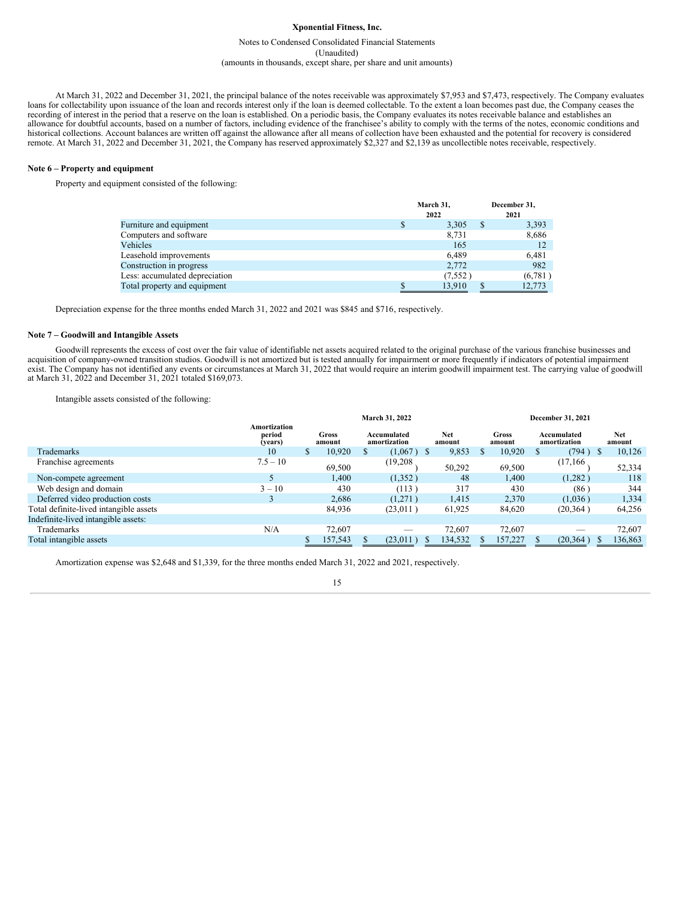At March 31, 2022 and December 31, 2021, the principal balance of the notes receivable was approximately $7,953 and $7,473, respectively. The Company evaluates loans for collectability upon issuance of the loan and records interest only if the loan is deemed collectable. To the extent a loan becomes past due, the Company ceases the recording of interest in the period that a reserve on the loan is established. On a periodic basis, the Company evaluates its notes receivable balance and establishes an allowance for doubtful accounts, based on a number of factors, including evidence of the franchisee's ability to comply with the terms of the notes, economic conditions and historical collections. Account balances are written off against the allowance after all means of collection have been exhausted and the potential for recovery is considered remote. At March 31, 2022 and December 31, 2021, the Company has reserved approximately $2,327 and $2,139 as uncollectible notes receivable, respectively.

### Note 6 – Property and equipment

Property and equipment consisted of the following:

| | March 31, 2022 | December 31, 2021 |
|---|---|---|
| Furniture and equipment | $ 3,305 | $ 3,393 |
| Computers and software | 8,731 | 8,686 |
| Vehicles | 165 | 12 |
| Leasehold improvements | 6,489 | 6,481 |
| Construction in progress | 2,772 | 982 |
| Less: accumulated depreciation | (7,552) | (6,781) |
| Total property and equipment | $ 13,910 | $ 12,773 |

Depreciation expense for the three months ended March 31, 2022 and 2021 was $845 and $716, respectively.

### Note 7 – Goodwill and Intangible Assets

Goodwill represents the excess of cost over the fair value of identifiable net assets acquired related to the original purchase of the various franchise businesses and acquisition of company-owned transition studios. Goodwill is not amortized but is tested annually for impairment or more frequently if indicators of potential impairment exist. The Company has not identified any events or circumstances at March 31, 2022 that would require an interim goodwill impairment test. The carrying value of goodwill at March 31, 2022 and December 31, 2021 totaled $169,073.

Intangible assets consisted of the following:

| | | March 31, 2022 | | | December 31, 2021 | | |
|---|---|---|---|---|---|---|---|
| | Amortization period (years) | Gross amount | Accumulated amortization | Net amount | Gross amount | Accumulated amortization | Net amount |
| Trademarks | 10 | $ 10,920 | $ (1,067) | $ 9,853 | $ 10,920 | $ (794) | $ 10,126 |
| Franchise agreements | 7.5 – 10 | 69,500 | (19,208) | 50,292 | 69,500 | (17,166) | 52,334 |
| Non-compete agreement | 5 | 1,400 | (1,352) | 48 | 1,400 | (1,282) | 118 |
| Web design and domain | 3 – 10 | 430 | (113) | 317 | 430 | (86) | 344 |
| Deferred video production costs | 3 | 2,686 | (1,271) | 1,415 | 2,370 | (1,036) | 1,334 |
| Total definite-lived intangible assets | | 84,936 | (23,011) | 61,925 | 84,620 | (20,364) | 64,256 |
| Indefinite-lived intangible assets: | | | | | | | |
| Trademarks | N/A | 72,607 | — | 72,607 | 72,607 | — | 72,607 |
| Total intangible assets | | $ 157,543 | $ (23,011) | $ 134,532 | $ 157,227 | $ (20,364) | $ 136,863 |

Amortization expense was $2,648 and $1,339, for the three months ended March 31, 2022 and 2021, respectively.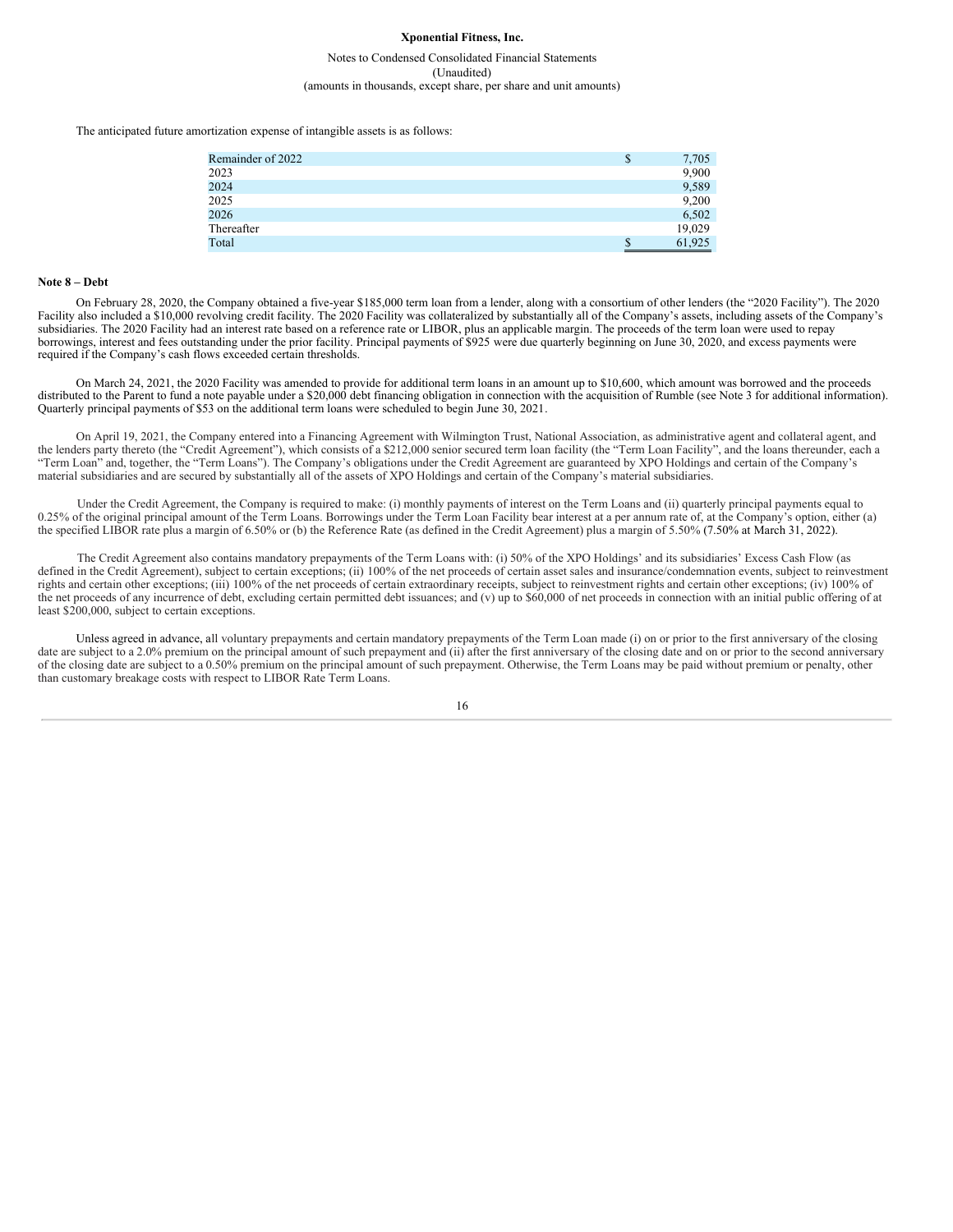The anticipated future amortization expense of intangible assets is as follows:

| | | |
|---|---|---|
| Remainder of 2022 | $ | 7,705 |
| 2023 | | 9,900 |
| 2024 | | 9,589 |
| 2025 | | 9,200 |
| 2026 | | 6,502 |
| Thereafter | | 19,029 |
| Total | $ | 61,925 |

**Note 8 – Debt**

On February 28, 2020, the Company obtained a five-year $185,000 term loan from a lender, along with a consortium of other lenders (the "2020 Facility"). The 2020 Facility also included a $10,000 revolving credit facility. The 2020 Facility was collateralized by substantially all of the Company's assets, including assets of the Company's subsidiaries. The 2020 Facility had an interest rate based on a reference rate or LIBOR, plus an applicable margin. The proceeds of the term loan were used to repay borrowings, interest and fees outstanding under the prior facility. Principal payments of $925 were due quarterly beginning on June 30, 2020, and excess payments were required if the Company's cash flows exceeded certain thresholds.

On March 24, 2021, the 2020 Facility was amended to provide for additional term loans in an amount up to $10,600, which amount was borrowed and the proceeds distributed to the Parent to fund a note payable under a $20,000 debt financing obligation in connection with the acquisition of Rumble (see Note 3 for additional information). Quarterly principal payments of $53 on the additional term loans were scheduled to begin June 30, 2021.

On April 19, 2021, the Company entered into a Financing Agreement with Wilmington Trust, National Association, as administrative agent and collateral agent, and the lenders party thereto (the "Credit Agreement"), which consists of a $212,000 senior secured term loan facility (the "Term Loan Facility", and the loans thereunder, each a "Term Loan" and, together, the "Term Loans"). The Company's obligations under the Credit Agreement are guaranteed by XPO Holdings and certain of the Company's material subsidiaries and are secured by substantially all of the assets of XPO Holdings and certain of the Company's material subsidiaries.

Under the Credit Agreement, the Company is required to make: (i) monthly payments of interest on the Term Loans and (ii) quarterly principal payments equal to 0.25% of the original principal amount of the Term Loans. Borrowings under the Term Loan Facility bear interest at a per annum rate of, at the Company's option, either (a) the specified LIBOR rate plus a margin of 6.50% or (b) the Reference Rate (as defined in the Credit Agreement) plus a margin of 5.50% (7.50% at March 31, 2022).

The Credit Agreement also contains mandatory prepayments of the Term Loans with: (i) 50% of the XPO Holdings' and its subsidiaries' Excess Cash Flow (as defined in the Credit Agreement), subject to certain exceptions; (ii) 100% of the net proceeds of certain asset sales and insurance/condemnation events, subject to reinvestment rights and certain other exceptions; (iii) 100% of the net proceeds of certain extraordinary receipts, subject to reinvestment rights and certain other exceptions; (iv) 100% of the net proceeds of any incurrence of debt, excluding certain permitted debt issuances; and (v) up to $60,000 of net proceeds in connection with an initial public offering of at least $200,000, subject to certain exceptions.

Unless agreed in advance, all voluntary prepayments and certain mandatory prepayments of the Term Loan made (i) on or prior to the first anniversary of the closing date are subject to a 2.0% premium on the principal amount of such prepayment and (ii) after the first anniversary of the closing date and on or prior to the second anniversary of the closing date are subject to a 0.50% premium on the principal amount of such prepayment. Otherwise, the Term Loans may be paid without premium or penalty, other than customary breakage costs with respect to LIBOR Rate Term Loans.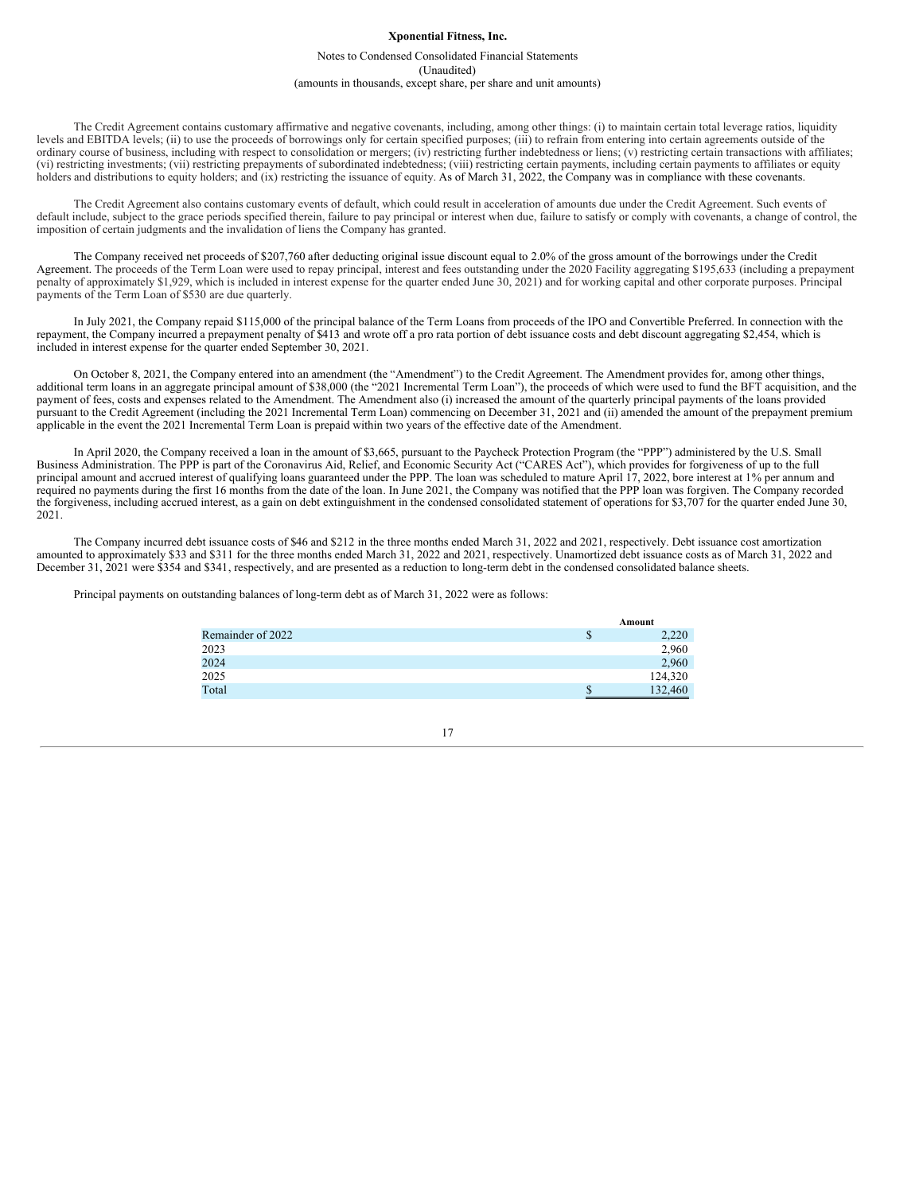The Credit Agreement contains customary affirmative and negative covenants, including, among other things: (i) to maintain certain total leverage ratios, liquidity levels and EBITDA levels; (ii) to use the proceeds of borrowings only for certain specified purposes; (iii) to refrain from entering into certain agreements outside of the ordinary course of business, including with respect to consolidation or mergers; (iv) restricting further indebtedness or liens; (v) restricting certain transactions with affiliates; (vi) restricting investments; (vii) restricting prepayments of subordinated indebtedness; (viii) restricting certain payments, including certain payments to affiliates or equity holders and distributions to equity holders; and (ix) restricting the issuance of equity. As of March 31, 2022, the Company was in compliance with these covenants.

The Credit Agreement also contains customary events of default, which could result in acceleration of amounts due under the Credit Agreement. Such events of default include, subject to the grace periods specified therein, failure to pay principal or interest when due, failure to satisfy or comply with covenants, a change of control, the imposition of certain judgments and the invalidation of liens the Company has granted.

The Company received net proceeds of $207,760 after deducting original issue discount equal to 2.0% of the gross amount of the borrowings under the Credit Agreement. The proceeds of the Term Loan were used to repay principal, interest and fees outstanding under the 2020 Facility aggregating $195,633 (including a prepayment penalty of approximately $1,929, which is included in interest expense for the quarter ended June 30, 2021) and for working capital and other corporate purposes. Principal payments of the Term Loan of $530 are due quarterly.

In July 2021, the Company repaid $115,000 of the principal balance of the Term Loans from proceeds of the IPO and Convertible Preferred. In connection with the repayment, the Company incurred a prepayment penalty of $413 and wrote off a pro rata portion of debt issuance costs and debt discount aggregating $2,454, which is included in interest expense for the quarter ended September 30, 2021.

On October 8, 2021, the Company entered into an amendment (the "Amendment") to the Credit Agreement. The Amendment provides for, among other things, additional term loans in an aggregate principal amount of $38,000 (the "2021 Incremental Term Loan"), the proceeds of which were used to fund the BFT acquisition, and the payment of fees, costs and expenses related to the Amendment. The Amendment also (i) increased the amount of the quarterly principal payments of the loans provided pursuant to the Credit Agreement (including the 2021 Incremental Term Loan) commencing on December 31, 2021 and (ii) amended the amount of the prepayment premium applicable in the event the 2021 Incremental Term Loan is prepaid within two years of the effective date of the Amendment.

In April 2020, the Company received a loan in the amount of $3,665, pursuant to the Paycheck Protection Program (the "PPP") administered by the U.S. Small Business Administration. The PPP is part of the Coronavirus Aid, Relief, and Economic Security Act ("CARES Act"), which provides for forgiveness of up to the full principal amount and accrued interest of qualifying loans guaranteed under the PPP. The loan was scheduled to mature April 17, 2022, bore interest at 1% per annum and required no payments during the first 16 months from the date of the loan. In June 2021, the Company was notified that the PPP loan was forgiven. The Company recorded the forgiveness, including accrued interest, as a gain on debt extinguishment in the condensed consolidated statement of operations for $3,707 for the quarter ended June 30, 2021.

The Company incurred debt issuance costs of $46 and $212 in the three months ended March 31, 2022 and 2021, respectively. Debt issuance cost amortization amounted to approximately $33 and $311 for the three months ended March 31, 2022 and 2021, respectively. Unamortized debt issuance costs as of March 31, 2022 and December 31, 2021 were $354 and $341, respectively, and are presented as a reduction to long-term debt in the condensed consolidated balance sheets.

Principal payments on outstanding balances of long-term debt as of March 31, 2022 were as follows:

| | Amount |
|---|---|
| Remainder of 2022 | $ 2,220 |
| 2023 | 2,960 |
| 2024 | 2,960 |
| 2025 | 124,320 |
| Total | $ 132,460 |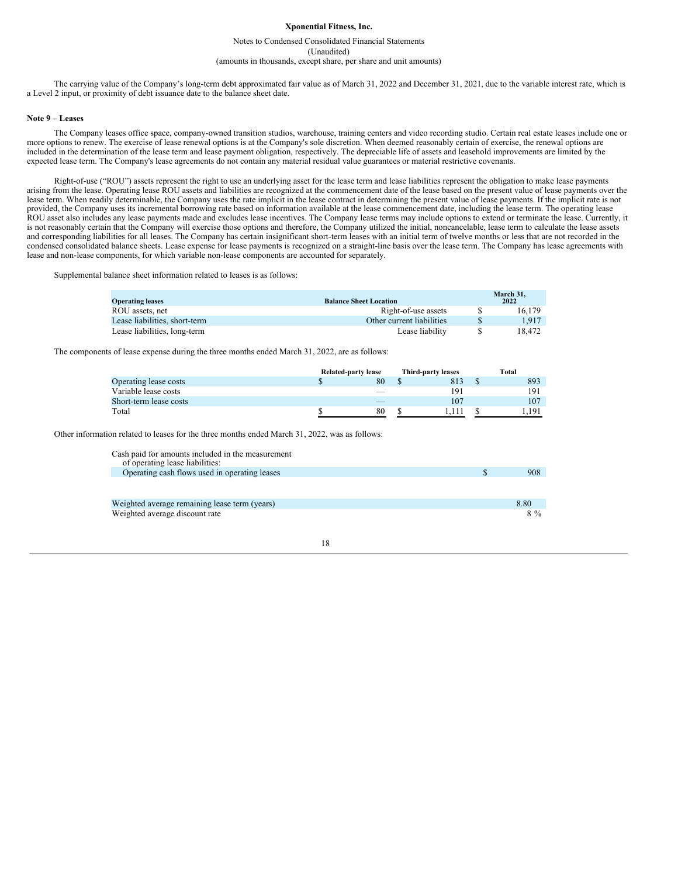The carrying value of the Company's long-term debt approximated fair value as of March 31, 2022 and December 31, 2021, due to the variable interest rate, which is a Level 2 input, or proximity of debt issuance date to the balance sheet date.

## Note 9 – Leases

The Company leases office space, company-owned transition studios, warehouse, training centers and video recording studio. Certain real estate leases include one or more options to renew. The exercise of lease renewal options is at the Company's sole discretion. When deemed reasonably certain of exercise, the renewal options are included in the determination of the lease term and lease payment obligation, respectively. The depreciable life of assets and leasehold improvements are limited by the expected lease term. The Company's lease agreements do not contain any material residual value guarantees or material restrictive covenants.

Right-of-use ("ROU") assets represent the right to use an underlying asset for the lease term and lease liabilities represent the obligation to make lease payments arising from the lease. Operating lease ROU assets and liabilities are recognized at the commencement date of the lease based on the present value of lease payments over the lease term. When readily determinable, the Company uses the rate implicit in the lease contract in determining the present value of lease payments. If the implicit rate is not provided, the Company uses its incremental borrowing rate based on information available at the lease commencement date, including the lease term. The operating lease ROU asset also includes any lease payments made and excludes lease incentives. The Company lease terms may include options to extend or terminate the lease. Currently, it is not reasonably certain that the Company will exercise those options and therefore, the Company utilized the initial, noncancelable, lease term to calculate the lease assets and corresponding liabilities for all leases. The Company has certain insignificant short-term leases with an initial term of twelve months or less that are not recorded in the condensed consolidated balance sheets. Lease expense for lease payments is recognized on a straight-line basis over the lease term. The Company has lease agreements with lease and non-lease components, for which variable non-lease components are accounted for separately.

Supplemental balance sheet information related to leases is as follows:

| Operating leases | Balance Sheet Location | March 31, 2022 |
|---|---|---|
| ROU assets, net | Right-of-use assets | $ 16,179 |
| Lease liabilities, short-term | Other current liabilities | $ 1,917 |
| Lease liabilities, long-term | Lease liability | $ 18,472 |

The components of lease expense during the three months ended March 31, 2022, are as follows:

| | Related-party lease | Third-party leases | Total |
|---|---|---|---|
| Operating lease costs | $ 80 | $ 813 | $ 893 |
| Variable lease costs | — | 191 | 191 |
| Short-term lease costs | — | 107 | 107 |
| Total | $ 80 | $ 1,111 | $ 1,191 |

Other information related to leases for the three months ended March 31, 2022, was as follows:

| | |
|---|---|
| Cash paid for amounts included in the measurement of operating lease liabilities: | |
| Operating cash flows used in operating leases | $ 908 |
| | |
| Weighted average remaining lease term (years) | 8.80 |
| Weighted average discount rate | 8 % |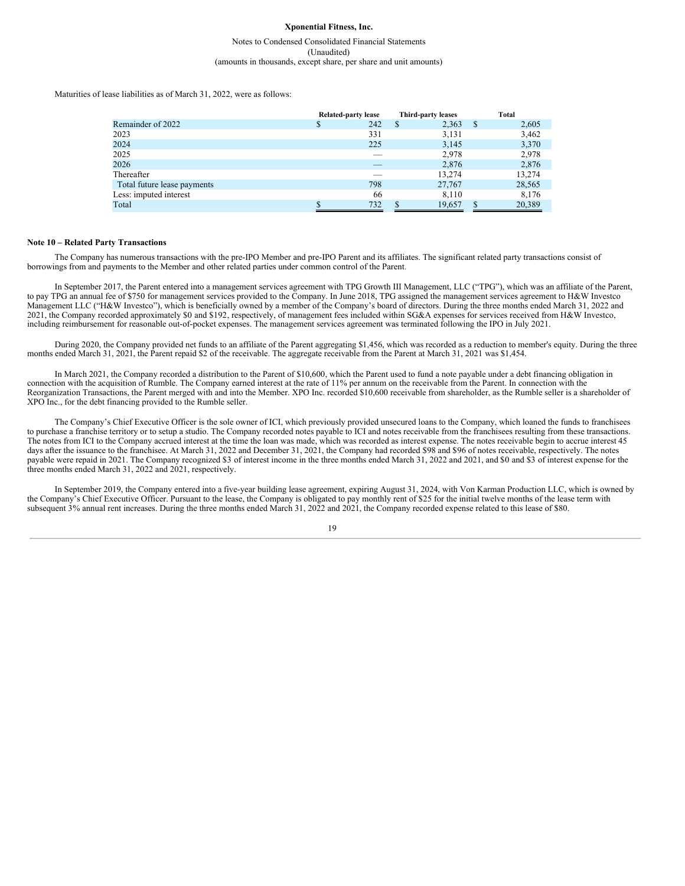Maturities of lease liabilities as of March 31, 2022, were as follows:

| | Related-party lease | Third-party leases | Total |
|---|---|---|---|
| Remainder of 2022 | $ 242 | $ 2,363 | $ 2,605 |
| 2023 | 331 | 3,131 | 3,462 |
| 2024 | 225 | 3,145 | 3,370 |
| 2025 | — | 2,978 | 2,978 |
| 2026 | — | 2,876 | 2,876 |
| Thereafter | — | 13,274 | 13,274 |
| Total future lease payments | 798 | 27,767 | 28,565 |
| Less: imputed interest | 66 | 8,110 | 8,176 |
| Total | $ 732 | $ 19,657 | $ 20,389 |

**Note 10 – Related Party Transactions**

The Company has numerous transactions with the pre-IPO Member and pre-IPO Parent and its affiliates. The significant related party transactions consist of borrowings from and payments to the Member and other related parties under common control of the Parent.

In September 2017, the Parent entered into a management services agreement with TPG Growth III Management, LLC ("TPG"), which was an affiliate of the Parent, to pay TPG an annual fee of $750 for management services provided to the Company. In June 2018, TPG assigned the management services agreement to H&W Investco Management LLC ("H&W Investco"), which is beneficially owned by a member of the Company's board of directors. During the three months ended March 31, 2022 and 2021, the Company recorded approximately $0 and $192, respectively, of management fees included within SG&A expenses for services received from H&W Investco, including reimbursement for reasonable out-of-pocket expenses. The management services agreement was terminated following the IPO in July 2021.

During 2020, the Company provided net funds to an affiliate of the Parent aggregating $1,456, which was recorded as a reduction to member's equity. During the three months ended March 31, 2021, the Parent repaid $2 of the receivable. The aggregate receivable from the Parent at March 31, 2021 was $1,454.

In March 2021, the Company recorded a distribution to the Parent of $10,600, which the Parent used to fund a note payable under a debt financing obligation in connection with the acquisition of Rumble. The Company earned interest at the rate of 11% per annum on the receivable from the Parent. In connection with the Reorganization Transactions, the Parent merged with and into the Member. XPO Inc. recorded $10,600 receivable from shareholder, as the Rumble seller is a shareholder of XPO Inc., for the debt financing provided to the Rumble seller.

The Company's Chief Executive Officer is the sole owner of ICI, which previously provided unsecured loans to the Company, which loaned the funds to franchisees to purchase a franchise territory or to setup a studio. The Company recorded notes payable to ICI and notes receivable from the franchisees resulting from these transactions. The notes from ICI to the Company accrued interest at the time the loan was made, which was recorded as interest expense. The notes receivable begin to accrue interest 45 days after the issuance to the franchisee. At March 31, 2022 and December 31, 2021, the Company had recorded $98 and $96 of notes receivable, respectively. The notes payable were repaid in 2021. The Company recognized $3 of interest income in the three months ended March 31, 2022 and 2021, and $0 and $3 of interest expense for the three months ended March 31, 2022 and 2021, respectively.

In September 2019, the Company entered into a five-year building lease agreement, expiring August 31, 2024, with Von Karman Production LLC, which is owned by the Company's Chief Executive Officer. Pursuant to the lease, the Company is obligated to pay monthly rent of $25 for the initial twelve months of the lease term with subsequent 3% annual rent increases. During the three months ended March 31, 2022 and 2021, the Company recorded expense related to this lease of $80.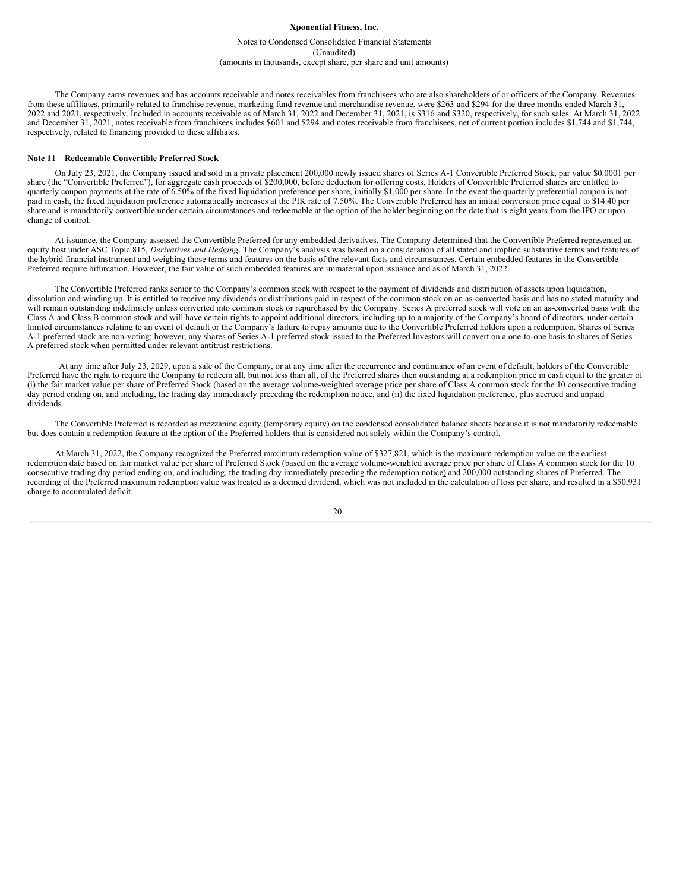The Company earns revenues and has accounts receivable and notes receivables from franchisees who are also shareholders of or officers of the Company. Revenues from these affiliates, primarily related to franchise revenue, marketing fund revenue and merchandise revenue, were $263 and $294 for the three months ended March 31, 2022 and 2021, respectively. Included in accounts receivable as of March 31, 2022 and December 31, 2021, is $316 and $320, respectively, for such sales. At March 31, 2022 and December 31, 2021, notes receivable from franchisees includes $601 and $294 and notes receivable from franchisees, net of current portion includes $1,744 and $1,744, respectively, related to financing provided to these affiliates.

## Note 11 – Redeemable Convertible Preferred Stock

On July 23, 2021, the Company issued and sold in a private placement 200,000 newly issued shares of Series A-1 Convertible Preferred Stock, par value $0.0001 per share (the "Convertible Preferred"), for aggregate cash proceeds of $200,000, before deduction for offering costs. Holders of Convertible Preferred shares are entitled to quarterly coupon payments at the rate of 6.50% of the fixed liquidation preference per share, initially $1,000 per share. In the event the quarterly preferential coupon is not paid in cash, the fixed liquidation preference automatically increases at the PIK rate of 7.50%. The Convertible Preferred has an initial conversion price equal to $14.40 per share and is mandatorily convertible under certain circumstances and redeemable at the option of the holder beginning on the date that is eight years from the IPO or upon change of control.

At issuance, the Company assessed the Convertible Preferred for any embedded derivatives. The Company determined that the Convertible Preferred represented an equity host under ASC Topic 815, *Derivatives and Hedging*. The Company's analysis was based on a consideration of all stated and implied substantive terms and features of the hybrid financial instrument and weighing those terms and features on the basis of the relevant facts and circumstances. Certain embedded features in the Convertible Preferred require bifurcation. However, the fair value of such embedded features are immaterial upon issuance and as of March 31, 2022.

The Convertible Preferred ranks senior to the Company's common stock with respect to the payment of dividends and distribution of assets upon liquidation, dissolution and winding up. It is entitled to receive any dividends or distributions paid in respect of the common stock on an as-converted basis and has no stated maturity and will remain outstanding indefinitely unless converted into common stock or repurchased by the Company. Series A preferred stock will vote on an as-converted basis with the Class A and Class B common stock and will have certain rights to appoint additional directors, including up to a majority of the Company's board of directors, under certain limited circumstances relating to an event of default or the Company's failure to repay amounts due to the Convertible Preferred holders upon a redemption. Shares of Series A-1 preferred stock are non-voting; however, any shares of Series A-1 preferred stock issued to the Preferred Investors will convert on a one-to-one basis to shares of Series A preferred stock when permitted under relevant antitrust restrictions.

At any time after July 23, 2029, upon a sale of the Company, or at any time after the occurrence and continuance of an event of default, holders of the Convertible Preferred have the right to require the Company to redeem all, but not less than all, of the Preferred shares then outstanding at a redemption price in cash equal to the greater of (i) the fair market value per share of Preferred Stock (based on the average volume-weighted average price per share of Class A common stock for the 10 consecutive trading day period ending on, and including, the trading day immediately preceding the redemption notice, and (ii) the fixed liquidation preference, plus accrued and unpaid dividends.

The Convertible Preferred is recorded as mezzanine equity (temporary equity) on the condensed consolidated balance sheets because it is not mandatorily redeemable but does contain a redemption feature at the option of the Preferred holders that is considered not solely within the Company's control.

At March 31, 2022, the Company recognized the Preferred maximum redemption value of $327,821, which is the maximum redemption value on the earliest redemption date based on fair market value per share of Preferred Stock (based on the average volume-weighted average price per share of Class A common stock for the 10 consecutive trading day period ending on, and including, the trading day immediately preceding the redemption notice) and 200,000 outstanding shares of Preferred. The recording of the Preferred maximum redemption value was treated as a deemed dividend, which was not included in the calculation of loss per share, and resulted in a $50,931 charge to accumulated deficit.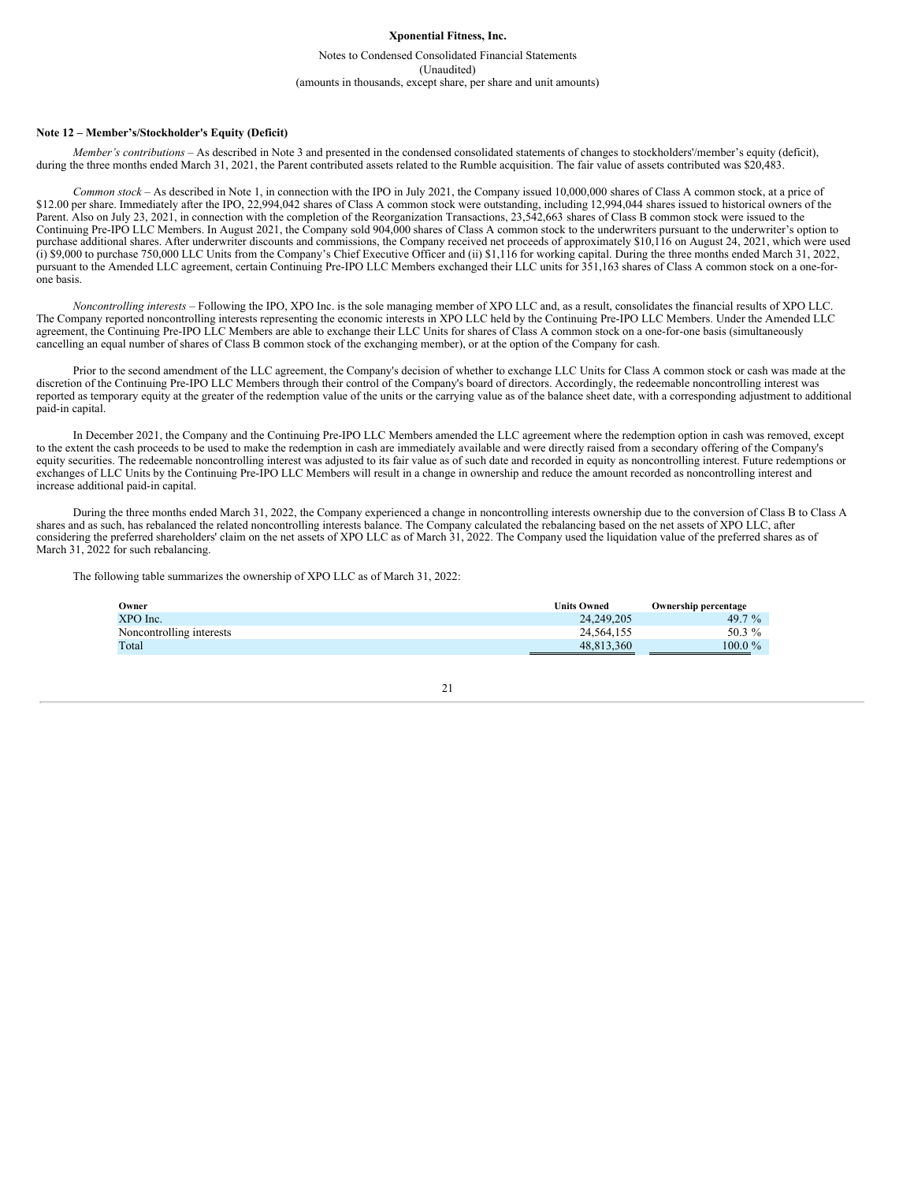## Note 12 – Member's/Stockholder's Equity (Deficit)

*Member's contributions* – As described in Note 3 and presented in the condensed consolidated statements of changes to stockholders'/member's equity (deficit), during the three months ended March 31, 2021, the Parent contributed assets related to the Rumble acquisition. The fair value of assets contributed was $20,483.

*Common stock* – As described in Note 1, in connection with the IPO in July 2021, the Company issued 10,000,000 shares of Class A common stock, at a price of $12.00 per share. Immediately after the IPO, 22,994,042 shares of Class A common stock were outstanding, including 12,994,044 shares issued to historical owners of the Parent. Also on July 23, 2021, in connection with the completion of the Reorganization Transactions, 23,542,663 shares of Class B common stock were issued to the Continuing Pre-IPO LLC Members. In August 2021, the Company sold 904,000 shares of Class A common stock to the underwriters pursuant to the underwriter's option to purchase additional shares. After underwriter discounts and commissions, the Company received net proceeds of approximately $10,116 on August 24, 2021, which were used (i) $9,000 to purchase 750,000 LLC Units from the Company's Chief Executive Officer and (ii) $1,116 for working capital. During the three months ended March 31, 2022, pursuant to the Amended LLC agreement, certain Continuing Pre-IPO LLC Members exchanged their LLC units for 351,163 shares of Class A common stock on a one-for-one basis.

*Noncontrolling interests* – Following the IPO, XPO Inc. is the sole managing member of XPO LLC and, as a result, consolidates the financial results of XPO LLC. The Company reported noncontrolling interests representing the economic interests in XPO LLC held by the Continuing Pre-IPO LLC Members. Under the Amended LLC agreement, the Continuing Pre-IPO LLC Members are able to exchange their LLC Units for shares of Class A common stock on a one-for-one basis (simultaneously cancelling an equal number of shares of Class B common stock of the exchanging member), or at the option of the Company for cash.

Prior to the second amendment of the LLC agreement, the Company's decision of whether to exchange LLC Units for Class A common stock or cash was made at the discretion of the Continuing Pre-IPO LLC Members through their control of the Company's board of directors. Accordingly, the redeemable noncontrolling interest was reported as temporary equity at the greater of the redemption value of the units or the carrying value as of the balance sheet date, with a corresponding adjustment to additional paid-in capital.

In December 2021, the Company and the Continuing Pre-IPO LLC Members amended the LLC agreement where the redemption option in cash was removed, except to the extent the cash proceeds to be used to make the redemption in cash are immediately available and were directly raised from a secondary offering of the Company's equity securities. The redeemable noncontrolling interest was adjusted to its fair value as of such date and recorded in equity as noncontrolling interest. Future redemptions or exchanges of LLC Units by the Continuing Pre-IPO LLC Members will result in a change in ownership and reduce the amount recorded as noncontrolling interest and increase additional paid-in capital.

During the three months ended March 31, 2022, the Company experienced a change in noncontrolling interests ownership due to the conversion of Class B to Class A shares and as such, has rebalanced the related noncontrolling interests balance. The Company calculated the rebalancing based on the net assets of XPO LLC, after considering the preferred shareholders' claim on the net assets of XPO LLC as of March 31, 2022. The Company used the liquidation value of the preferred shares as of March 31, 2022 for such rebalancing.

The following table summarizes the ownership of XPO LLC as of March 31, 2022:

| Owner | Units Owned | Ownership percentage |
|---|---|---|
| XPO Inc. | 24,249,205 | 49.7 % |
| Noncontrolling interests | 24,564,155 | 50.3 % |
| Total | 48,813,360 | 100.0 % |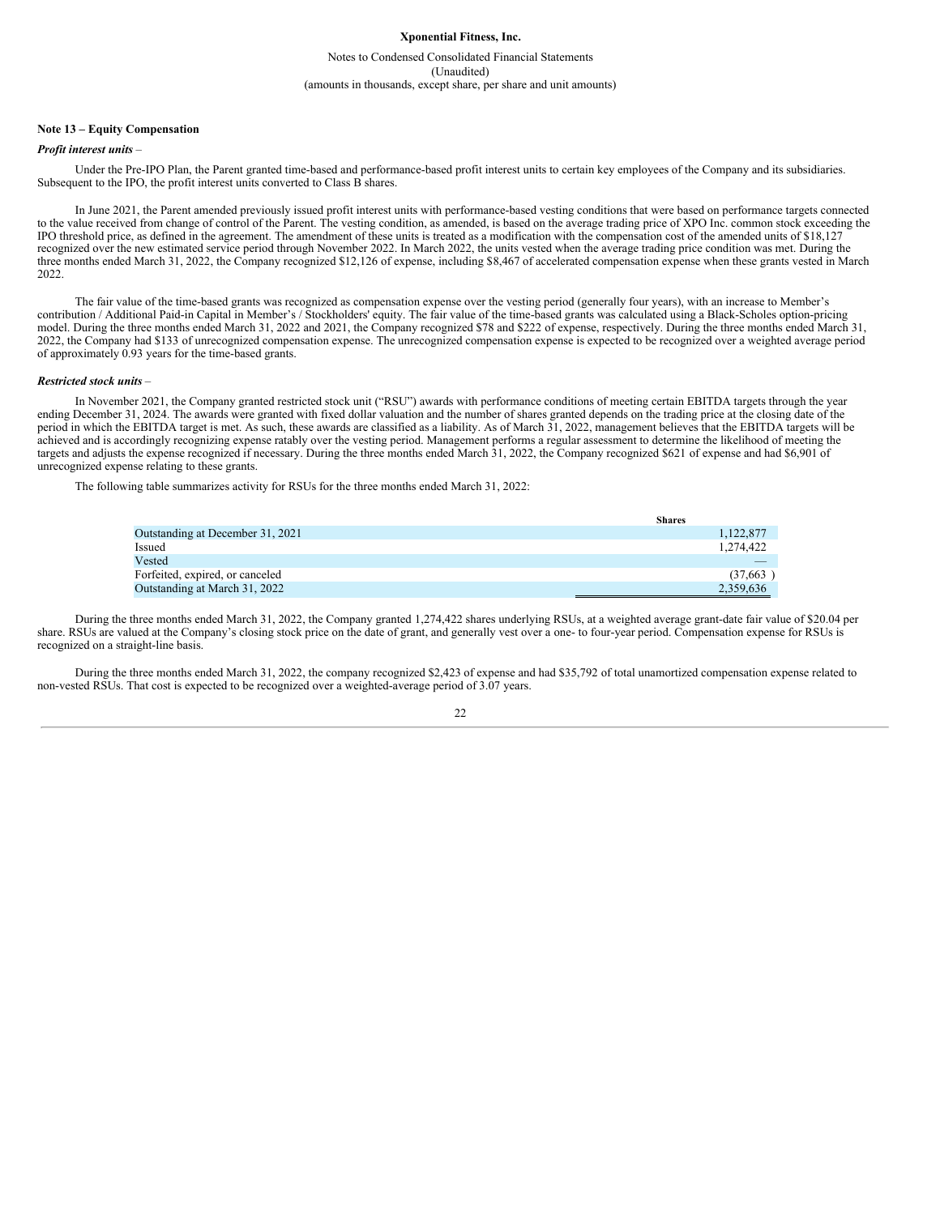## Note 13 – Equity Compensation

***Profit interest units*** –

Under the Pre-IPO Plan, the Parent granted time-based and performance-based profit interest units to certain key employees of the Company and its subsidiaries. Subsequent to the IPO, the profit interest units converted to Class B shares.

In June 2021, the Parent amended previously issued profit interest units with performance-based vesting conditions that were based on performance targets connected to the value received from change of control of the Parent. The vesting condition, as amended, is based on the average trading price of XPO Inc. common stock exceeding the IPO threshold price, as defined in the agreement. The amendment of these units is treated as a modification with the compensation cost of the amended units of $18,127 recognized over the new estimated service period through November 2022. In March 2022, the units vested when the average trading price condition was met. During the three months ended March 31, 2022, the Company recognized $12,126 of expense, including $8,467 of accelerated compensation expense when these grants vested in March 2022.

The fair value of the time-based grants was recognized as compensation expense over the vesting period (generally four years), with an increase to Member's contribution / Additional Paid-in Capital in Member's / Stockholders' equity. The fair value of the time-based grants was calculated using a Black-Scholes option-pricing model. During the three months ended March 31, 2022 and 2021, the Company recognized $78 and $222 of expense, respectively. During the three months ended March 31, 2022, the Company had $133 of unrecognized compensation expense. The unrecognized compensation expense is expected to be recognized over a weighted average period of approximately 0.93 years for the time-based grants.

***Restricted stock units*** –

In November 2021, the Company granted restricted stock unit ("RSU") awards with performance conditions of meeting certain EBITDA targets through the year ending December 31, 2024. The awards were granted with fixed dollar valuation and the number of shares granted depends on the trading price at the closing date of the period in which the EBITDA target is met. As such, these awards are classified as a liability. As of March 31, 2022, management believes that the EBITDA targets will be achieved and is accordingly recognizing expense ratably over the vesting period. Management performs a regular assessment to determine the likelihood of meeting the targets and adjusts the expense recognized if necessary. During the three months ended March 31, 2022, the Company recognized $621 of expense and had $6,901 of unrecognized expense relating to these grants.

The following table summarizes activity for RSUs for the three months ended March 31, 2022:

| | Shares |
|---|---|
| Outstanding at December 31, 2021 | 1,122,877 |
| Issued | 1,274,422 |
| Vested | — |
| Forfeited, expired, or canceled | (37,663 ) |
| Outstanding at March 31, 2022 | 2,359,636 |

During the three months ended March 31, 2022, the Company granted 1,274,422 shares underlying RSUs, at a weighted average grant-date fair value of $20.04 per share. RSUs are valued at the Company's closing stock price on the date of grant, and generally vest over a one- to four-year period. Compensation expense for RSUs is recognized on a straight-line basis.

During the three months ended March 31, 2022, the company recognized $2,423 of expense and had $35,792 of total unamortized compensation expense related to non-vested RSUs. That cost is expected to be recognized over a weighted-average period of 3.07 years.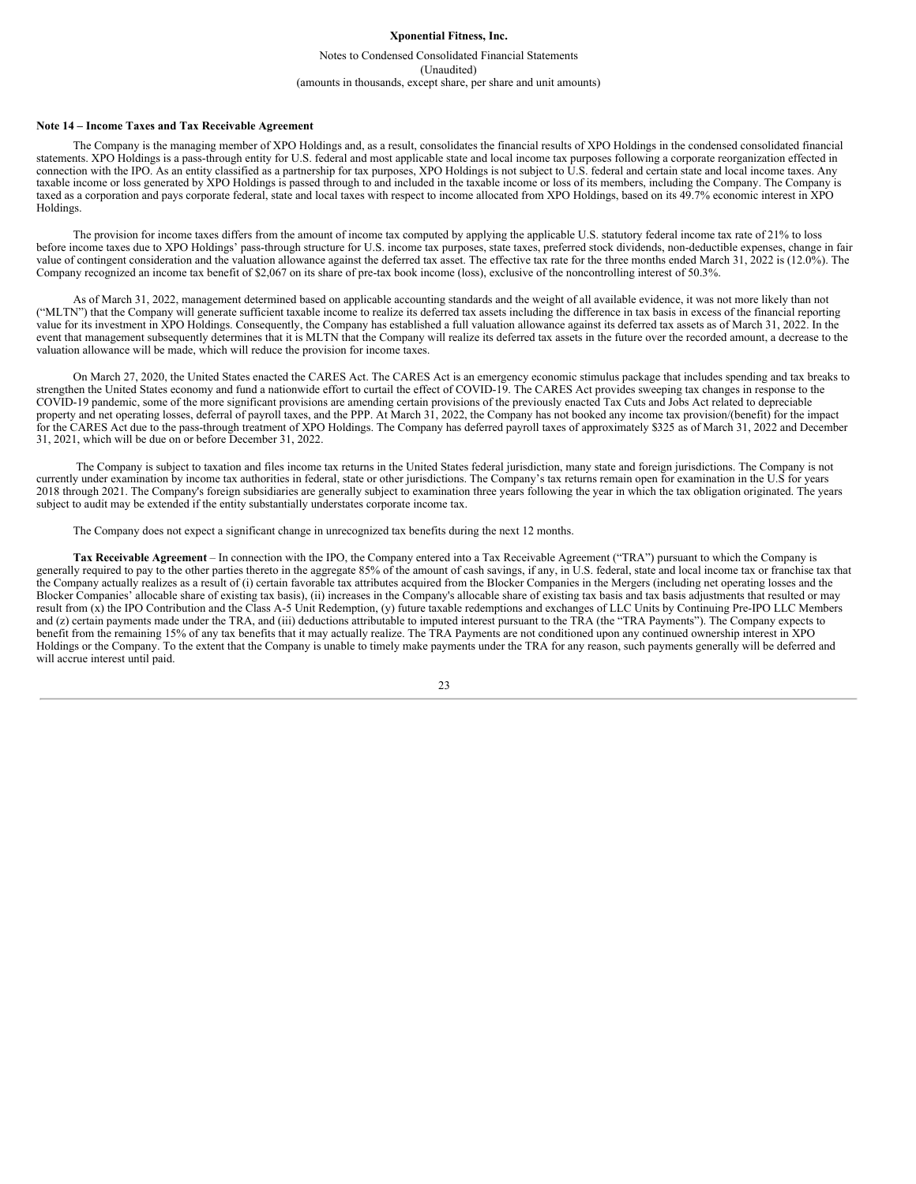### Note 14 – Income Taxes and Tax Receivable Agreement

The Company is the managing member of XPO Holdings and, as a result, consolidates the financial results of XPO Holdings in the condensed consolidated financial statements. XPO Holdings is a pass-through entity for U.S. federal and most applicable state and local income tax purposes following a corporate reorganization effected in connection with the IPO. As an entity classified as a partnership for tax purposes, XPO Holdings is not subject to U.S. federal and certain state and local income taxes. Any taxable income or loss generated by XPO Holdings is passed through to and included in the taxable income or loss of its members, including the Company. The Company is taxed as a corporation and pays corporate federal, state and local taxes with respect to income allocated from XPO Holdings, based on its 49.7% economic interest in XPO Holdings.

The provision for income taxes differs from the amount of income tax computed by applying the applicable U.S. statutory federal income tax rate of 21% to loss before income taxes due to XPO Holdings' pass-through structure for U.S. income tax purposes, state taxes, preferred stock dividends, non-deductible expenses, change in fair value of contingent consideration and the valuation allowance against the deferred tax asset. The effective tax rate for the three months ended March 31, 2022 is (12.0%). The Company recognized an income tax benefit of $2,067 on its share of pre-tax book income (loss), exclusive of the noncontrolling interest of 50.3%.

As of March 31, 2022, management determined based on applicable accounting standards and the weight of all available evidence, it was not more likely than not ("MLTN") that the Company will generate sufficient taxable income to realize its deferred tax assets including the difference in tax basis in excess of the financial reporting value for its investment in XPO Holdings. Consequently, the Company has established a full valuation allowance against its deferred tax assets as of March 31, 2022. In the event that management subsequently determines that it is MLTN that the Company will realize its deferred tax assets in the future over the recorded amount, a decrease to the valuation allowance will be made, which will reduce the provision for income taxes.

On March 27, 2020, the United States enacted the CARES Act. The CARES Act is an emergency economic stimulus package that includes spending and tax breaks to strengthen the United States economy and fund a nationwide effort to curtail the effect of COVID-19. The CARES Act provides sweeping tax changes in response to the COVID-19 pandemic, some of the more significant provisions are amending certain provisions of the previously enacted Tax Cuts and Jobs Act related to depreciable property and net operating losses, deferral of payroll taxes, and the PPP. At March 31, 2022, the Company has not booked any income tax provision/(benefit) for the impact for the CARES Act due to the pass-through treatment of XPO Holdings. The Company has deferred payroll taxes of approximately $325 as of March 31, 2022 and December 31, 2021, which will be due on or before December 31, 2022.

The Company is subject to taxation and files income tax returns in the United States federal jurisdiction, many state and foreign jurisdictions. The Company is not currently under examination by income tax authorities in federal, state or other jurisdictions. The Company's tax returns remain open for examination in the U.S for years 2018 through 2021. The Company's foreign subsidiaries are generally subject to examination three years following the year in which the tax obligation originated. The years subject to audit may be extended if the entity substantially understates corporate income tax.

The Company does not expect a significant change in unrecognized tax benefits during the next 12 months.

**Tax Receivable Agreement** – In connection with the IPO, the Company entered into a Tax Receivable Agreement ("TRA") pursuant to which the Company is generally required to pay to the other parties thereto in the aggregate 85% of the amount of cash savings, if any, in U.S. federal, state and local income tax or franchise tax that the Company actually realizes as a result of (i) certain favorable tax attributes acquired from the Blocker Companies in the Mergers (including net operating losses and the Blocker Companies' allocable share of existing tax basis), (ii) increases in the Company's allocable share of existing tax basis and tax basis adjustments that resulted or may result from (x) the IPO Contribution and the Class A-5 Unit Redemption, (y) future taxable redemptions and exchanges of LLC Units by Continuing Pre-IPO LLC Members and (z) certain payments made under the TRA, and (iii) deductions attributable to imputed interest pursuant to the TRA (the "TRA Payments"). The Company expects to benefit from the remaining 15% of any tax benefits that it may actually realize. The TRA Payments are not conditioned upon any continued ownership interest in XPO Holdings or the Company. To the extent that the Company is unable to timely make payments under the TRA for any reason, such payments generally will be deferred and will accrue interest until paid.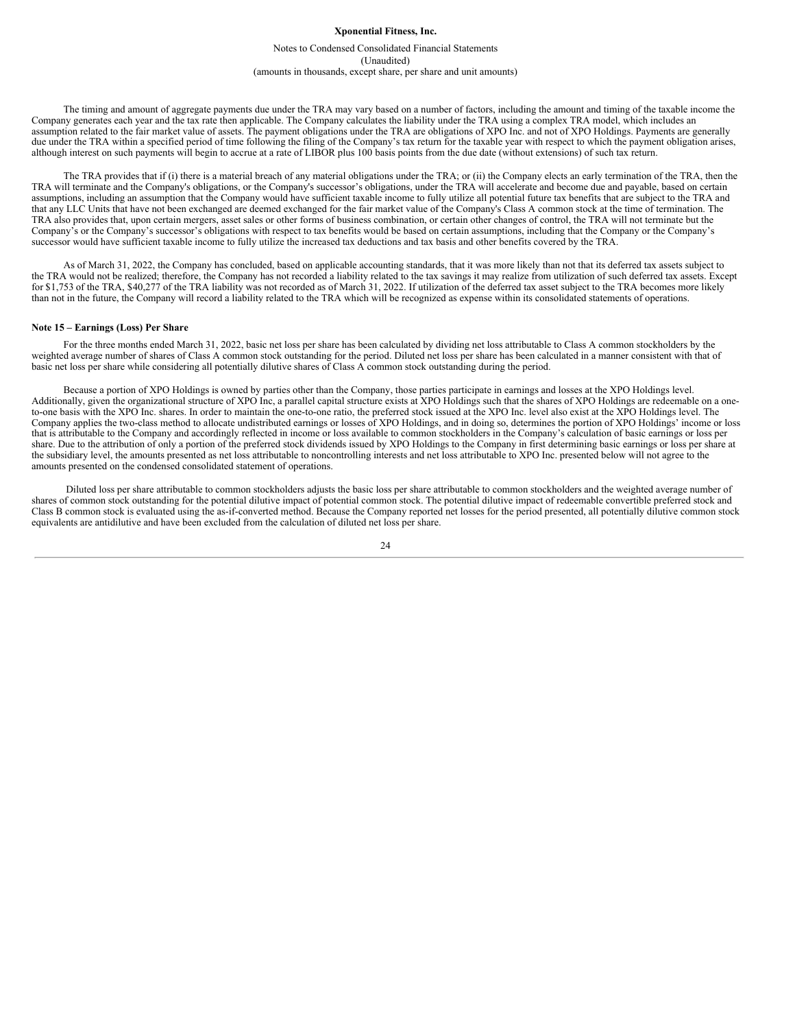The timing and amount of aggregate payments due under the TRA may vary based on a number of factors, including the amount and timing of the taxable income the Company generates each year and the tax rate then applicable. The Company calculates the liability under the TRA using a complex TRA model, which includes an assumption related to the fair market value of assets. The payment obligations under the TRA are obligations of XPO Inc. and not of XPO Holdings. Payments are generally due under the TRA within a specified period of time following the filing of the Company's tax return for the taxable year with respect to which the payment obligation arises, although interest on such payments will begin to accrue at a rate of LIBOR plus 100 basis points from the due date (without extensions) of such tax return.

The TRA provides that if (i) there is a material breach of any material obligations under the TRA; or (ii) the Company elects an early termination of the TRA, then the TRA will terminate and the Company's obligations, or the Company's successor's obligations, under the TRA will accelerate and become due and payable, based on certain assumptions, including an assumption that the Company would have sufficient taxable income to fully utilize all potential future tax benefits that are subject to the TRA and that any LLC Units that have not been exchanged are deemed exchanged for the fair market value of the Company's Class A common stock at the time of termination. The TRA also provides that, upon certain mergers, asset sales or other forms of business combination, or certain other changes of control, the TRA will not terminate but the Company's or the Company's successor's obligations with respect to tax benefits would be based on certain assumptions, including that the Company or the Company's successor would have sufficient taxable income to fully utilize the increased tax deductions and tax basis and other benefits covered by the TRA.

As of March 31, 2022, the Company has concluded, based on applicable accounting standards, that it was more likely than not that its deferred tax assets subject to the TRA would not be realized; therefore, the Company has not recorded a liability related to the tax savings it may realize from utilization of such deferred tax assets. Except for $1,753 of the TRA, $40,277 of the TRA liability was not recorded as of March 31, 2022. If utilization of the deferred tax asset subject to the TRA becomes more likely than not in the future, the Company will record a liability related to the TRA which will be recognized as expense within its consolidated statements of operations.

**Note 15 – Earnings (Loss) Per Share**

For the three months ended March 31, 2022, basic net loss per share has been calculated by dividing net loss attributable to Class A common stockholders by the weighted average number of shares of Class A common stock outstanding for the period. Diluted net loss per share has been calculated in a manner consistent with that of basic net loss per share while considering all potentially dilutive shares of Class A common stock outstanding during the period.

Because a portion of XPO Holdings is owned by parties other than the Company, those parties participate in earnings and losses at the XPO Holdings level. Additionally, given the organizational structure of XPO Inc, a parallel capital structure exists at XPO Holdings such that the shares of XPO Holdings are redeemable on a one-to-one basis with the XPO Inc. shares. In order to maintain the one-to-one ratio, the preferred stock issued at the XPO Inc. level also exist at the XPO Holdings level. The Company applies the two-class method to allocate undistributed earnings or losses of XPO Holdings, and in doing so, determines the portion of XPO Holdings' income or loss that is attributable to the Company and accordingly reflected in income or loss available to common stockholders in the Company's calculation of basic earnings or loss per share. Due to the attribution of only a portion of the preferred stock dividends issued by XPO Holdings to the Company in first determining basic earnings or loss per share at the subsidiary level, the amounts presented as net loss attributable to noncontrolling interests and net loss attributable to XPO Inc. presented below will not agree to the amounts presented on the condensed consolidated statement of operations.

Diluted loss per share attributable to common stockholders adjusts the basic loss per share attributable to common stockholders and the weighted average number of shares of common stock outstanding for the potential dilutive impact of potential common stock. The potential dilutive impact of redeemable convertible preferred stock and Class B common stock is evaluated using the as-if-converted method. Because the Company reported net losses for the period presented, all potentially dilutive common stock equivalents are antidilutive and have been excluded from the calculation of diluted net loss per share.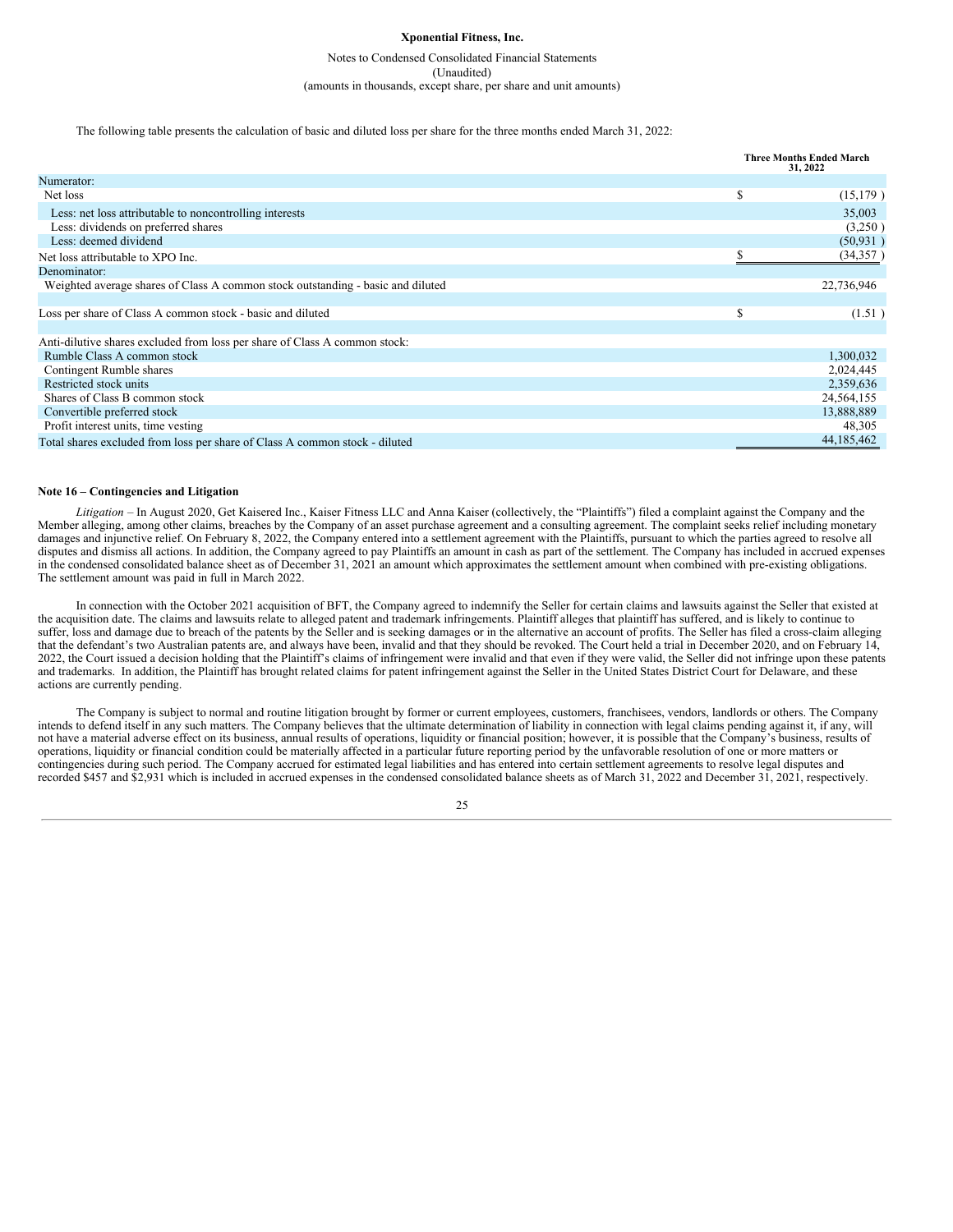**Xponential Fitness, Inc.**

Notes to Condensed Consolidated Financial Statements
(Unaudited)
(amounts in thousands, except share, per share and unit amounts)

The following table presents the calculation of basic and diluted loss per share for the three months ended March 31, 2022:

| | Three Months Ended March 31, 2022 |
|---|---|
| Numerator: | |
| Net loss | $ (15,179 ) |
| Less: net loss attributable to noncontrolling interests | 35,003 |
| Less: dividends on preferred shares | (3,250 ) |
| Less: deemed dividend | (50,931 ) |
| Net loss attributable to XPO Inc. | $ (34,357 ) |
| Denominator: | |
| Weighted average shares of Class A common stock outstanding - basic and diluted | 22,736,946 |
| | |
| Loss per share of Class A common stock - basic and diluted | $ (1.51 ) |
| | |
| Anti-dilutive shares excluded from loss per share of Class A common stock: | |
| Rumble Class A common stock | 1,300,032 |
| Contingent Rumble shares | 2,024,445 |
| Restricted stock units | 2,359,636 |
| Shares of Class B common stock | 24,564,155 |
| Convertible preferred stock | 13,888,889 |
| Profit interest units, time vesting | 48,305 |
| Total shares excluded from loss per share of Class A common stock - diluted | 44,185,462 |

**Note 16 – Contingencies and Litigation**

*Litigation* – In August 2020, Get Kaisered Inc., Kaiser Fitness LLC and Anna Kaiser (collectively, the "Plaintiffs") filed a complaint against the Company and the Member alleging, among other claims, breaches by the Company of an asset purchase agreement and a consulting agreement. The complaint seeks relief including monetary damages and injunctive relief. On February 8, 2022, the Company entered into a settlement agreement with the Plaintiffs, pursuant to which the parties agreed to resolve all disputes and dismiss all actions. In addition, the Company agreed to pay Plaintiffs an amount in cash as part of the settlement. The Company has included in accrued expenses in the condensed consolidated balance sheet as of December 31, 2021 an amount which approximates the settlement amount when combined with pre-existing obligations. The settlement amount was paid in full in March 2022.

In connection with the October 2021 acquisition of BFT, the Company agreed to indemnify the Seller for certain claims and lawsuits against the Seller that existed at the acquisition date. The claims and lawsuits relate to alleged patent and trademark infringements. Plaintiff alleges that plaintiff has suffered, and is likely to continue to suffer, loss and damage due to breach of the patents by the Seller and is seeking damages or in the alternative an account of profits. The Seller has filed a cross-claim alleging that the defendant's two Australian patents are, and always have been, invalid and that they should be revoked. The Court held a trial in December 2020, and on February 14, 2022, the Court issued a decision holding that the Plaintiff's claims of infringement were invalid and that even if they were valid, the Seller did not infringe upon these patents and trademarks. In addition, the Plaintiff has brought related claims for patent infringement against the Seller in the United States District Court for Delaware, and these actions are currently pending.

The Company is subject to normal and routine litigation brought by former or current employees, customers, franchisees, vendors, landlords or others. The Company intends to defend itself in any such matters. The Company believes that the ultimate determination of liability in connection with legal claims pending against it, if any, will not have a material adverse effect on its business, annual results of operations, liquidity or financial position; however, it is possible that the Company's business, results of operations, liquidity or financial condition could be materially affected in a particular future reporting period by the unfavorable resolution of one or more matters or contingencies during such period. The Company accrued for estimated legal liabilities and has entered into certain settlement agreements to resolve legal disputes and recorded $457 and $2,931 which is included in accrued expenses in the condensed consolidated balance sheets as of March 31, 2022 and December 31, 2021, respectively.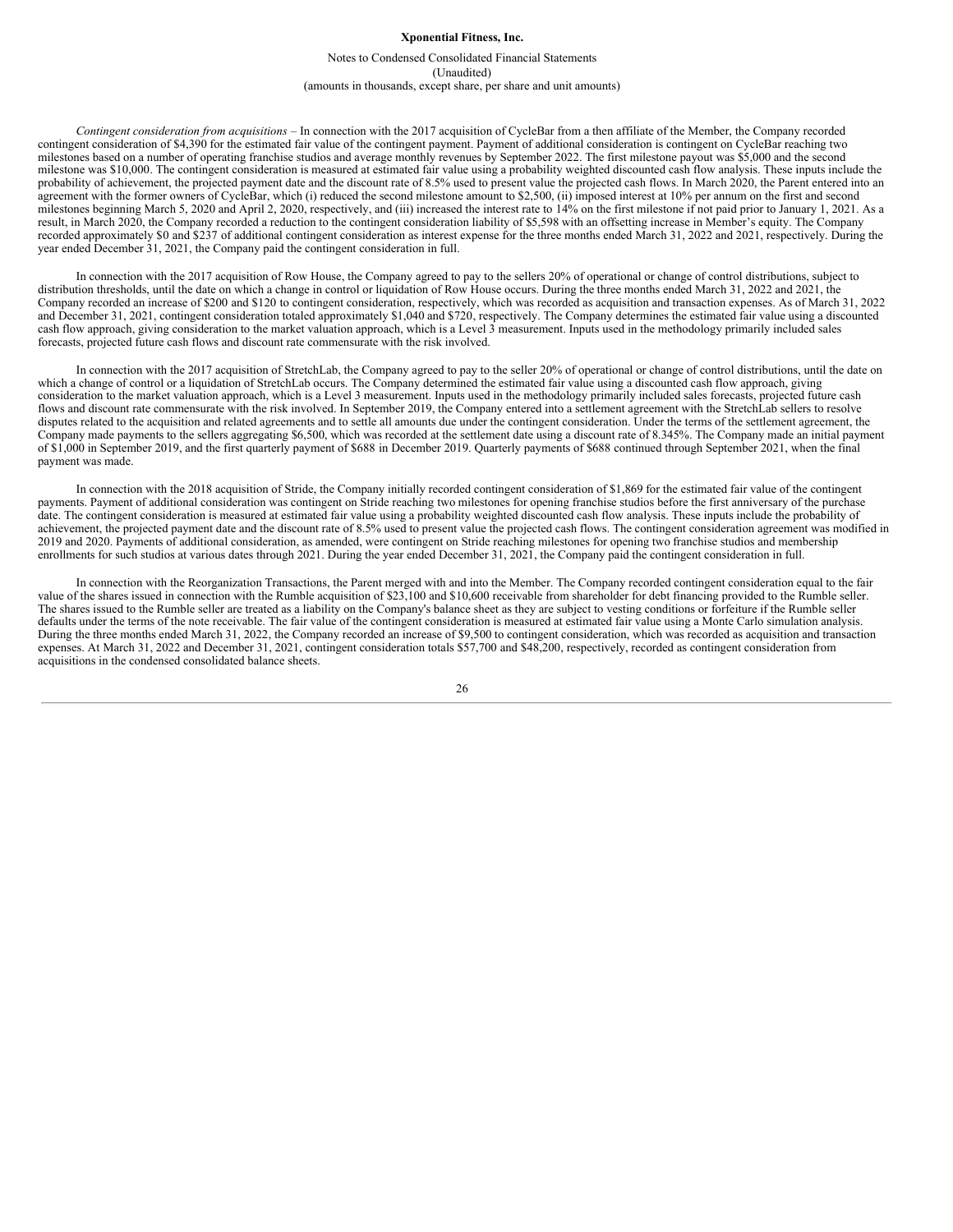*Contingent consideration from acquisitions* – In connection with the 2017 acquisition of CycleBar from a then affiliate of the Member, the Company recorded contingent consideration of $4,390 for the estimated fair value of the contingent payment. Payment of additional consideration is contingent on CycleBar reaching two milestones based on a number of operating franchise studios and average monthly revenues by September 2022. The first milestone payout was $5,000 and the second milestone was $10,000. The contingent consideration is measured at estimated fair value using a probability weighted discounted cash flow analysis. These inputs include the probability of achievement, the projected payment date and the discount rate of 8.5% used to present value the projected cash flows. In March 2020, the Parent entered into an agreement with the former owners of CycleBar, which (i) reduced the second milestone amount to $2,500, (ii) imposed interest at 10% per annum on the first and second milestones beginning March 5, 2020 and April 2, 2020, respectively, and (iii) increased the interest rate to 14% on the first milestone if not paid prior to January 1, 2021. As a result, in March 2020, the Company recorded a reduction to the contingent consideration liability of $5,598 with an offsetting increase in Member's equity. The Company recorded approximately $0 and $237 of additional contingent consideration as interest expense for the three months ended March 31, 2022 and 2021, respectively. During the year ended December 31, 2021, the Company paid the contingent consideration in full.

In connection with the 2017 acquisition of Row House, the Company agreed to pay to the sellers 20% of operational or change of control distributions, subject to distribution thresholds, until the date on which a change in control or liquidation of Row House occurs. During the three months ended March 31, 2022 and 2021, the Company recorded an increase of $200 and $120 to contingent consideration, respectively, which was recorded as acquisition and transaction expenses. As of March 31, 2022 and December 31, 2021, contingent consideration totaled approximately $1,040 and $720, respectively. The Company determines the estimated fair value using a discounted cash flow approach, giving consideration to the market valuation approach, which is a Level 3 measurement. Inputs used in the methodology primarily included sales forecasts, projected future cash flows and discount rate commensurate with the risk involved.

In connection with the 2017 acquisition of StretchLab, the Company agreed to pay to the seller 20% of operational or change of control distributions, until the date on which a change of control or a liquidation of StretchLab occurs. The Company determined the estimated fair value using a discounted cash flow approach, giving consideration to the market valuation approach, which is a Level 3 measurement. Inputs used in the methodology primarily included sales forecasts, projected future cash flows and discount rate commensurate with the risk involved. In September 2019, the Company entered into a settlement agreement with the StretchLab sellers to resolve disputes related to the acquisition and related agreements and to settle all amounts due under the contingent consideration. Under the terms of the settlement agreement, the Company made payments to the sellers aggregating $6,500, which was recorded at the settlement date using a discount rate of 8.345%. The Company made an initial payment of $1,000 in September 2019, and the first quarterly payment of $688 in December 2019. Quarterly payments of $688 continued through September 2021, when the final payment was made.

In connection with the 2018 acquisition of Stride, the Company initially recorded contingent consideration of $1,869 for the estimated fair value of the contingent payments. Payment of additional consideration was contingent on Stride reaching two milestones for opening franchise studios before the first anniversary of the purchase date. The contingent consideration is measured at estimated fair value using a probability weighted discounted cash flow analysis. These inputs include the probability of achievement, the projected payment date and the discount rate of 8.5% used to present value the projected cash flows. The contingent consideration agreement was modified in 2019 and 2020. Payments of additional consideration, as amended, were contingent on Stride reaching milestones for opening two franchise studios and membership enrollments for such studios at various dates through 2021. During the year ended December 31, 2021, the Company paid the contingent consideration in full.

In connection with the Reorganization Transactions, the Parent merged with and into the Member. The Company recorded contingent consideration equal to the fair value of the shares issued in connection with the Rumble acquisition of $23,100 and $10,600 receivable from shareholder for debt financing provided to the Rumble seller. The shares issued to the Rumble seller are treated as a liability on the Company's balance sheet as they are subject to vesting conditions or forfeiture if the Rumble seller defaults under the terms of the note receivable. The fair value of the contingent consideration is measured at estimated fair value using a Monte Carlo simulation analysis. During the three months ended March 31, 2022, the Company recorded an increase of $9,500 to contingent consideration, which was recorded as acquisition and transaction expenses. At March 31, 2022 and December 31, 2021, contingent consideration totals $57,700 and $48,200, respectively, recorded as contingent consideration from acquisitions in the condensed consolidated balance sheets.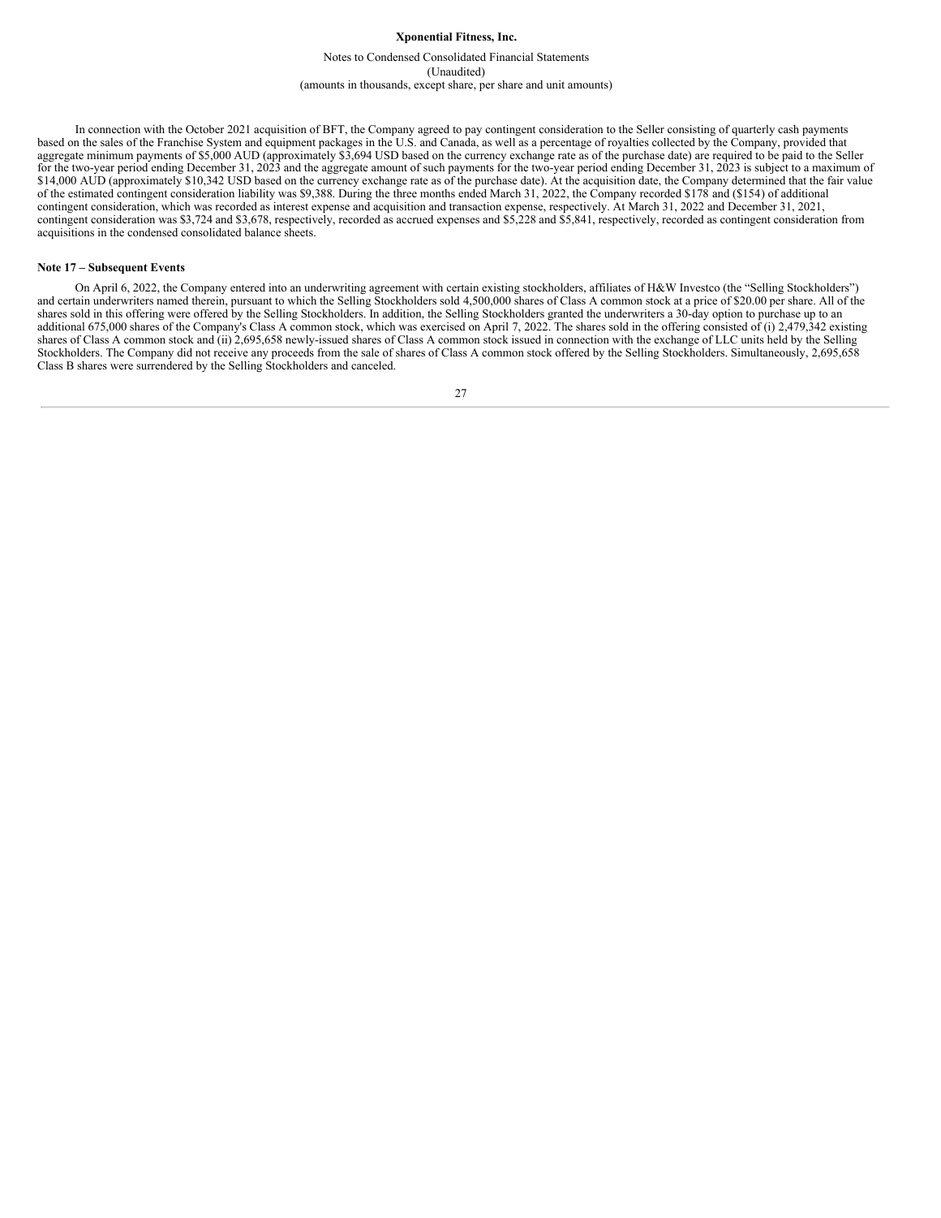In connection with the October 2021 acquisition of BFT, the Company agreed to pay contingent consideration to the Seller consisting of quarterly cash payments based on the sales of the Franchise System and equipment packages in the U.S. and Canada, as well as a percentage of royalties collected by the Company, provided that aggregate minimum payments of $5,000 AUD (approximately $3,694 USD based on the currency exchange rate as of the purchase date) are required to be paid to the Seller for the two-year period ending December 31, 2023 and the aggregate amount of such payments for the two-year period ending December 31, 2023 is subject to a maximum of $14,000 AUD (approximately $10,342 USD based on the currency exchange rate as of the purchase date). At the acquisition date, the Company determined that the fair value of the estimated contingent consideration liability was $9,388. During the three months ended March 31, 2022, the Company recorded $178 and ($154) of additional contingent consideration, which was recorded as interest expense and acquisition and transaction expense, respectively. At March 31, 2022 and December 31, 2021, contingent consideration was $3,724 and $3,678, respectively, recorded as accrued expenses and $5,228 and $5,841, respectively, recorded as contingent consideration from acquisitions in the condensed consolidated balance sheets.

## Note 17 – Subsequent Events

On April 6, 2022, the Company entered into an underwriting agreement with certain existing stockholders, affiliates of H&W Investco (the "Selling Stockholders") and certain underwriters named therein, pursuant to which the Selling Stockholders sold 4,500,000 shares of Class A common stock at a price of $20.00 per share. All of the shares sold in this offering were offered by the Selling Stockholders. In addition, the Selling Stockholders granted the underwriters a 30-day option to purchase up to an additional 675,000 shares of the Company's Class A common stock, which was exercised on April 7, 2022. The shares sold in the offering consisted of (i) 2,479,342 existing shares of Class A common stock and (ii) 2,695,658 newly-issued shares of Class A common stock issued in connection with the exchange of LLC units held by the Selling Stockholders. The Company did not receive any proceeds from the sale of shares of Class A common stock offered by the Selling Stockholders. Simultaneously, 2,695,658 Class B shares were surrendered by the Selling Stockholders and canceled.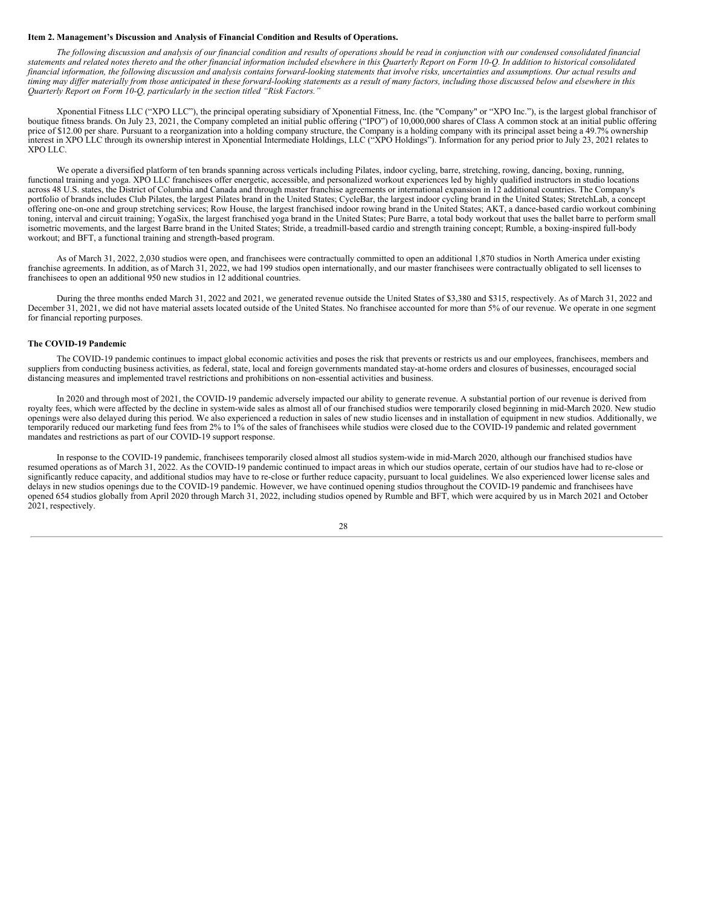**Item 2. Management's Discussion and Analysis of Financial Condition and Results of Operations.**

*The following discussion and analysis of our financial condition and results of operations should be read in conjunction with our condensed consolidated financial statements and related notes thereto and the other financial information included elsewhere in this Quarterly Report on Form 10-Q. In addition to historical consolidated financial information, the following discussion and analysis contains forward-looking statements that involve risks, uncertainties and assumptions. Our actual results and timing may differ materially from those anticipated in these forward-looking statements as a result of many factors, including those discussed below and elsewhere in this Quarterly Report on Form 10-Q, particularly in the section titled "Risk Factors."*

Xponential Fitness LLC ("XPO LLC"), the principal operating subsidiary of Xponential Fitness, Inc. (the "Company" or "XPO Inc."), is the largest global franchisor of boutique fitness brands. On July 23, 2021, the Company completed an initial public offering ("IPO") of 10,000,000 shares of Class A common stock at an initial public offering price of $12.00 per share. Pursuant to a reorganization into a holding company structure, the Company is a holding company with its principal asset being a 49.7% ownership interest in XPO LLC through its ownership interest in Xponential Intermediate Holdings, LLC ("XPO Holdings"). Information for any period prior to July 23, 2021 relates to XPO LLC.

We operate a diversified platform of ten brands spanning across verticals including Pilates, indoor cycling, barre, stretching, rowing, dancing, boxing, running, functional training and yoga. XPO LLC franchisees offer energetic, accessible, and personalized workout experiences led by highly qualified instructors in studio locations across 48 U.S. states, the District of Columbia and Canada and through master franchise agreements or international expansion in 12 additional countries. The Company's portfolio of brands includes Club Pilates, the largest Pilates brand in the United States; CycleBar, the largest indoor cycling brand in the United States; StretchLab, a concept offering one-on-one and group stretching services; Row House, the largest franchised indoor rowing brand in the United States; AKT, a dance-based cardio workout combining toning, interval and circuit training; YogaSix, the largest franchised yoga brand in the United States; Pure Barre, a total body workout that uses the ballet barre to perform small isometric movements, and the largest Barre brand in the United States; Stride, a treadmill-based cardio and strength training concept; Rumble, a boxing-inspired full-body workout; and BFT, a functional training and strength-based program.

As of March 31, 2022, 2,030 studios were open, and franchisees were contractually committed to open an additional 1,870 studios in North America under existing franchise agreements. In addition, as of March 31, 2022, we had 199 studios open internationally, and our master franchisees were contractually obligated to sell licenses to franchisees to open an additional 950 new studios in 12 additional countries.

During the three months ended March 31, 2022 and 2021, we generated revenue outside the United States of $3,380 and $315, respectively. As of March 31, 2022 and December 31, 2021, we did not have material assets located outside of the United States. No franchisee accounted for more than 5% of our revenue. We operate in one segment for financial reporting purposes.

**The COVID-19 Pandemic**

The COVID-19 pandemic continues to impact global economic activities and poses the risk that prevents or restricts us and our employees, franchisees, members and suppliers from conducting business activities, as federal, state, local and foreign governments mandated stay-at-home orders and closures of businesses, encouraged social distancing measures and implemented travel restrictions and prohibitions on non-essential activities and business.

In 2020 and through most of 2021, the COVID-19 pandemic adversely impacted our ability to generate revenue. A substantial portion of our revenue is derived from royalty fees, which were affected by the decline in system-wide sales as almost all of our franchised studios were temporarily closed beginning in mid-March 2020. New studio openings were also delayed during this period. We also experienced a reduction in sales of new studio licenses and in installation of equipment in new studios. Additionally, we temporarily reduced our marketing fund fees from 2% to 1% of the sales of franchisees while studios were closed due to the COVID-19 pandemic and related government mandates and restrictions as part of our COVID-19 support response.

In response to the COVID-19 pandemic, franchisees temporarily closed almost all studios system-wide in mid-March 2020, although our franchised studios have resumed operations as of March 31, 2022. As the COVID-19 pandemic continued to impact areas in which our studios operate, certain of our studios have had to re-close or significantly reduce capacity, and additional studios may have to re-close or further reduce capacity, pursuant to local guidelines. We also experienced lower license sales and delays in new studios openings due to the COVID-19 pandemic. However, we have continued opening studios throughout the COVID-19 pandemic and franchisees have opened 654 studios globally from April 2020 through March 31, 2022, including studios opened by Rumble and BFT, which were acquired by us in March 2021 and October 2021, respectively.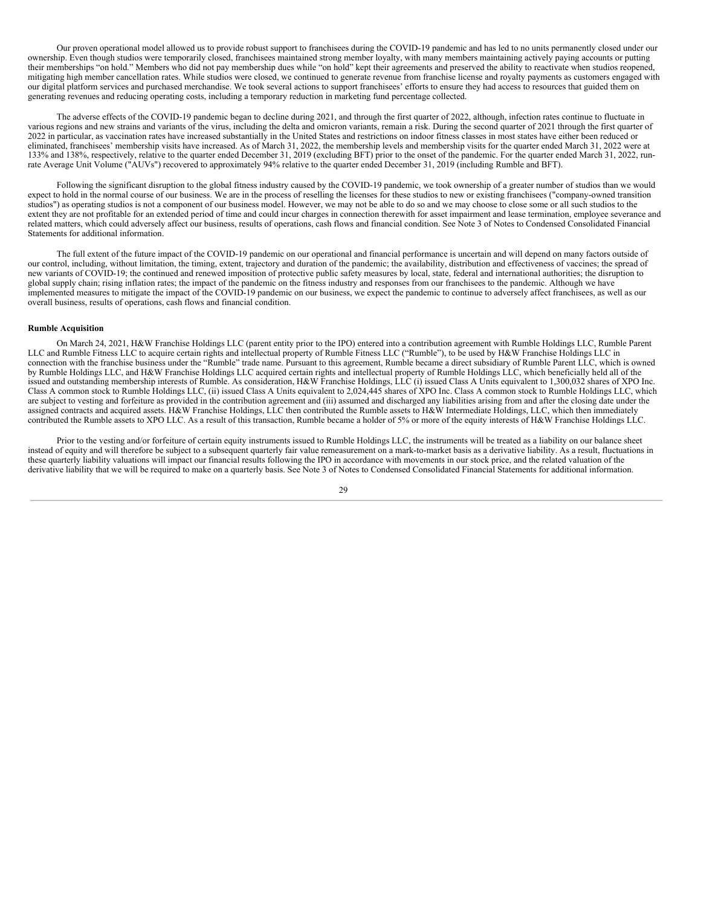Our proven operational model allowed us to provide robust support to franchisees during the COVID-19 pandemic and has led to no units permanently closed under our ownership. Even though studios were temporarily closed, franchisees maintained strong member loyalty, with many members maintaining actively paying accounts or putting their memberships "on hold." Members who did not pay membership dues while "on hold" kept their agreements and preserved the ability to reactivate when studios reopened, mitigating high member cancellation rates. While studios were closed, we continued to generate revenue from franchise license and royalty payments as customers engaged with our digital platform services and purchased merchandise. We took several actions to support franchisees' efforts to ensure they had access to resources that guided them on generating revenues and reducing operating costs, including a temporary reduction in marketing fund percentage collected.

The adverse effects of the COVID-19 pandemic began to decline during 2021, and through the first quarter of 2022, although, infection rates continue to fluctuate in various regions and new strains and variants of the virus, including the delta and omicron variants, remain a risk. During the second quarter of 2021 through the first quarter of 2022 in particular, as vaccination rates have increased substantially in the United States and restrictions on indoor fitness classes in most states have either been reduced or eliminated, franchisees' membership visits have increased. As of March 31, 2022, the membership levels and membership visits for the quarter ended March 31, 2022 were at 133% and 138%, respectively, relative to the quarter ended December 31, 2019 (excluding BFT) prior to the onset of the pandemic. For the quarter ended March 31, 2022, run-rate Average Unit Volume ("AUVs") recovered to approximately 94% relative to the quarter ended December 31, 2019 (including Rumble and BFT).

Following the significant disruption to the global fitness industry caused by the COVID-19 pandemic, we took ownership of a greater number of studios than we would expect to hold in the normal course of our business. We are in the process of reselling the licenses for these studios to new or existing franchisees ("company-owned transition studios") as operating studios is not a component of our business model. However, we may not be able to do so and we may choose to close some or all such studios to the extent they are not profitable for an extended period of time and could incur charges in connection therewith for asset impairment and lease termination, employee severance and related matters, which could adversely affect our business, results of operations, cash flows and financial condition. See Note 3 of Notes to Condensed Consolidated Financial Statements for additional information.

The full extent of the future impact of the COVID-19 pandemic on our operational and financial performance is uncertain and will depend on many factors outside of our control, including, without limitation, the timing, extent, trajectory and duration of the pandemic; the availability, distribution and effectiveness of vaccines; the spread of new variants of COVID-19; the continued and renewed imposition of protective public safety measures by local, state, federal and international authorities; the disruption to global supply chain; rising inflation rates; the impact of the pandemic on the fitness industry and responses from our franchisees to the pandemic. Although we have implemented measures to mitigate the impact of the COVID-19 pandemic on our business, we expect the pandemic to continue to adversely affect franchisees, as well as our overall business, results of operations, cash flows and financial condition.

**Rumble Acquisition**

On March 24, 2021, H&W Franchise Holdings LLC (parent entity prior to the IPO) entered into a contribution agreement with Rumble Holdings LLC, Rumble Parent LLC and Rumble Fitness LLC to acquire certain rights and intellectual property of Rumble Fitness LLC ("Rumble"), to be used by H&W Franchise Holdings LLC in connection with the franchise business under the "Rumble" trade name. Pursuant to this agreement, Rumble became a direct subsidiary of Rumble Parent LLC, which is owned by Rumble Holdings LLC, and H&W Franchise Holdings LLC acquired certain rights and intellectual property of Rumble Holdings LLC, which beneficially held all of the issued and outstanding membership interests of Rumble. As consideration, H&W Franchise Holdings, LLC (i) issued Class A Units equivalent to 1,300,032 shares of XPO Inc. Class A common stock to Rumble Holdings LLC, (ii) issued Class A Units equivalent to 2,024,445 shares of XPO Inc. Class A common stock to Rumble Holdings LLC, which are subject to vesting and forfeiture as provided in the contribution agreement and (iii) assumed and discharged any liabilities arising from and after the closing date under the assigned contracts and acquired assets. H&W Franchise Holdings, LLC then contributed the Rumble assets to H&W Intermediate Holdings, LLC, which then immediately contributed the Rumble assets to XPO LLC. As a result of this transaction, Rumble became a holder of 5% or more of the equity interests of H&W Franchise Holdings LLC.

Prior to the vesting and/or forfeiture of certain equity instruments issued to Rumble Holdings LLC, the instruments will be treated as a liability on our balance sheet instead of equity and will therefore be subject to a subsequent quarterly fair value remeasurement on a mark-to-market basis as a derivative liability. As a result, fluctuations in these quarterly liability valuations will impact our financial results following the IPO in accordance with movements in our stock price, and the related valuation of the derivative liability that we will be required to make on a quarterly basis. See Note 3 of Notes to Condensed Consolidated Financial Statements for additional information.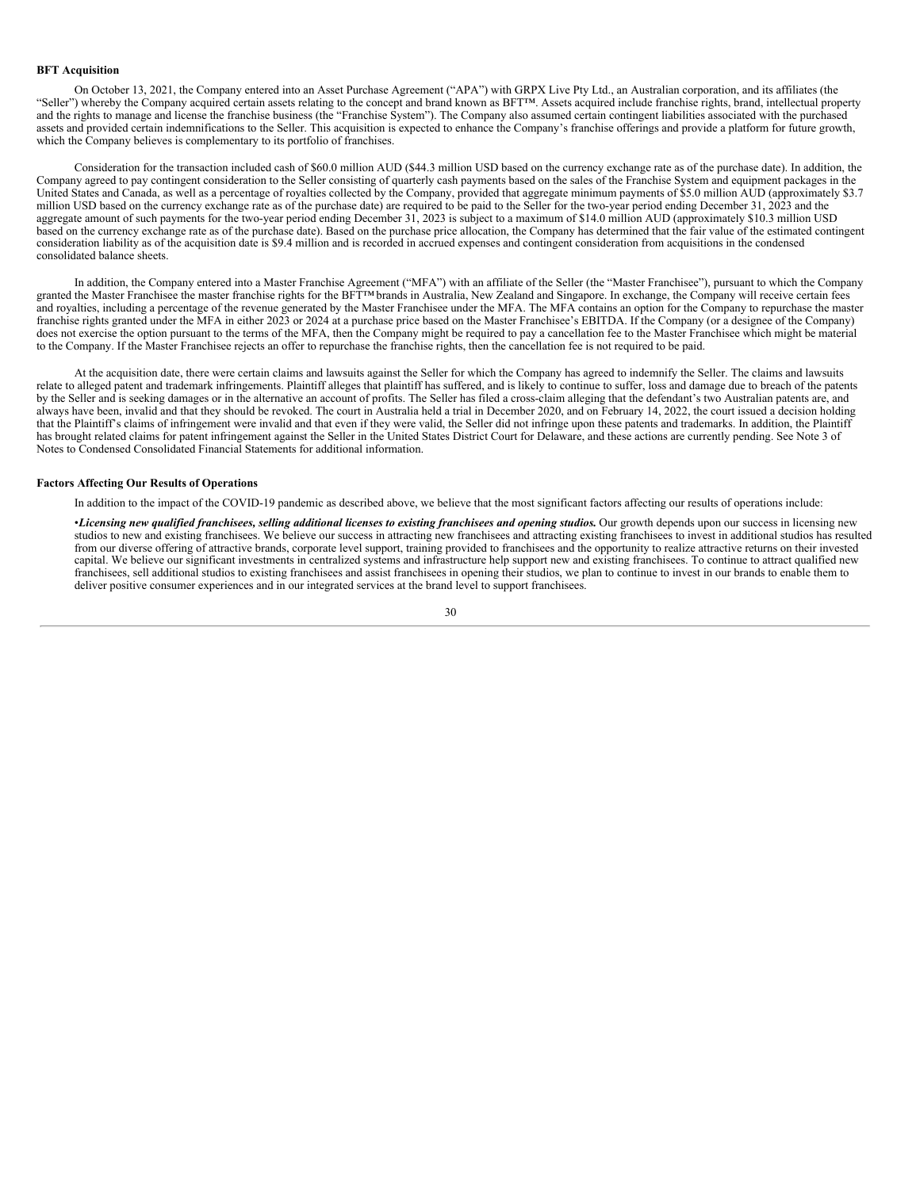**BFT Acquisition**

On October 13, 2021, the Company entered into an Asset Purchase Agreement ("APA") with GRPX Live Pty Ltd., an Australian corporation, and its affiliates (the "Seller") whereby the Company acquired certain assets relating to the concept and brand known as BFT™. Assets acquired include franchise rights, brand, intellectual property and the rights to manage and license the franchise business (the "Franchise System"). The Company also assumed certain contingent liabilities associated with the purchased assets and provided certain indemnifications to the Seller. This acquisition is expected to enhance the Company's franchise offerings and provide a platform for future growth, which the Company believes is complementary to its portfolio of franchises.

Consideration for the transaction included cash of $60.0 million AUD ($44.3 million USD based on the currency exchange rate as of the purchase date). In addition, the Company agreed to pay contingent consideration to the Seller consisting of quarterly cash payments based on the sales of the Franchise System and equipment packages in the United States and Canada, as well as a percentage of royalties collected by the Company, provided that aggregate minimum payments of $5.0 million AUD (approximately $3.7 million USD based on the currency exchange rate as of the purchase date) are required to be paid to the Seller for the two-year period ending December 31, 2023 and the aggregate amount of such payments for the two-year period ending December 31, 2023 is subject to a maximum of $14.0 million AUD (approximately $10.3 million USD based on the currency exchange rate as of the purchase date). Based on the purchase price allocation, the Company has determined that the fair value of the estimated contingent consideration liability as of the acquisition date is $9.4 million and is recorded in accrued expenses and contingent consideration from acquisitions in the condensed consolidated balance sheets.

In addition, the Company entered into a Master Franchise Agreement ("MFA") with an affiliate of the Seller (the "Master Franchisee"), pursuant to which the Company granted the Master Franchisee the master franchise rights for the BFT™ brands in Australia, New Zealand and Singapore. In exchange, the Company will receive certain fees and royalties, including a percentage of the revenue generated by the Master Franchisee under the MFA. The MFA contains an option for the Company to repurchase the master franchise rights granted under the MFA in either 2023 or 2024 at a purchase price based on the Master Franchisee's EBITDA. If the Company (or a designee of the Company) does not exercise the option pursuant to the terms of the MFA, then the Company might be required to pay a cancellation fee to the Master Franchisee which might be material to the Company. If the Master Franchisee rejects an offer to repurchase the franchise rights, then the cancellation fee is not required to be paid.

At the acquisition date, there were certain claims and lawsuits against the Seller for which the Company has agreed to indemnify the Seller. The claims and lawsuits relate to alleged patent and trademark infringements. Plaintiff alleges that plaintiff has suffered, and is likely to continue to suffer, loss and damage due to breach of the patents by the Seller and is seeking damages or in the alternative an account of profits. The Seller has filed a cross-claim alleging that the defendant's two Australian patents are, and always have been, invalid and that they should be revoked. The court in Australia held a trial in December 2020, and on February 14, 2022, the court issued a decision holding that the Plaintiff's claims of infringement were invalid and that even if they were valid, the Seller did not infringe upon these patents and trademarks. In addition, the Plaintiff has brought related claims for patent infringement against the Seller in the United States District Court for Delaware, and these actions are currently pending. See Note 3 of Notes to Condensed Consolidated Financial Statements for additional information.

**Factors Affecting Our Results of Operations**

In addition to the impact of the COVID-19 pandemic as described above, we believe that the most significant factors affecting our results of operations include:

- ***Licensing new qualified franchisees, selling additional licenses to existing franchisees and opening studios.*** Our growth depends upon our success in licensing new studios to new and existing franchisees. We believe our success in attracting new franchisees and attracting existing franchisees to invest in additional studios has resulted from our diverse offering of attractive brands, corporate level support, training provided to franchisees and the opportunity to realize attractive returns on their invested capital. We believe our significant investments in centralized systems and infrastructure help support new and existing franchisees. To continue to attract qualified new franchisees, sell additional studios to existing franchisees and assist franchisees in opening their studios, we plan to continue to invest in our brands to enable them to deliver positive consumer experiences and in our integrated services at the brand level to support franchisees.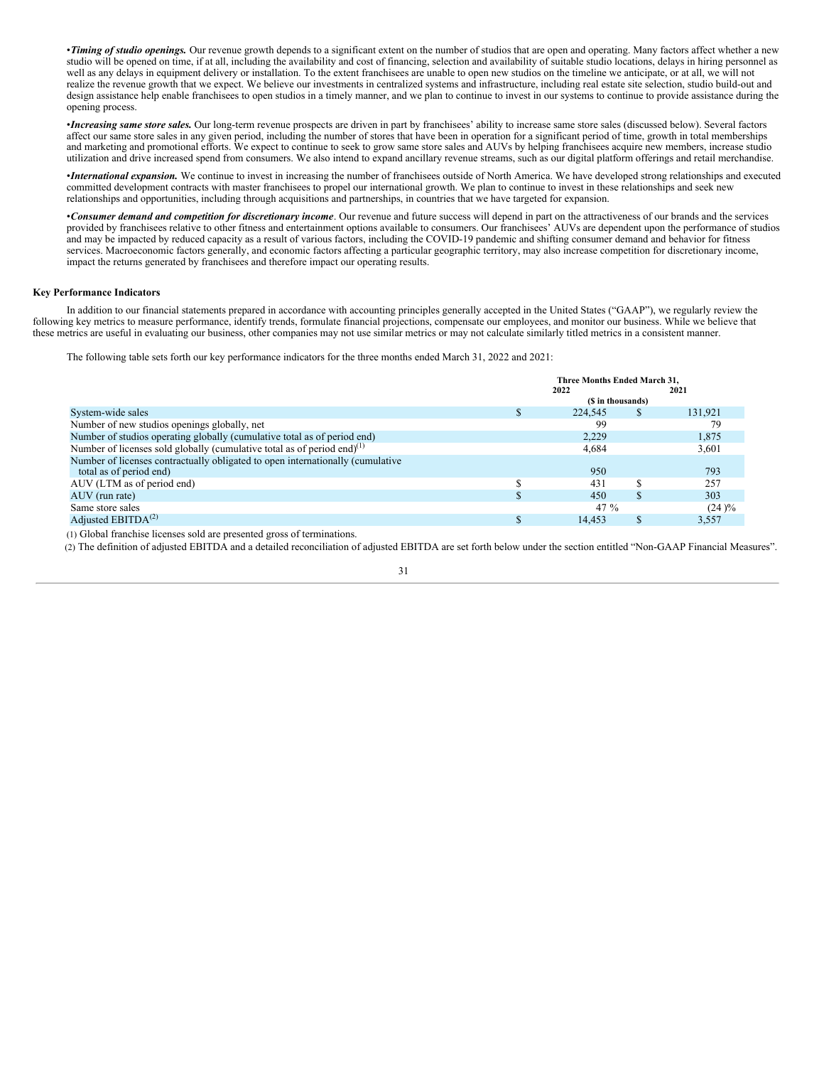•***Timing of studio openings.*** Our revenue growth depends to a significant extent on the number of studios that are open and operating. Many factors affect whether a new studio will be opened on time, if at all, including the availability and cost of financing, selection and availability of suitable studio locations, delays in hiring personnel as well as any delays in equipment delivery or installation. To the extent franchisees are unable to open new studios on the timeline we anticipate, or at all, we will not realize the revenue growth that we expect. We believe our investments in centralized systems and infrastructure, including real estate site selection, studio build-out and design assistance help enable franchisees to open studios in a timely manner, and we plan to continue to invest in our systems to continue to provide assistance during the opening process.

•***Increasing same store sales.*** Our long-term revenue prospects are driven in part by franchisees' ability to increase same store sales (discussed below). Several factors affect our same store sales in any given period, including the number of stores that have been in operation for a significant period of time, growth in total memberships and marketing and promotional efforts. We expect to continue to seek to grow same store sales and AUVs by helping franchisees acquire new members, increase studio utilization and drive increased spend from consumers. We also intend to expand ancillary revenue streams, such as our digital platform offerings and retail merchandise.

•***International expansion.*** We continue to invest in increasing the number of franchisees outside of North America. We have developed strong relationships and executed committed development contracts with master franchisees to propel our international growth. We plan to continue to invest in these relationships and seek new relationships and opportunities, including through acquisitions and partnerships, in countries that we have targeted for expansion.

•***Consumer demand and competition for discretionary income***. Our revenue and future success will depend in part on the attractiveness of our brands and the services provided by franchisees relative to other fitness and entertainment options available to consumers. Our franchisees' AUVs are dependent upon the performance of studios and may be impacted by reduced capacity as a result of various factors, including the COVID-19 pandemic and shifting consumer demand and behavior for fitness services. Macroeconomic factors generally, and economic factors affecting a particular geographic territory, may also increase competition for discretionary income, impact the returns generated by franchisees and therefore impact our operating results.

**Key Performance Indicators**

In addition to our financial statements prepared in accordance with accounting principles generally accepted in the United States ("GAAP"), we regularly review the following key metrics to measure performance, identify trends, formulate financial projections, compensate our employees, and monitor our business. While we believe that these metrics are useful in evaluating our business, other companies may not use similar metrics or may not calculate similarly titled metrics in a consistent manner.

The following table sets forth our key performance indicators for the three months ended March 31, 2022 and 2021:

| | Three Months Ended March 31, | |
|---|---|---|
| | 2022 | 2021 |
| | ($ in thousands) | |
| System-wide sales | $ 224,545 | $ 131,921 |
| Number of new studios openings globally, net | 99 | 79 |
| Number of studios operating globally (cumulative total as of period end) | 2,229 | 1,875 |
| Number of licenses sold globally (cumulative total as of period end)[1] | 4,684 | 3,601 |
| Number of licenses contractually obligated to open internationally (cumulative total as of period end) | 950 | 793 |
| AUV (LTM as of period end) | $ 431 | $ 257 |
| AUV (run rate) | $ 450 | $ 303 |
| Same store sales | 47 % | (24 )% |
| Adjusted EBITDA[2] | $ 14,453 | $ 3,557 |

(1) Global franchise licenses sold are presented gross of terminations.

(2) The definition of adjusted EBITDA and a detailed reconciliation of adjusted EBITDA are set forth below under the section entitled "Non-GAAP Financial Measures".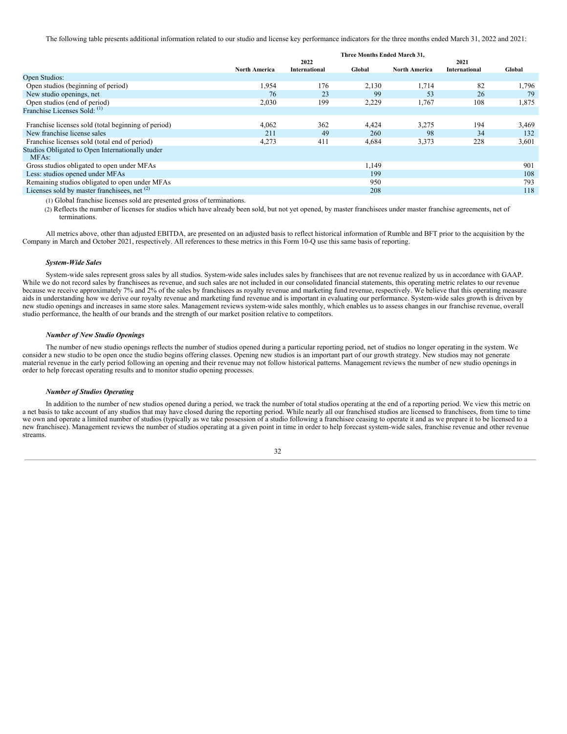The following table presents additional information related to our studio and license key performance indicators for the three months ended March 31, 2022 and 2021:

| | Three Months Ended March 31, | | | | | |
|---|---|---|---|---|---|---|
| | 2022 | | | 2021 | | |
| | North America | International | Global | North America | International | Global |
| Open Studios: | | | | | | |
| Open studios (beginning of period) | 1,954 | 176 | 2,130 | 1,714 | 82 | 1,796 |
| New studio openings, net | 76 | 23 | 99 | 53 | 26 | 79 |
| Open studios (end of period) | 2,030 | 199 | 2,229 | 1,767 | 108 | 1,875 |
| Franchise Licenses Sold: (1) | | | | | | |
| Franchise licenses sold (total beginning of period) | 4,062 | 362 | 4,424 | 3,275 | 194 | 3,469 |
| New franchise license sales | 211 | 49 | 260 | 98 | 34 | 132 |
| Franchise licenses sold (total end of period) | 4,273 | 411 | 4,684 | 3,373 | 228 | 3,601 |
| Studios Obligated to Open Internationally under MFAs: | | | | | | |
| Gross studios obligated to open under MFAs | | | 1,149 | | | 901 |
| Less: studios opened under MFAs | | | 199 | | | 108 |
| Remaining studios obligated to open under MFAs | | | 950 | | | 793 |
| Licenses sold by master franchisees, net (2) | | | 208 | | | 118 |

(1) Global franchise licenses sold are presented gross of terminations.

(2) Reflects the number of licenses for studios which have already been sold, but not yet opened, by master franchisees under master franchise agreements, net of terminations.

All metrics above, other than adjusted EBITDA, are presented on an adjusted basis to reflect historical information of Rumble and BFT prior to the acquisition by the Company in March and October 2021, respectively. All references to these metrics in this Form 10-Q use this same basis of reporting.

***System-Wide Sales***

System-wide sales represent gross sales by all studios. System-wide sales includes sales by franchisees that are not revenue realized by us in accordance with GAAP. While we do not record sales by franchisees as revenue, and such sales are not included in our consolidated financial statements, this operating metric relates to our revenue because we receive approximately 7% and 2% of the sales by franchisees as royalty revenue and marketing fund revenue, respectively. We believe that this operating measure aids in understanding how we derive our royalty revenue and marketing fund revenue and is important in evaluating our performance. System-wide sales growth is driven by new studio openings and increases in same store sales. Management reviews system-wide sales monthly, which enables us to assess changes in our franchise revenue, overall studio performance, the health of our brands and the strength of our market position relative to competitors.

***Number of New Studio Openings***

The number of new studio openings reflects the number of studios opened during a particular reporting period, net of studios no longer operating in the system. We consider a new studio to be open once the studio begins offering classes. Opening new studios is an important part of our growth strategy. New studios may not generate material revenue in the early period following an opening and their revenue may not follow historical patterns. Management reviews the number of new studio openings in order to help forecast operating results and to monitor studio opening processes.

***Number of Studios Operating***

In addition to the number of new studios opened during a period, we track the number of total studios operating at the end of a reporting period. We view this metric on a net basis to take account of any studios that may have closed during the reporting period. While nearly all our franchised studios are licensed to franchisees, from time to time we own and operate a limited number of studios (typically as we take possession of a studio following a franchisee ceasing to operate it and as we prepare it to be licensed to a new franchisee). Management reviews the number of studios operating at a given point in time in order to help forecast system-wide sales, franchise revenue and other revenue streams.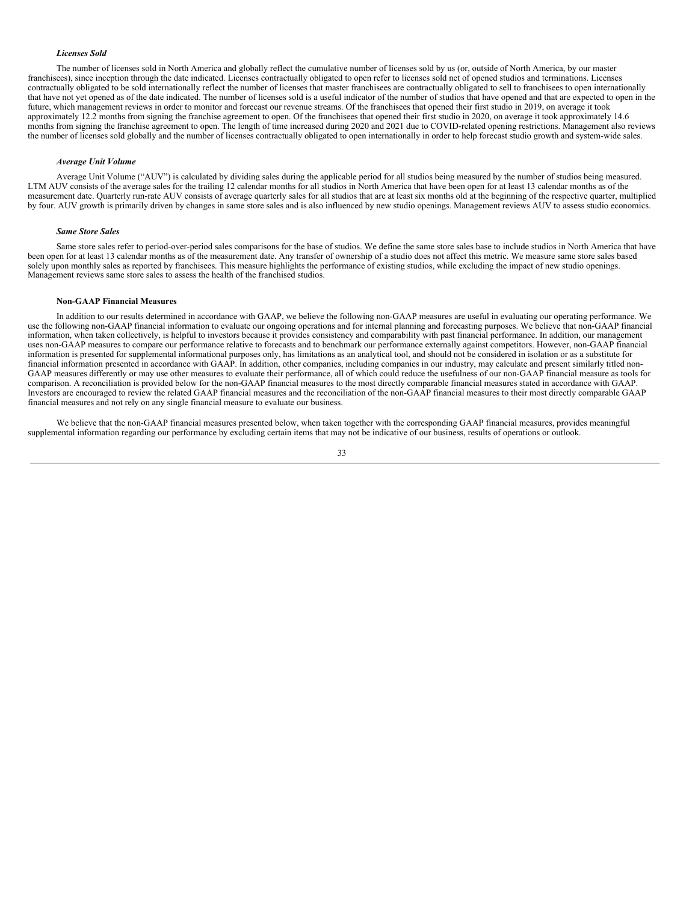*Licenses Sold*

The number of licenses sold in North America and globally reflect the cumulative number of licenses sold by us (or, outside of North America, by our master franchisees), since inception through the date indicated. Licenses contractually obligated to open refer to licenses sold net of opened studios and terminations. Licenses contractually obligated to be sold internationally reflect the number of licenses that master franchisees are contractually obligated to sell to franchisees to open internationally that have not yet opened as of the date indicated. The number of licenses sold is a useful indicator of the number of studios that have opened and that are expected to open in the future, which management reviews in order to monitor and forecast our revenue streams. Of the franchisees that opened their first studio in 2019, on average it took approximately 12.2 months from signing the franchise agreement to open. Of the franchisees that opened their first studio in 2020, on average it took approximately 14.6 months from signing the franchise agreement to open. The length of time increased during 2020 and 2021 due to COVID-related opening restrictions. Management also reviews the number of licenses sold globally and the number of licenses contractually obligated to open internationally in order to help forecast studio growth and system-wide sales.

*Average Unit Volume*

Average Unit Volume ("AUV") is calculated by dividing sales during the applicable period for all studios being measured by the number of studios being measured. LTM AUV consists of the average sales for the trailing 12 calendar months for all studios in North America that have been open for at least 13 calendar months as of the measurement date. Quarterly run-rate AUV consists of average quarterly sales for all studios that are at least six months old at the beginning of the respective quarter, multiplied by four. AUV growth is primarily driven by changes in same store sales and is also influenced by new studio openings. Management reviews AUV to assess studio economics.

*Same Store Sales*

Same store sales refer to period-over-period sales comparisons for the base of studios. We define the same store sales base to include studios in North America that have been open for at least 13 calendar months as of the measurement date. Any transfer of ownership of a studio does not affect this metric. We measure same store sales based solely upon monthly sales as reported by franchisees. This measure highlights the performance of existing studios, while excluding the impact of new studio openings. Management reviews same store sales to assess the health of the franchised studios.

**Non-GAAP Financial Measures**

In addition to our results determined in accordance with GAAP, we believe the following non-GAAP measures are useful in evaluating our operating performance. We use the following non-GAAP financial information to evaluate our ongoing operations and for internal planning and forecasting purposes. We believe that non-GAAP financial information, when taken collectively, is helpful to investors because it provides consistency and comparability with past financial performance. In addition, our management uses non-GAAP measures to compare our performance relative to forecasts and to benchmark our performance externally against competitors. However, non-GAAP financial information is presented for supplemental informational purposes only, has limitations as an analytical tool, and should not be considered in isolation or as a substitute for financial information presented in accordance with GAAP. In addition, other companies, including companies in our industry, may calculate and present similarly titled non-GAAP measures differently or may use other measures to evaluate their performance, all of which could reduce the usefulness of our non-GAAP financial measure as tools for comparison. A reconciliation is provided below for the non-GAAP financial measures to the most directly comparable financial measures stated in accordance with GAAP. Investors are encouraged to review the related GAAP financial measures and the reconciliation of the non-GAAP financial measures to their most directly comparable GAAP financial measures and not rely on any single financial measure to evaluate our business.

We believe that the non-GAAP financial measures presented below, when taken together with the corresponding GAAP financial measures, provides meaningful supplemental information regarding our performance by excluding certain items that may not be indicative of our business, results of operations or outlook.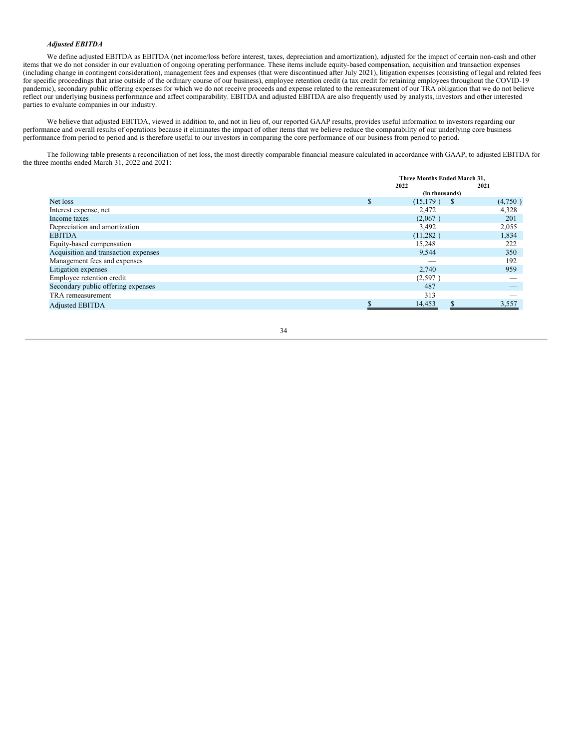### *Adjusted EBITDA*

We define adjusted EBITDA as EBITDA (net income/loss before interest, taxes, depreciation and amortization), adjusted for the impact of certain non-cash and other items that we do not consider in our evaluation of ongoing operating performance. These items include equity-based compensation, acquisition and transaction expenses (including change in contingent consideration), management fees and expenses (that were discontinued after July 2021), litigation expenses (consisting of legal and related fees for specific proceedings that arise outside of the ordinary course of our business), employee retention credit (a tax credit for retaining employees throughout the COVID-19 pandemic), secondary public offering expenses for which we do not receive proceeds and expense related to the remeasurement of our TRA obligation that we do not believe reflect our underlying business performance and affect comparability. EBITDA and adjusted EBITDA are also frequently used by analysts, investors and other interested parties to evaluate companies in our industry.

We believe that adjusted EBITDA, viewed in addition to, and not in lieu of, our reported GAAP results, provides useful information to investors regarding our performance and overall results of operations because it eliminates the impact of other items that we believe reduce the comparability of our underlying core business performance from period to period and is therefore useful to our investors in comparing the core performance of our business from period to period.

The following table presents a reconciliation of net loss, the most directly comparable financial measure calculated in accordance with GAAP, to adjusted EBITDA for the three months ended March 31, 2022 and 2021:

| | Three Months Ended March 31, | |
|---|---|---|
| | 2022 | 2021 |
| | (in thousands) | |
| Net loss | $ (15,179 ) | $ (4,750 ) |
| Interest expense, net | 2,472 | 4,328 |
| Income taxes | (2,067 ) | 201 |
| Depreciation and amortization | 3,492 | 2,055 |
| EBITDA | (11,282 ) | 1,834 |
| Equity-based compensation | 15,248 | 222 |
| Acquisition and transaction expenses | 9,544 | 350 |
| Management fees and expenses | — | 192 |
| Litigation expenses | 2,740 | 959 |
| Employee retention credit | (2,597 ) | — |
| Secondary public offering expenses | 487 | — |
| TRA remeasurement | 313 | — |
| Adjusted EBITDA | $ 14,453 | $ 3,557 |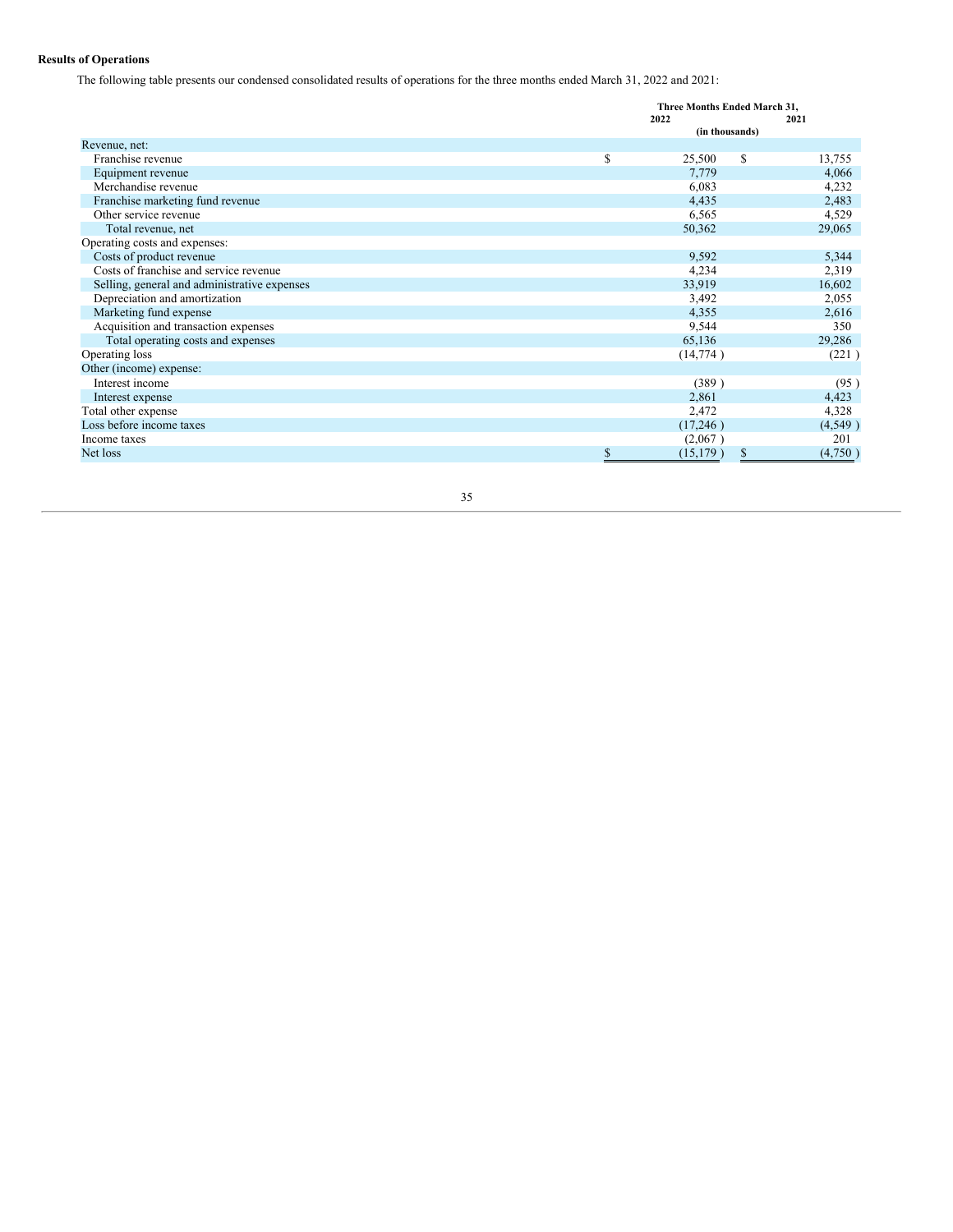**Results of Operations**

The following table presents our condensed consolidated results of operations for the three months ended March 31, 2022 and 2021:

| | Three Months Ended March 31, 2022 | 2021 |
|---|---|---|
| | (in thousands) | |
| Revenue, net: | | |
| Franchise revenue | $ 25,500 | $ 13,755 |
| Equipment revenue | 7,779 | 4,066 |
| Merchandise revenue | 6,083 | 4,232 |
| Franchise marketing fund revenue | 4,435 | 2,483 |
| Other service revenue | 6,565 | 4,529 |
| Total revenue, net | 50,362 | 29,065 |
| Operating costs and expenses: | | |
| Costs of product revenue | 9,592 | 5,344 |
| Costs of franchise and service revenue | 4,234 | 2,319 |
| Selling, general and administrative expenses | 33,919 | 16,602 |
| Depreciation and amortization | 3,492 | 2,055 |
| Marketing fund expense | 4,355 | 2,616 |
| Acquisition and transaction expenses | 9,544 | 350 |
| Total operating costs and expenses | 65,136 | 29,286 |
| Operating loss | (14,774 ) | (221 ) |
| Other (income) expense: | | |
| Interest income | (389 ) | (95 ) |
| Interest expense | 2,861 | 4,423 |
| Total other expense | 2,472 | 4,328 |
| Loss before income taxes | (17,246 ) | (4,549 ) |
| Income taxes | (2,067 ) | 201 |
| Net loss | $ (15,179 ) | $ (4,750 ) |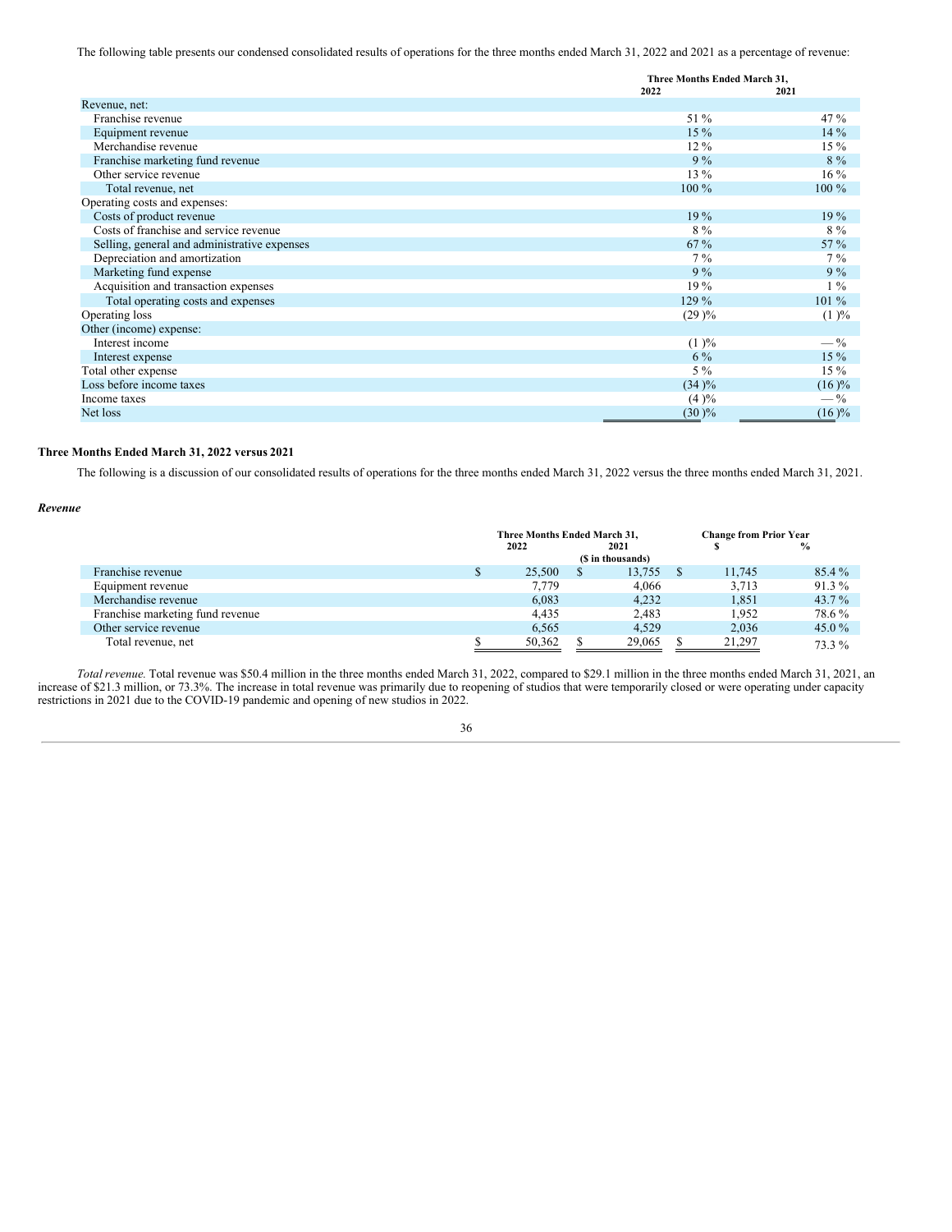The following table presents our condensed consolidated results of operations for the three months ended March 31, 2022 and 2021 as a percentage of revenue:

| | Three Months Ended March 31, | |
|---|---|---|
| | 2022 | 2021 |
| Revenue, net: | | |
| Franchise revenue | 51 % | 47 % |
| Equipment revenue | 15 % | 14 % |
| Merchandise revenue | 12 % | 15 % |
| Franchise marketing fund revenue | 9 % | 8 % |
| Other service revenue | 13 % | 16 % |
| Total revenue, net | 100 % | 100 % |
| Operating costs and expenses: | | |
| Costs of product revenue | 19 % | 19 % |
| Costs of franchise and service revenue | 8 % | 8 % |
| Selling, general and administrative expenses | 67 % | 57 % |
| Depreciation and amortization | 7 % | 7 % |
| Marketing fund expense | 9 % | 9 % |
| Acquisition and transaction expenses | 19 % | 1 % |
| Total operating costs and expenses | 129 % | 101 % |
| Operating loss | (29 )% | (1 )% |
| Other (income) expense: | | |
| Interest income | (1 )% | — % |
| Interest expense | 6 % | 15 % |
| Total other expense | 5 % | 15 % |
| Loss before income taxes | (34 )% | (16 )% |
| Income taxes | (4 )% | — % |
| Net loss | (30 )% | (16 )% |

### Three Months Ended March 31, 2022 versus 2021

The following is a discussion of our consolidated results of operations for the three months ended March 31, 2022 versus the three months ended March 31, 2021.

#### *Revenue*

| | Three Months Ended March 31, | | Change from Prior Year | |
|---|---|---|---|---|
| | 2022 | 2021 | $ | % |
| | ($ in thousands) | | | |
| Franchise revenue | $ 25,500 | $ 13,755 | $ 11,745 | 85.4 % |
| Equipment revenue | 7,779 | 4,066 | 3,713 | 91.3 % |
| Merchandise revenue | 6,083 | 4,232 | 1,851 | 43.7 % |
| Franchise marketing fund revenue | 4,435 | 2,483 | 1,952 | 78.6 % |
| Other service revenue | 6,565 | 4,529 | 2,036 | 45.0 % |
| Total revenue, net | $ 50,362 | $ 29,065 | $ 21,297 | 73.3 % |

*Total revenue.* Total revenue was $50.4 million in the three months ended March 31, 2022, compared to $29.1 million in the three months ended March 31, 2021, an increase of $21.3 million, or 73.3%. The increase in total revenue was primarily due to reopening of studios that were temporarily closed or were operating under capacity restrictions in 2021 due to the COVID-19 pandemic and opening of new studios in 2022.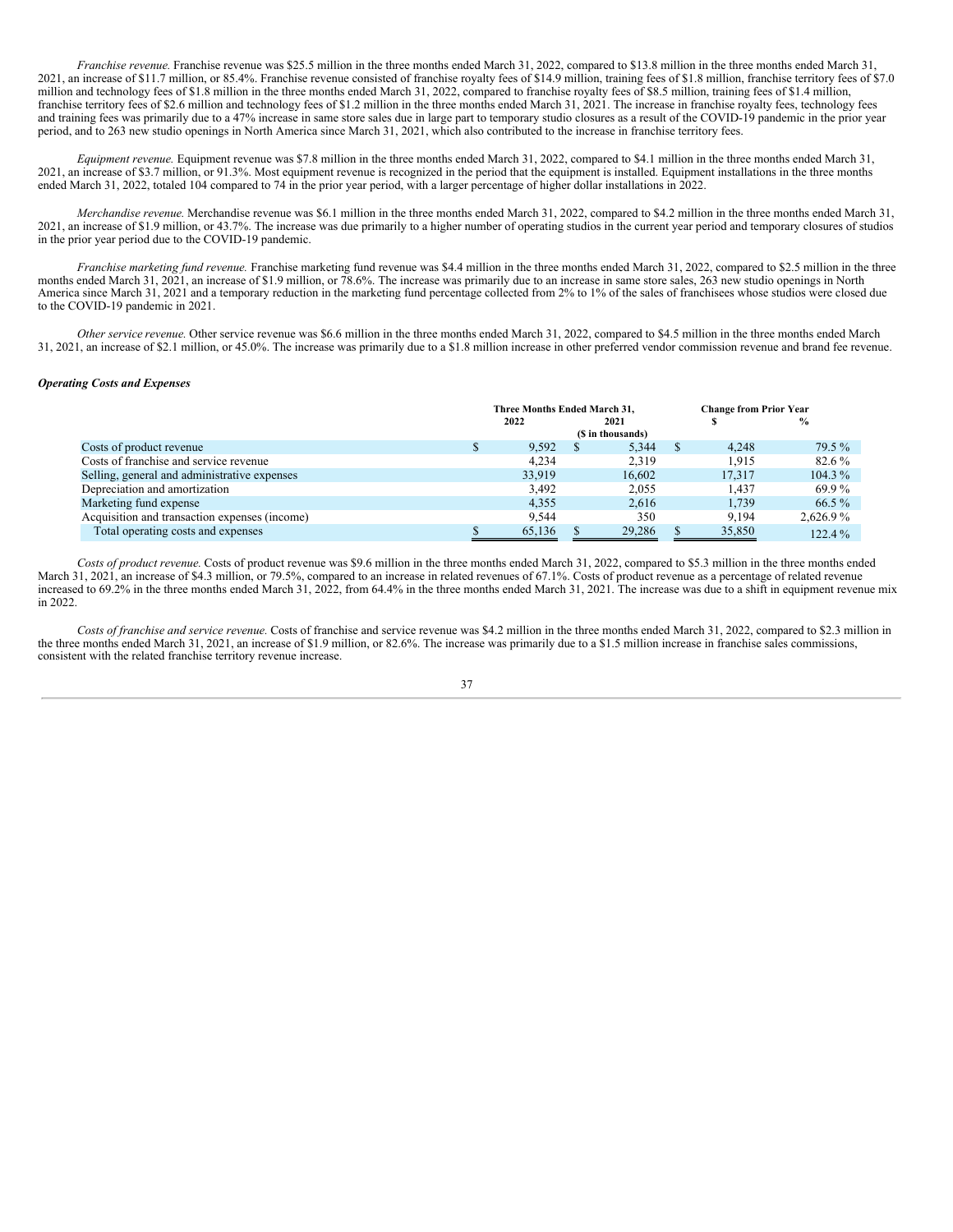*Franchise revenue.* Franchise revenue was $25.5 million in the three months ended March 31, 2022, compared to $13.8 million in the three months ended March 31, 2021, an increase of $11.7 million, or 85.4%. Franchise revenue consisted of franchise royalty fees of $14.9 million, training fees of $1.8 million, franchise territory fees of $7.0 million and technology fees of $1.8 million in the three months ended March 31, 2022, compared to franchise royalty fees of $8.5 million, training fees of $1.4 million, franchise territory fees of $2.6 million and technology fees of $1.2 million in the three months ended March 31, 2021. The increase in franchise royalty fees, technology fees and training fees was primarily due to a 47% increase in same store sales due in large part to temporary studio closures as a result of the COVID-19 pandemic in the prior year period, and to 263 new studio openings in North America since March 31, 2021, which also contributed to the increase in franchise territory fees.

*Equipment revenue.* Equipment revenue was $7.8 million in the three months ended March 31, 2022, compared to $4.1 million in the three months ended March 31, 2021, an increase of $3.7 million, or 91.3%. Most equipment revenue is recognized in the period that the equipment is installed. Equipment installations in the three months ended March 31, 2022, totaled 104 compared to 74 in the prior year period, with a larger percentage of higher dollar installations in 2022.

*Merchandise revenue.* Merchandise revenue was $6.1 million in the three months ended March 31, 2022, compared to $4.2 million in the three months ended March 31, 2021, an increase of $1.9 million, or 43.7%. The increase was due primarily to a higher number of operating studios in the current year period and temporary closures of studios in the prior year period due to the COVID-19 pandemic.

*Franchise marketing fund revenue.* Franchise marketing fund revenue was $4.4 million in the three months ended March 31, 2022, compared to $2.5 million in the three months ended March 31, 2021, an increase of $1.9 million, or 78.6%. The increase was primarily due to an increase in same store sales, 263 new studio openings in North America since March 31, 2021 and a temporary reduction in the marketing fund percentage collected from 2% to 1% of the sales of franchisees whose studios were closed due to the COVID-19 pandemic in 2021.

*Other service revenue.* Other service revenue was $6.6 million in the three months ended March 31, 2022, compared to $4.5 million in the three months ended March 31, 2021, an increase of $2.1 million, or 45.0%. The increase was primarily due to a $1.8 million increase in other preferred vendor commission revenue and brand fee revenue.

### *Operating Costs and Expenses*

| | Three Months Ended March 31, | | Change from Prior Year | |
|---|---|---|---|---|
| | 2022 | 2021 | $ | % |
| | ($ in thousands) | | | |
| Costs of product revenue | $ 9,592 | $ 5,344 | $ 4,248 | 79.5 % |
| Costs of franchise and service revenue | 4,234 | 2,319 | 1,915 | 82.6 % |
| Selling, general and administrative expenses | 33,919 | 16,602 | 17,317 | 104.3 % |
| Depreciation and amortization | 3,492 | 2,055 | 1,437 | 69.9 % |
| Marketing fund expense | 4,355 | 2,616 | 1,739 | 66.5 % |
| Acquisition and transaction expenses (income) | 9,544 | 350 | 9,194 | 2,626.9 % |
| Total operating costs and expenses | $ 65,136 | $ 29,286 | $ 35,850 | 122.4 % |

*Costs of product revenue.* Costs of product revenue was $9.6 million in the three months ended March 31, 2022, compared to $5.3 million in the three months ended March 31, 2021, an increase of $4.3 million, or 79.5%, compared to an increase in related revenues of 67.1%. Costs of product revenue as a percentage of related revenue increased to 69.2% in the three months ended March 31, 2022, from 64.4% in the three months ended March 31, 2021. The increase was due to a shift in equipment revenue mix in 2022.

*Costs of franchise and service revenue.* Costs of franchise and service revenue was $4.2 million in the three months ended March 31, 2022, compared to $2.3 million in the three months ended March 31, 2021, an increase of $1.9 million, or 82.6%. The increase was primarily due to a $1.5 million increase in franchise sales commissions, consistent with the related franchise territory revenue increase.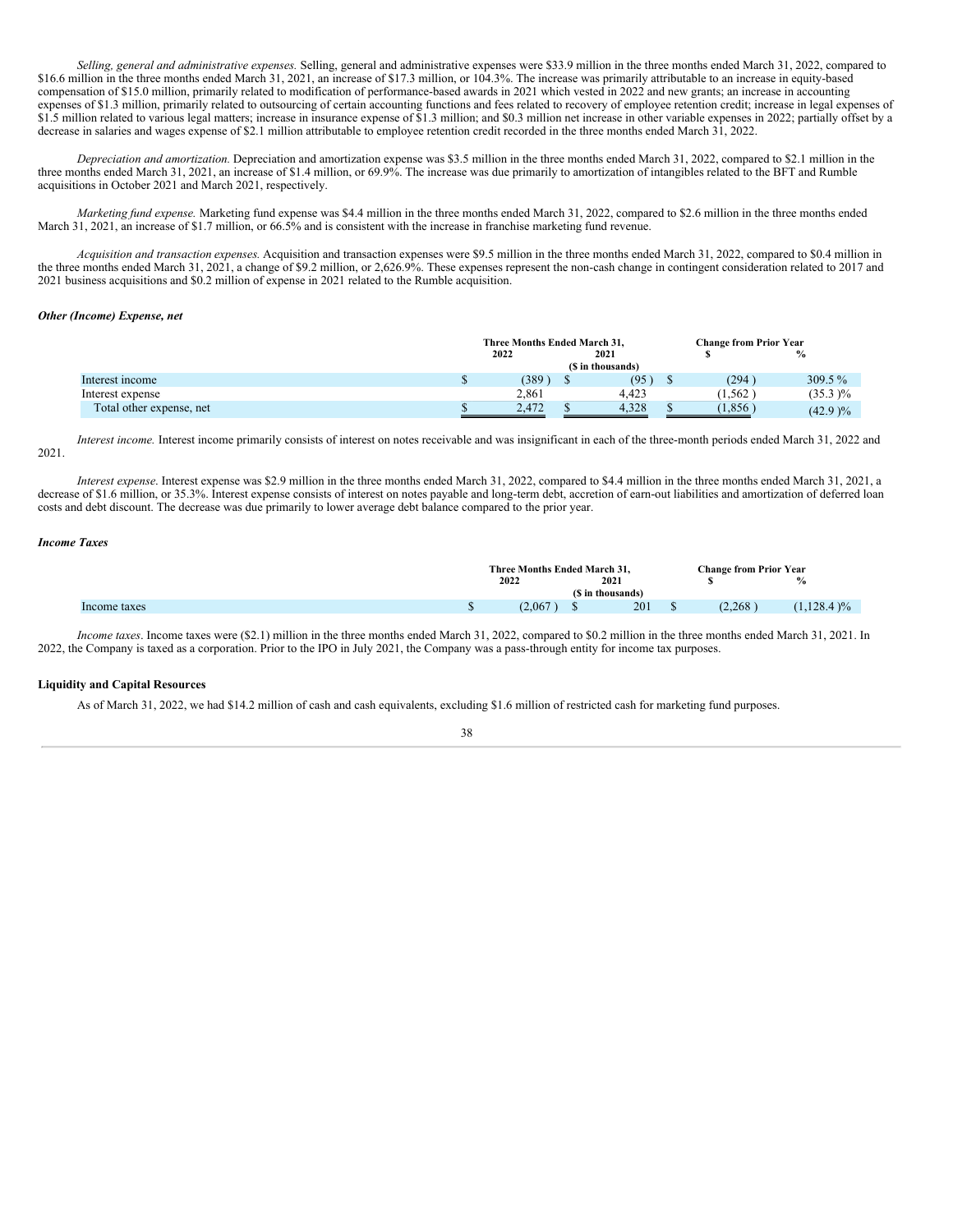*Selling, general and administrative expenses.* Selling, general and administrative expenses were $33.9 million in the three months ended March 31, 2022, compared to $16.6 million in the three months ended March 31, 2021, an increase of $17.3 million, or 104.3%. The increase was primarily attributable to an increase in equity-based compensation of $15.0 million, primarily related to modification of performance-based awards in 2021 which vested in 2022 and new grants; an increase in accounting expenses of $1.3 million, primarily related to outsourcing of certain accounting functions and fees related to recovery of employee retention credit; increase in legal expenses of $1.5 million related to various legal matters; increase in insurance expense of $1.3 million; and $0.3 million net increase in other variable expenses in 2022; partially offset by a decrease in salaries and wages expense of $2.1 million attributable to employee retention credit recorded in the three months ended March 31, 2022.

*Depreciation and amortization.* Depreciation and amortization expense was $3.5 million in the three months ended March 31, 2022, compared to $2.1 million in the three months ended March 31, 2021, an increase of $1.4 million, or 69.9%. The increase was due primarily to amortization of intangibles related to the BFT and Rumble acquisitions in October 2021 and March 2021, respectively.

*Marketing fund expense.* Marketing fund expense was $4.4 million in the three months ended March 31, 2022, compared to $2.6 million in the three months ended March 31, 2021, an increase of $1.7 million, or 66.5% and is consistent with the increase in franchise marketing fund revenue.

*Acquisition and transaction expenses.* Acquisition and transaction expenses were $9.5 million in the three months ended March 31, 2022, compared to $0.4 million in the three months ended March 31, 2021, a change of $9.2 million, or 2,626.9%. These expenses represent the non-cash change in contingent consideration related to 2017 and 2021 business acquisitions and $0.2 million of expense in 2021 related to the Rumble acquisition.

***Other (Income) Expense, net***

| | Three Months Ended March 31, 2022 | Three Months Ended March 31, 2021 | Change from Prior Year $ | Change from Prior Year % |
|---|---|---|---|---|
| | ($ in thousands) | | | |
| Interest income | $ (389) | $ (95) | $ (294) | 309.5 % |
| Interest expense | 2,861 | 4,423 | (1,562) | (35.3 )% |
| Total other expense, net | $ 2,472 | $ 4,328 | $ (1,856) | (42.9 )% |

*Interest income.* Interest income primarily consists of interest on notes receivable and was insignificant in each of the three-month periods ended March 31, 2022 and 2021.

*Interest expense*. Interest expense was $2.9 million in the three months ended March 31, 2022, compared to $4.4 million in the three months ended March 31, 2021, a decrease of $1.6 million, or 35.3%. Interest expense consists of interest on notes payable and long-term debt, accretion of earn-out liabilities and amortization of deferred loan costs and debt discount. The decrease was due primarily to lower average debt balance compared to the prior year.

***Income Taxes***

| | Three Months Ended March 31, 2022 | Three Months Ended March 31, 2021 | Change from Prior Year $ | Change from Prior Year % |
|---|---|---|---|---|
| | ($ in thousands) | | | |
| Income taxes | $ (2,067) | $ 201 | $ (2,268) | (1,128.4 )% |

*Income taxes*. Income taxes were ($2.1) million in the three months ended March 31, 2022, compared to $0.2 million in the three months ended March 31, 2021. In 2022, the Company is taxed as a corporation. Prior to the IPO in July 2021, the Company was a pass-through entity for income tax purposes.

**Liquidity and Capital Resources**

As of March 31, 2022, we had $14.2 million of cash and cash equivalents, excluding $1.6 million of restricted cash for marketing fund purposes.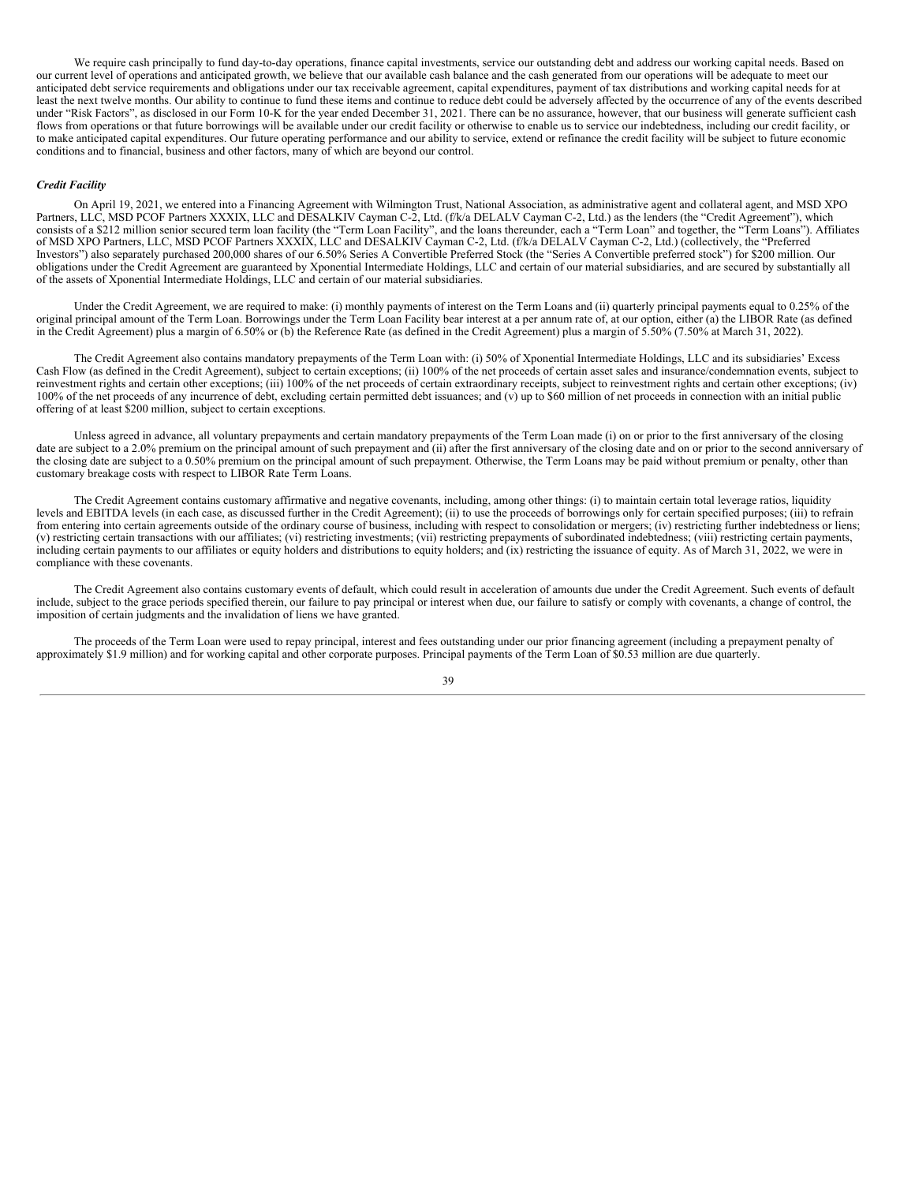We require cash principally to fund day-to-day operations, finance capital investments, service our outstanding debt and address our working capital needs. Based on our current level of operations and anticipated growth, we believe that our available cash balance and the cash generated from our operations will be adequate to meet our anticipated debt service requirements and obligations under our tax receivable agreement, capital expenditures, payment of tax distributions and working capital needs for at least the next twelve months. Our ability to continue to fund these items and continue to reduce debt could be adversely affected by the occurrence of any of the events described under "Risk Factors", as disclosed in our Form 10-K for the year ended December 31, 2021. There can be no assurance, however, that our business will generate sufficient cash flows from operations or that future borrowings will be available under our credit facility or otherwise to enable us to service our indebtedness, including our credit facility, or to make anticipated capital expenditures. Our future operating performance and our ability to service, extend or refinance the credit facility will be subject to future economic conditions and to financial, business and other factors, many of which are beyond our control.

***Credit Facility***

On April 19, 2021, we entered into a Financing Agreement with Wilmington Trust, National Association, as administrative agent and collateral agent, and MSD XPO Partners, LLC, MSD PCOF Partners XXXIX, LLC and DESALKIV Cayman C-2, Ltd. (f/k/a DELALV Cayman C-2, Ltd.) as the lenders (the "Credit Agreement"), which consists of a $212 million senior secured term loan facility (the "Term Loan Facility", and the loans thereunder, each a "Term Loan" and together, the "Term Loans"). Affiliates of MSD XPO Partners, LLC, MSD PCOF Partners XXXIX, LLC and DESALKIV Cayman C-2, Ltd. (f/k/a DELALV Cayman C-2, Ltd.) (collectively, the "Preferred Investors") also separately purchased 200,000 shares of our 6.50% Series A Convertible Preferred Stock (the "Series A Convertible preferred stock") for $200 million. Our obligations under the Credit Agreement are guaranteed by Xponential Intermediate Holdings, LLC and certain of our material subsidiaries, and are secured by substantially all of the assets of Xponential Intermediate Holdings, LLC and certain of our material subsidiaries.

Under the Credit Agreement, we are required to make: (i) monthly payments of interest on the Term Loans and (ii) quarterly principal payments equal to 0.25% of the original principal amount of the Term Loan. Borrowings under the Term Loan Facility bear interest at a per annum rate of, at our option, either (a) the LIBOR Rate (as defined in the Credit Agreement) plus a margin of 6.50% or (b) the Reference Rate (as defined in the Credit Agreement) plus a margin of 5.50% (7.50% at March 31, 2022).

The Credit Agreement also contains mandatory prepayments of the Term Loan with: (i) 50% of Xponential Intermediate Holdings, LLC and its subsidiaries' Excess Cash Flow (as defined in the Credit Agreement), subject to certain exceptions; (ii) 100% of the net proceeds of certain asset sales and insurance/condemnation events, subject to reinvestment rights and certain other exceptions; (iii) 100% of the net proceeds of certain extraordinary receipts, subject to reinvestment rights and certain other exceptions; (iv) 100% of the net proceeds of any incurrence of debt, excluding certain permitted debt issuances; and (v) up to $60 million of net proceeds in connection with an initial public offering of at least $200 million, subject to certain exceptions.

Unless agreed in advance, all voluntary prepayments and certain mandatory prepayments of the Term Loan made (i) on or prior to the first anniversary of the closing date are subject to a 2.0% premium on the principal amount of such prepayment and (ii) after the first anniversary of the closing date and on or prior to the second anniversary of the closing date are subject to a 0.50% premium on the principal amount of such prepayment. Otherwise, the Term Loans may be paid without premium or penalty, other than customary breakage costs with respect to LIBOR Rate Term Loans.

The Credit Agreement contains customary affirmative and negative covenants, including, among other things: (i) to maintain certain total leverage ratios, liquidity levels and EBITDA levels (in each case, as discussed further in the Credit Agreement); (ii) to use the proceeds of borrowings only for certain specified purposes; (iii) to refrain from entering into certain agreements outside of the ordinary course of business, including with respect to consolidation or mergers; (iv) restricting further indebtedness or liens; (v) restricting certain transactions with our affiliates; (vi) restricting investments; (vii) restricting prepayments of subordinated indebtedness; (viii) restricting certain payments, including certain payments to our affiliates or equity holders and distributions to equity holders; and (ix) restricting the issuance of equity. As of March 31, 2022, we were in compliance with these covenants.

The Credit Agreement also contains customary events of default, which could result in acceleration of amounts due under the Credit Agreement. Such events of default include, subject to the grace periods specified therein, our failure to pay principal or interest when due, our failure to satisfy or comply with covenants, a change of control, the imposition of certain judgments and the invalidation of liens we have granted.

The proceeds of the Term Loan were used to repay principal, interest and fees outstanding under our prior financing agreement (including a prepayment penalty of approximately $1.9 million) and for working capital and other corporate purposes. Principal payments of the Term Loan of $0.53 million are due quarterly.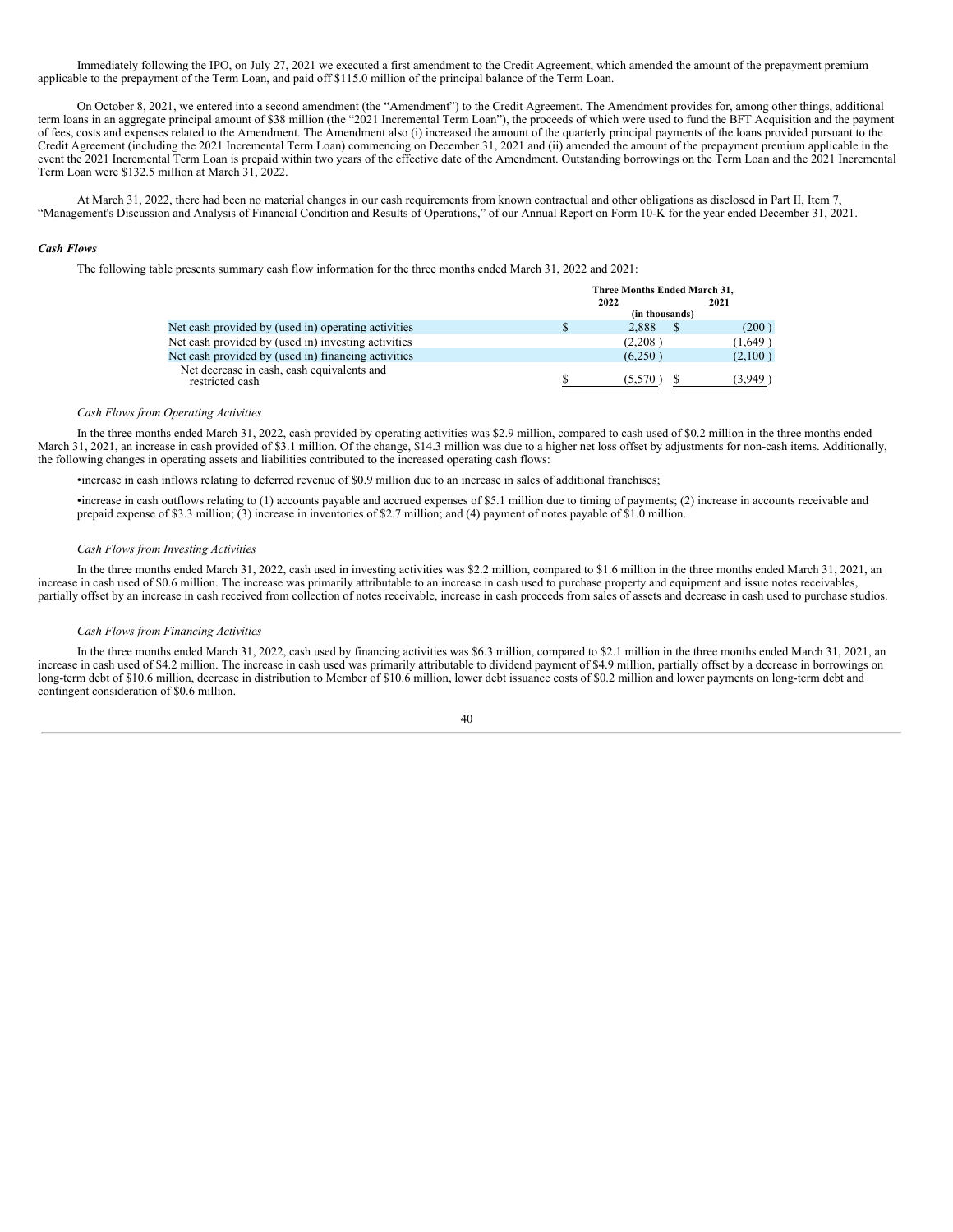Immediately following the IPO, on July 27, 2021 we executed a first amendment to the Credit Agreement, which amended the amount of the prepayment premium applicable to the prepayment of the Term Loan, and paid off $115.0 million of the principal balance of the Term Loan.

On October 8, 2021, we entered into a second amendment (the "Amendment") to the Credit Agreement. The Amendment provides for, among other things, additional term loans in an aggregate principal amount of $38 million (the "2021 Incremental Term Loan"), the proceeds of which were used to fund the BFT Acquisition and the payment of fees, costs and expenses related to the Amendment. The Amendment also (i) increased the amount of the quarterly principal payments of the loans provided pursuant to the Credit Agreement (including the 2021 Incremental Term Loan) commencing on December 31, 2021 and (ii) amended the amount of the prepayment premium applicable in the event the 2021 Incremental Term Loan is prepaid within two years of the effective date of the Amendment. Outstanding borrowings on the Term Loan and the 2021 Incremental Term Loan were $132.5 million at March 31, 2022.

At March 31, 2022, there had been no material changes in our cash requirements from known contractual and other obligations as disclosed in Part II, Item 7, "Management's Discussion and Analysis of Financial Condition and Results of Operations," of our Annual Report on Form 10-K for the year ended December 31, 2021.

***Cash Flows***

The following table presents summary cash flow information for the three months ended March 31, 2022 and 2021:

| | Three Months Ended March 31, | |
|---|---|---|
| | 2022 | 2021 |
| | (in thousands) | |
| Net cash provided by (used in) operating activities | $ 2,888 | $ (200) |
| Net cash provided by (used in) investing activities | (2,208) | (1,649) |
| Net cash provided by (used in) financing activities | (6,250) | (2,100) |
| Net decrease in cash, cash equivalents and restricted cash | $ (5,570) | $ (3,949) |

*Cash Flows from Operating Activities*

In the three months ended March 31, 2022, cash provided by operating activities was $2.9 million, compared to cash used of $0.2 million in the three months ended March 31, 2021, an increase in cash provided of $3.1 million. Of the change, $14.3 million was due to a higher net loss offset by adjustments for non-cash items. Additionally, the following changes in operating assets and liabilities contributed to the increased operating cash flows:

- increase in cash inflows relating to deferred revenue of $0.9 million due to an increase in sales of additional franchises;
- increase in cash outflows relating to (1) accounts payable and accrued expenses of $5.1 million due to timing of payments; (2) increase in accounts receivable and prepaid expense of $3.3 million; (3) increase in inventories of $2.7 million; and (4) payment of notes payable of $1.0 million.

*Cash Flows from Investing Activities*

In the three months ended March 31, 2022, cash used in investing activities was $2.2 million, compared to $1.6 million in the three months ended March 31, 2021, an increase in cash used of $0.6 million. The increase was primarily attributable to an increase in cash used to purchase property and equipment and issue notes receivables, partially offset by an increase in cash received from collection of notes receivable, increase in cash proceeds from sales of assets and decrease in cash used to purchase studios.

*Cash Flows from Financing Activities*

In the three months ended March 31, 2022, cash used by financing activities was $6.3 million, compared to $2.1 million in the three months ended March 31, 2021, an increase in cash used of $4.2 million. The increase in cash used was primarily attributable to dividend payment of $4.9 million, partially offset by a decrease in borrowings on long-term debt of $10.6 million, decrease in distribution to Member of $10.6 million, lower debt issuance costs of $0.2 million and lower payments on long-term debt and contingent consideration of $0.6 million.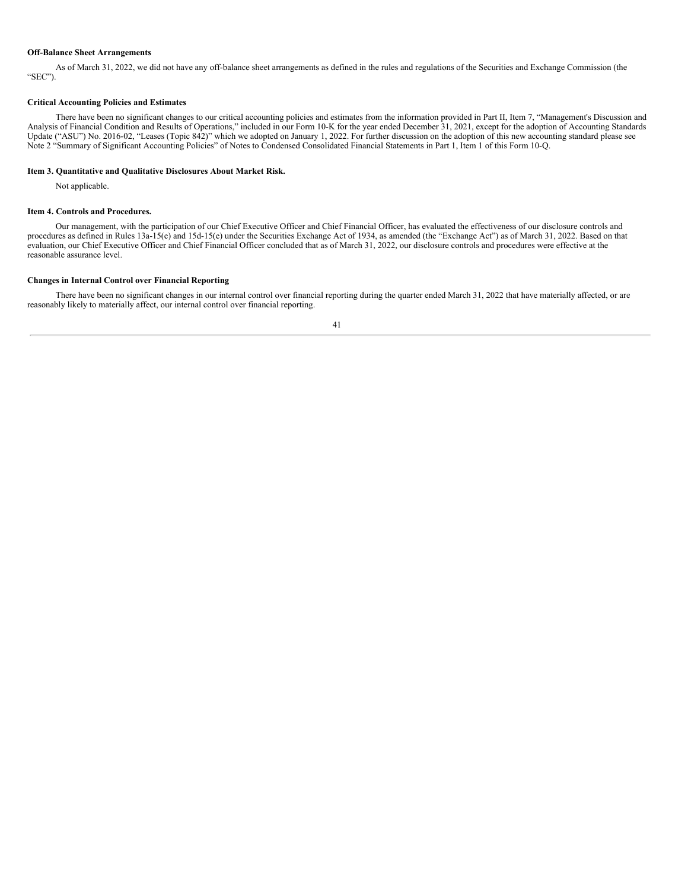**Off-Balance Sheet Arrangements**

As of March 31, 2022, we did not have any off-balance sheet arrangements as defined in the rules and regulations of the Securities and Exchange Commission (the "SEC").

**Critical Accounting Policies and Estimates**

There have been no significant changes to our critical accounting policies and estimates from the information provided in Part II, Item 7, "Management's Discussion and Analysis of Financial Condition and Results of Operations," included in our Form 10-K for the year ended December 31, 2021, except for the adoption of Accounting Standards Update ("ASU") No. 2016-02, "Leases (Topic 842)" which we adopted on January 1, 2022. For further discussion on the adoption of this new accounting standard please see Note 2 "Summary of Significant Accounting Policies" of Notes to Condensed Consolidated Financial Statements in Part 1, Item 1 of this Form 10-Q.

**Item 3. Quantitative and Qualitative Disclosures About Market Risk.**

Not applicable.

**Item 4. Controls and Procedures.**

Our management, with the participation of our Chief Executive Officer and Chief Financial Officer, has evaluated the effectiveness of our disclosure controls and procedures as defined in Rules 13a-15(e) and 15d-15(e) under the Securities Exchange Act of 1934, as amended (the "Exchange Act") as of March 31, 2022. Based on that evaluation, our Chief Executive Officer and Chief Financial Officer concluded that as of March 31, 2022, our disclosure controls and procedures were effective at the reasonable assurance level.

**Changes in Internal Control over Financial Reporting**

There have been no significant changes in our internal control over financial reporting during the quarter ended March 31, 2022 that have materially affected, or are reasonably likely to materially affect, our internal control over financial reporting.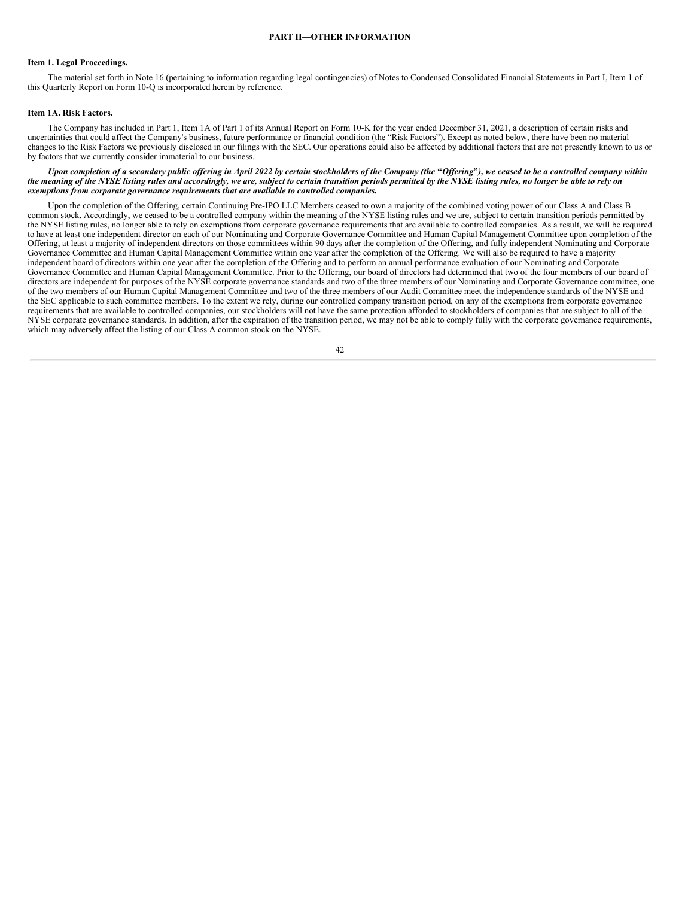## PART II—OTHER INFORMATION

### Item 1. Legal Proceedings.

The material set forth in Note 16 (pertaining to information regarding legal contingencies) of Notes to Condensed Consolidated Financial Statements in Part I, Item 1 of this Quarterly Report on Form 10-Q is incorporated herein by reference.

### Item 1A. Risk Factors.

The Company has included in Part 1, Item 1A of Part 1 of its Annual Report on Form 10-K for the year ended December 31, 2021, a description of certain risks and uncertainties that could affect the Company's business, future performance or financial condition (the "Risk Factors"). Except as noted below, there have been no material changes to the Risk Factors we previously disclosed in our filings with the SEC. Our operations could also be affected by additional factors that are not presently known to us or by factors that we currently consider immaterial to our business.

***Upon completion of a secondary public offering in April 2022 by certain stockholders of the Company (the "Offering"), we ceased to be a controlled company within the meaning of the NYSE listing rules and accordingly, we are, subject to certain transition periods permitted by the NYSE listing rules, no longer be able to rely on exemptions from corporate governance requirements that are available to controlled companies.***

Upon the completion of the Offering, certain Continuing Pre-IPO LLC Members ceased to own a majority of the combined voting power of our Class A and Class B common stock. Accordingly, we ceased to be a controlled company within the meaning of the NYSE listing rules and we are, subject to certain transition periods permitted by the NYSE listing rules, no longer able to rely on exemptions from corporate governance requirements that are available to controlled companies. As a result, we will be required to have at least one independent director on each of our Nominating and Corporate Governance Committee and Human Capital Management Committee upon completion of the Offering, at least a majority of independent directors on those committees within 90 days after the completion of the Offering, and fully independent Nominating and Corporate Governance Committee and Human Capital Management Committee within one year after the completion of the Offering. We will also be required to have a majority independent board of directors within one year after the completion of the Offering and to perform an annual performance evaluation of our Nominating and Corporate Governance Committee and Human Capital Management Committee. Prior to the Offering, our board of directors had determined that two of the four members of our board of directors are independent for purposes of the NYSE corporate governance standards and two of the three members of our Nominating and Corporate Governance committee, one of the two members of our Human Capital Management Committee and two of the three members of our Audit Committee meet the independence standards of the NYSE and the SEC applicable to such committee members. To the extent we rely, during our controlled company transition period, on any of the exemptions from corporate governance requirements that are available to controlled companies, our stockholders will not have the same protection afforded to stockholders of companies that are subject to all of the NYSE corporate governance standards. In addition, after the expiration of the transition period, we may not be able to comply fully with the corporate governance requirements, which may adversely affect the listing of our Class A common stock on the NYSE.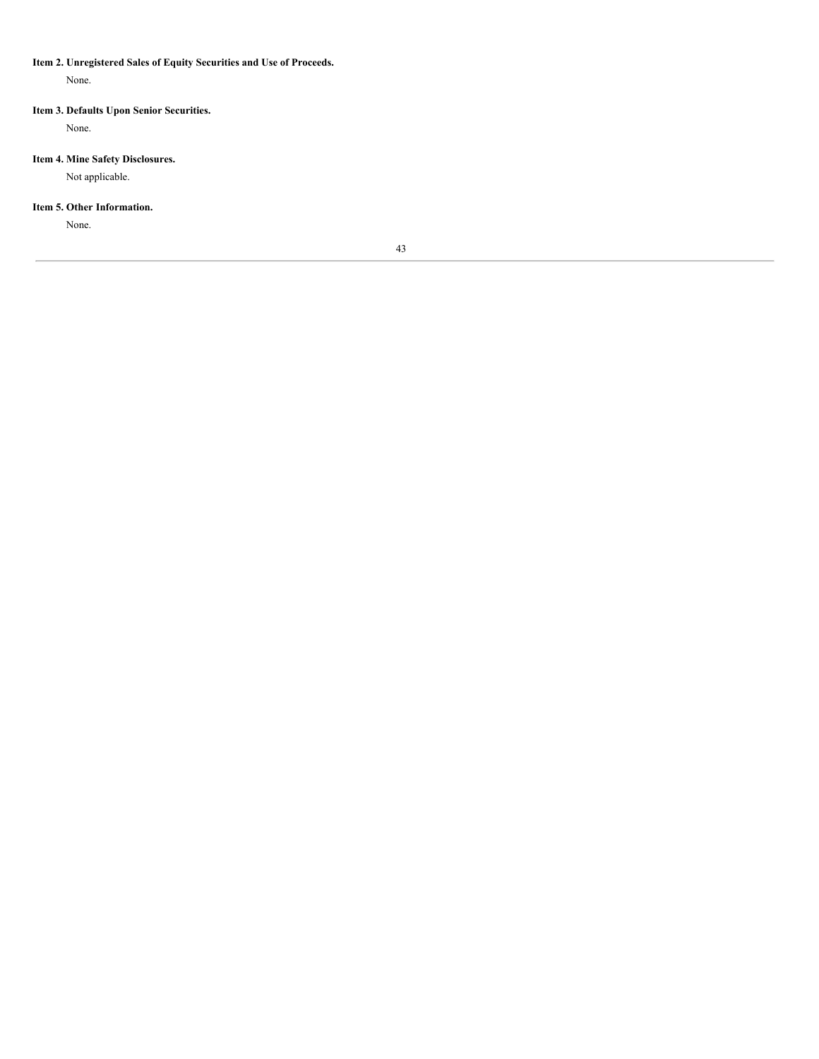### Item 2. Unregistered Sales of Equity Securities and Use of Proceeds.

None.

### Item 3. Defaults Upon Senior Securities.

None.

### Item 4. Mine Safety Disclosures.

Not applicable.

### Item 5. Other Information.

None.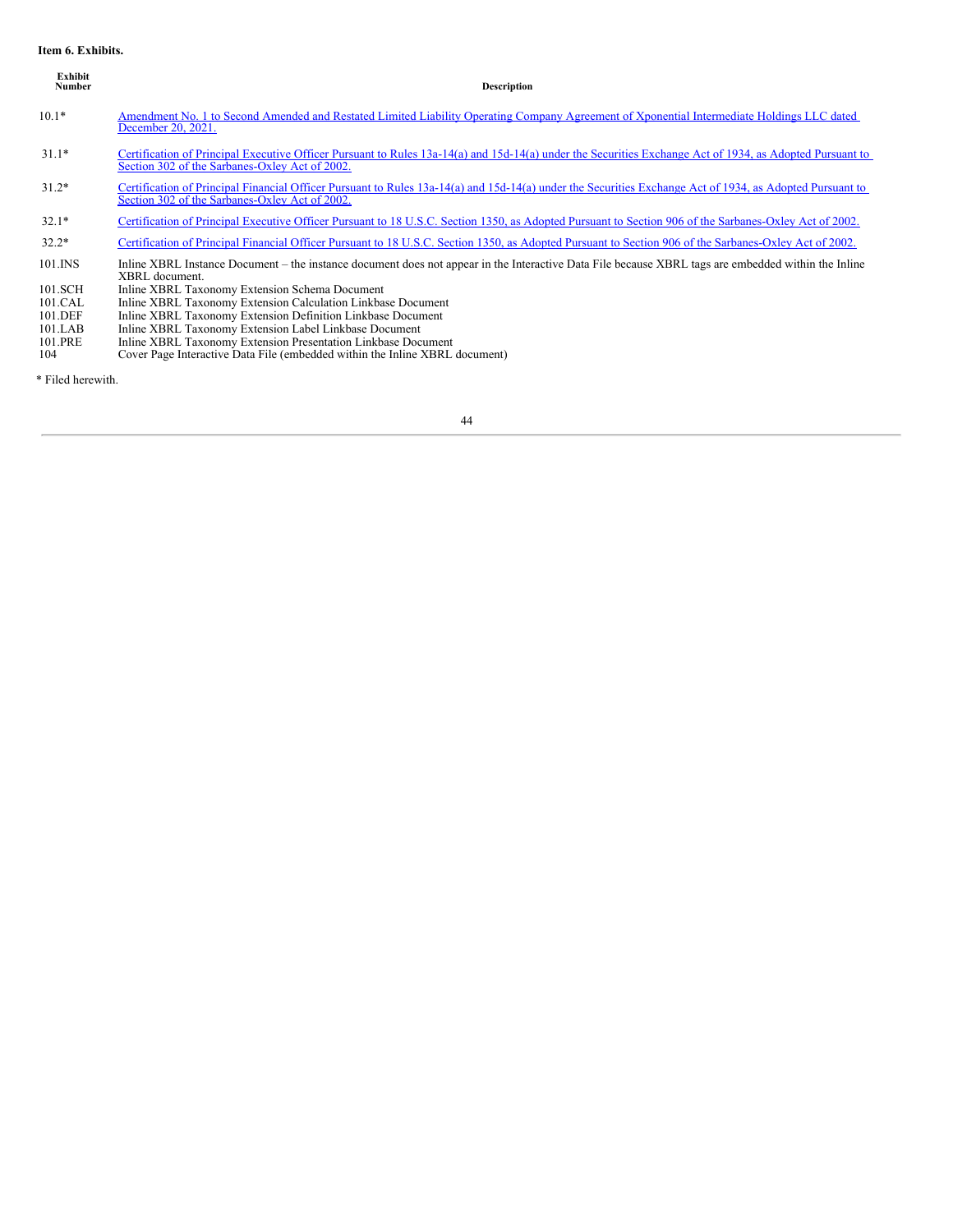**Item 6. Exhibits.**

| Exhibit Number | Description |
|---|---|
| 10.1* | Amendment No. 1 to Second Amended and Restated Limited Liability Operating Company Agreement of Xponential Intermediate Holdings LLC dated December 20, 2021. |
| 31.1* | Certification of Principal Executive Officer Pursuant to Rules 13a-14(a) and 15d-14(a) under the Securities Exchange Act of 1934, as Adopted Pursuant to Section 302 of the Sarbanes-Oxley Act of 2002. |
| 31.2* | Certification of Principal Financial Officer Pursuant to Rules 13a-14(a) and 15d-14(a) under the Securities Exchange Act of 1934, as Adopted Pursuant to Section 302 of the Sarbanes-Oxley Act of 2002. |
| 32.1* | Certification of Principal Executive Officer Pursuant to 18 U.S.C. Section 1350, as Adopted Pursuant to Section 906 of the Sarbanes-Oxley Act of 2002. |
| 32.2* | Certification of Principal Financial Officer Pursuant to 18 U.S.C. Section 1350, as Adopted Pursuant to Section 906 of the Sarbanes-Oxley Act of 2002. |
| 101.INS | Inline XBRL Instance Document – the instance document does not appear in the Interactive Data File because XBRL tags are embedded within the Inline XBRL document. |
| 101.SCH | Inline XBRL Taxonomy Extension Schema Document |
| 101.CAL | Inline XBRL Taxonomy Extension Calculation Linkbase Document |
| 101.DEF | Inline XBRL Taxonomy Extension Definition Linkbase Document |
| 101.LAB | Inline XBRL Taxonomy Extension Label Linkbase Document |
| 101.PRE | Inline XBRL Taxonomy Extension Presentation Linkbase Document |
| 104 | Cover Page Interactive Data File (embedded within the Inline XBRL document) |

* Filed herewith.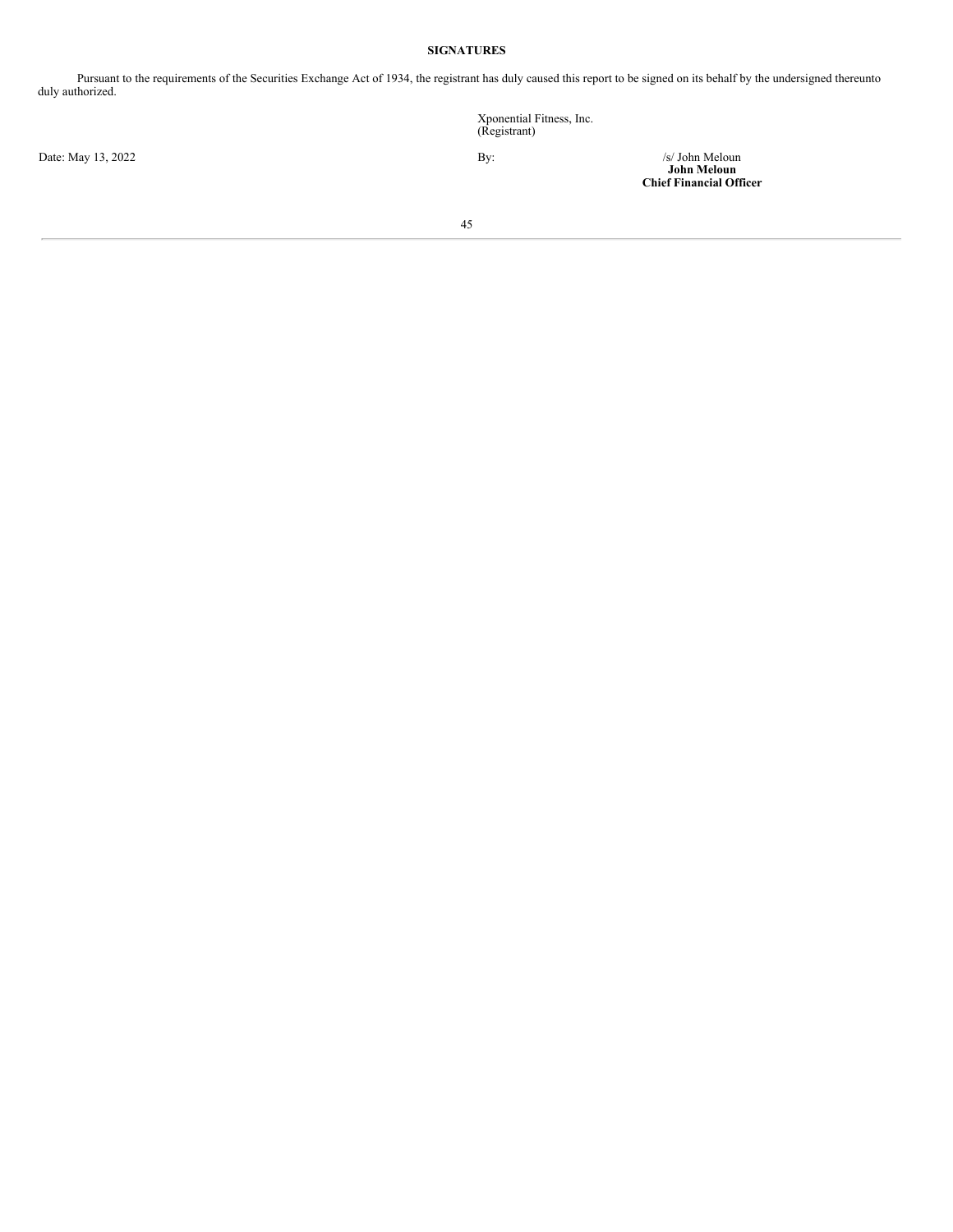**SIGNATURES**

Pursuant to the requirements of the Securities Exchange Act of 1934, the registrant has duly caused this report to be signed on its behalf by the undersigned thereunto duly authorized.

Xponential Fitness, Inc.
(Registrant)

Date: May 13, 2022

By: /s/ John Meloun
**John Meloun**
**Chief Financial Officer**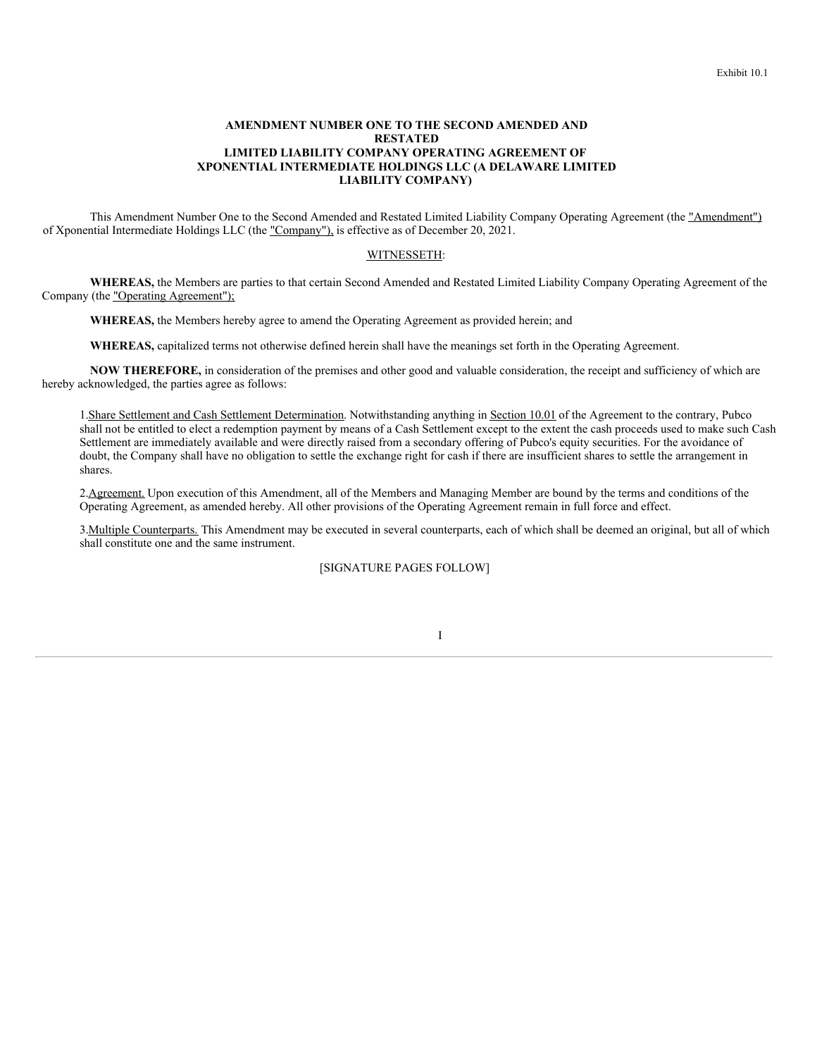Exhibit 10.1

**AMENDMENT NUMBER ONE TO THE SECOND AMENDED AND RESTATED LIMITED LIABILITY COMPANY OPERATING AGREEMENT OF XPONENTIAL INTERMEDIATE HOLDINGS LLC (A DELAWARE LIMITED LIABILITY COMPANY)**

This Amendment Number One to the Second Amended and Restated Limited Liability Company Operating Agreement (the "Amendment") of Xponential Intermediate Holdings LLC (the "Company"), is effective as of December 20, 2021.

WITNESSETH:

**WHEREAS,** the Members are parties to that certain Second Amended and Restated Limited Liability Company Operating Agreement of the Company (the "Operating Agreement");

**WHEREAS,** the Members hereby agree to amend the Operating Agreement as provided herein; and

**WHEREAS,** capitalized terms not otherwise defined herein shall have the meanings set forth in the Operating Agreement.

**NOW THEREFORE,** in consideration of the premises and other good and valuable consideration, the receipt and sufficiency of which are hereby acknowledged, the parties agree as follows:

1. Share Settlement and Cash Settlement Determination. Notwithstanding anything in Section 10.01 of the Agreement to the contrary, Pubco shall not be entitled to elect a redemption payment by means of a Cash Settlement except to the extent the cash proceeds used to make such Cash Settlement are immediately available and were directly raised from a secondary offering of Pubco's equity securities. For the avoidance of doubt, the Company shall have no obligation to settle the exchange right for cash if there are insufficient shares to settle the arrangement in shares.

2. Agreement. Upon execution of this Amendment, all of the Members and Managing Member are bound by the terms and conditions of the Operating Agreement, as amended hereby. All other provisions of the Operating Agreement remain in full force and effect.

3. Multiple Counterparts. This Amendment may be executed in several counterparts, each of which shall be deemed an original, but all of which shall constitute one and the same instrument.

[SIGNATURE PAGES FOLLOW]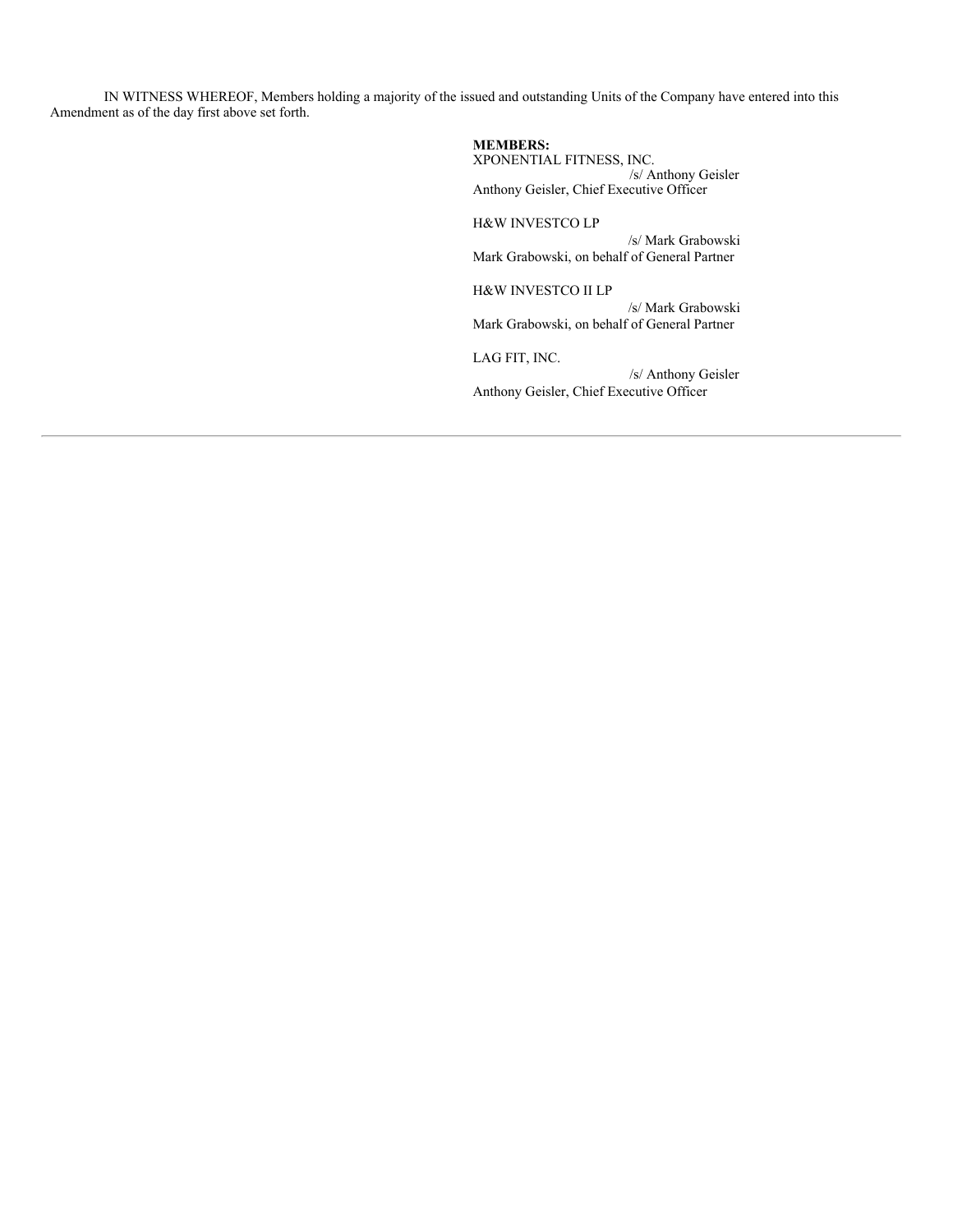IN WITNESS WHEREOF, Members holding a majority of the issued and outstanding Units of the Company have entered into this Amendment as of the day first above set forth.

**MEMBERS:**

XPONENTIAL FITNESS, INC.

/s/ Anthony Geisler

Anthony Geisler, Chief Executive Officer

H&W INVESTCO LP

/s/ Mark Grabowski

Mark Grabowski, on behalf of General Partner

H&W INVESTCO II LP

/s/ Mark Grabowski

Mark Grabowski, on behalf of General Partner

LAG FIT, INC.

/s/ Anthony Geisler

Anthony Geisler, Chief Executive Officer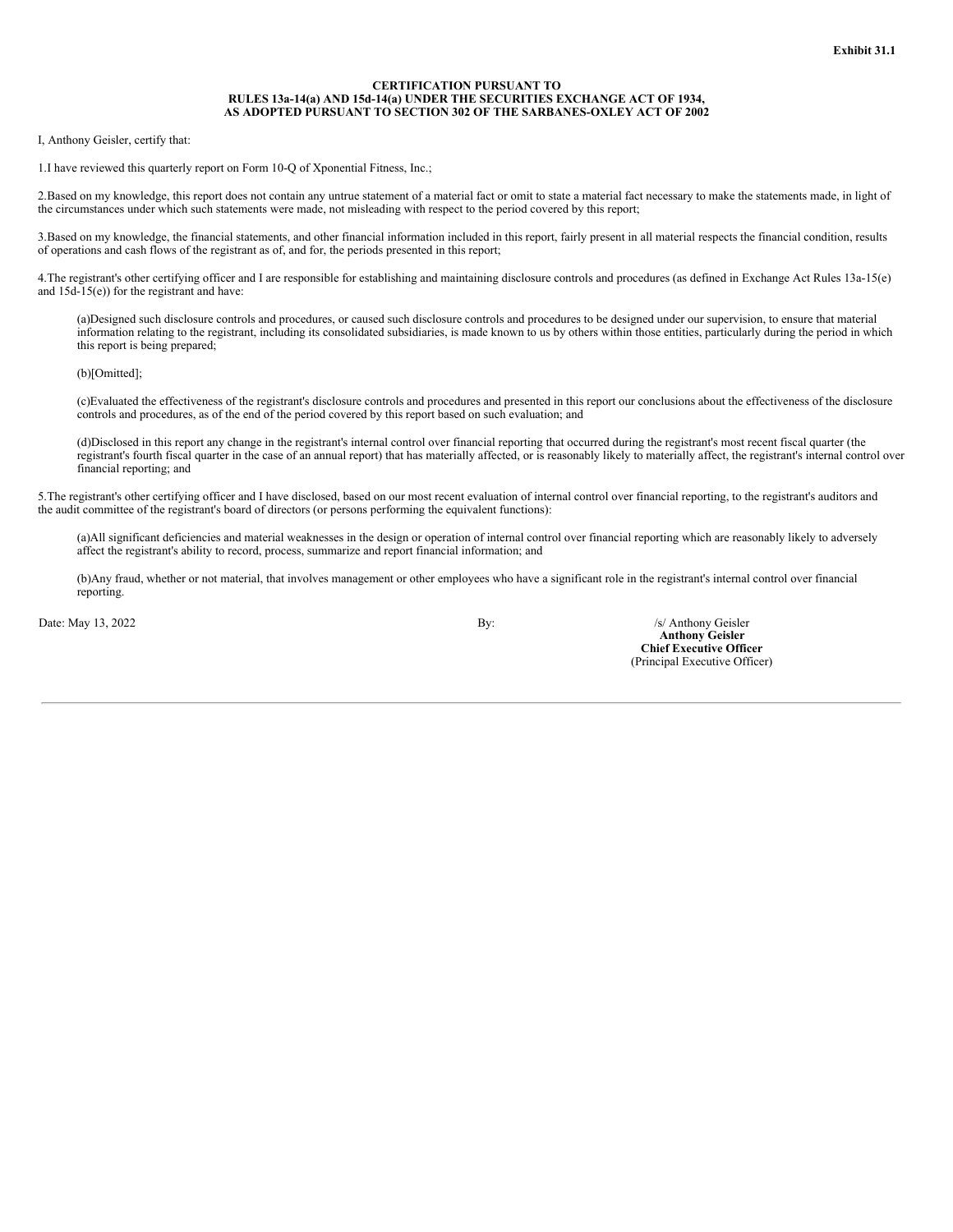**Exhibit 31.1**

**CERTIFICATION PURSUANT TO**
**RULES 13a-14(a) AND 15d-14(a) UNDER THE SECURITIES EXCHANGE ACT OF 1934,**
**AS ADOPTED PURSUANT TO SECTION 302 OF THE SARBANES-OXLEY ACT OF 2002**

I, Anthony Geisler, certify that:

1.I have reviewed this quarterly report on Form 10-Q of Xponential Fitness, Inc.;

2.Based on my knowledge, this report does not contain any untrue statement of a material fact or omit to state a material fact necessary to make the statements made, in light of the circumstances under which such statements were made, not misleading with respect to the period covered by this report;

3.Based on my knowledge, the financial statements, and other financial information included in this report, fairly present in all material respects the financial condition, results of operations and cash flows of the registrant as of, and for, the periods presented in this report;

4.The registrant's other certifying officer and I are responsible for establishing and maintaining disclosure controls and procedures (as defined in Exchange Act Rules 13a-15(e) and 15d-15(e)) for the registrant and have:

(a)Designed such disclosure controls and procedures, or caused such disclosure controls and procedures to be designed under our supervision, to ensure that material information relating to the registrant, including its consolidated subsidiaries, is made known to us by others within those entities, particularly during the period in which this report is being prepared;

(b)[Omitted];

(c)Evaluated the effectiveness of the registrant's disclosure controls and procedures and presented in this report our conclusions about the effectiveness of the disclosure controls and procedures, as of the end of the period covered by this report based on such evaluation; and

(d)Disclosed in this report any change in the registrant's internal control over financial reporting that occurred during the registrant's most recent fiscal quarter (the registrant's fourth fiscal quarter in the case of an annual report) that has materially affected, or is reasonably likely to materially affect, the registrant's internal control over financial reporting; and

5.The registrant's other certifying officer and I have disclosed, based on our most recent evaluation of internal control over financial reporting, to the registrant's auditors and the audit committee of the registrant's board of directors (or persons performing the equivalent functions):

(a)All significant deficiencies and material weaknesses in the design or operation of internal control over financial reporting which are reasonably likely to adversely affect the registrant's ability to record, process, summarize and report financial information; and

(b)Any fraud, whether or not material, that involves management or other employees who have a significant role in the registrant's internal control over financial reporting.

Date: May 13, 2022

By: /s/ Anthony Geisler
**Anthony Geisler**
**Chief Executive Officer**
(Principal Executive Officer)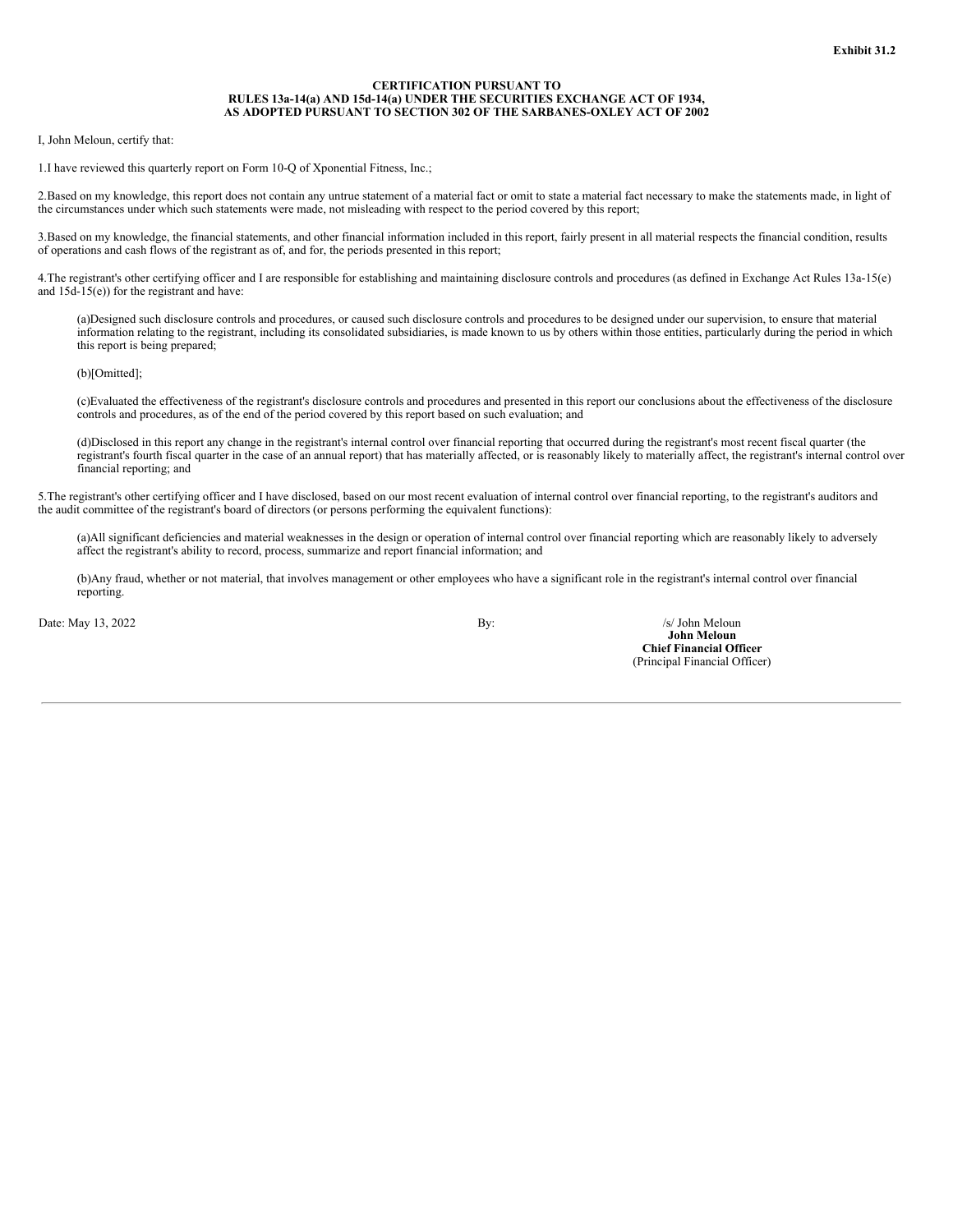**Exhibit 31.2**

**CERTIFICATION PURSUANT TO**
**RULES 13a-14(a) AND 15d-14(a) UNDER THE SECURITIES EXCHANGE ACT OF 1934,**
**AS ADOPTED PURSUANT TO SECTION 302 OF THE SARBANES-OXLEY ACT OF 2002**

I, John Meloun, certify that:

1.I have reviewed this quarterly report on Form 10-Q of Xponential Fitness, Inc.;

2.Based on my knowledge, this report does not contain any untrue statement of a material fact or omit to state a material fact necessary to make the statements made, in light of the circumstances under which such statements were made, not misleading with respect to the period covered by this report;

3.Based on my knowledge, the financial statements, and other financial information included in this report, fairly present in all material respects the financial condition, results of operations and cash flows of the registrant as of, and for, the periods presented in this report;

4.The registrant's other certifying officer and I are responsible for establishing and maintaining disclosure controls and procedures (as defined in Exchange Act Rules 13a-15(e) and 15d-15(e)) for the registrant and have:

(a)Designed such disclosure controls and procedures, or caused such disclosure controls and procedures to be designed under our supervision, to ensure that material information relating to the registrant, including its consolidated subsidiaries, is made known to us by others within those entities, particularly during the period in which this report is being prepared;

(b)[Omitted];

(c)Evaluated the effectiveness of the registrant's disclosure controls and procedures and presented in this report our conclusions about the effectiveness of the disclosure controls and procedures, as of the end of the period covered by this report based on such evaluation; and

(d)Disclosed in this report any change in the registrant's internal control over financial reporting that occurred during the registrant's most recent fiscal quarter (the registrant's fourth fiscal quarter in the case of an annual report) that has materially affected, or is reasonably likely to materially affect, the registrant's internal control over financial reporting; and

5.The registrant's other certifying officer and I have disclosed, based on our most recent evaluation of internal control over financial reporting, to the registrant's auditors and the audit committee of the registrant's board of directors (or persons performing the equivalent functions):

(a)All significant deficiencies and material weaknesses in the design or operation of internal control over financial reporting which are reasonably likely to adversely affect the registrant's ability to record, process, summarize and report financial information; and

(b)Any fraud, whether or not material, that involves management or other employees who have a significant role in the registrant's internal control over financial reporting.

Date: May 13, 2022

By: /s/ John Meloun
**John Meloun**
**Chief Financial Officer**
(Principal Financial Officer)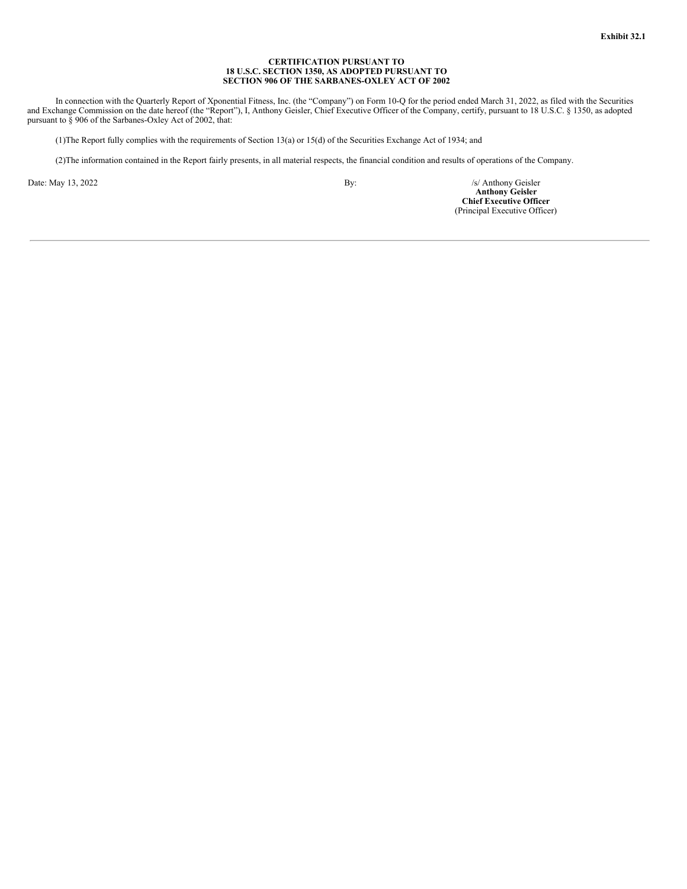**Exhibit 32.1**

**CERTIFICATION PURSUANT TO
18 U.S.C. SECTION 1350, AS ADOPTED PURSUANT TO
SECTION 906 OF THE SARBANES-OXLEY ACT OF 2002**

In connection with the Quarterly Report of Xponential Fitness, Inc. (the "Company") on Form 10-Q for the period ended March 31, 2022, as filed with the Securities and Exchange Commission on the date hereof (the "Report"), I, Anthony Geisler, Chief Executive Officer of the Company, certify, pursuant to 18 U.S.C. § 1350, as adopted pursuant to § 906 of the Sarbanes-Oxley Act of 2002, that:

(1)The Report fully complies with the requirements of Section 13(a) or 15(d) of the Securities Exchange Act of 1934; and

(2)The information contained in the Report fairly presents, in all material respects, the financial condition and results of operations of the Company.

Date: May 13, 2022

By: /s/ Anthony Geisler
**Anthony Geisler**
**Chief Executive Officer**
(Principal Executive Officer)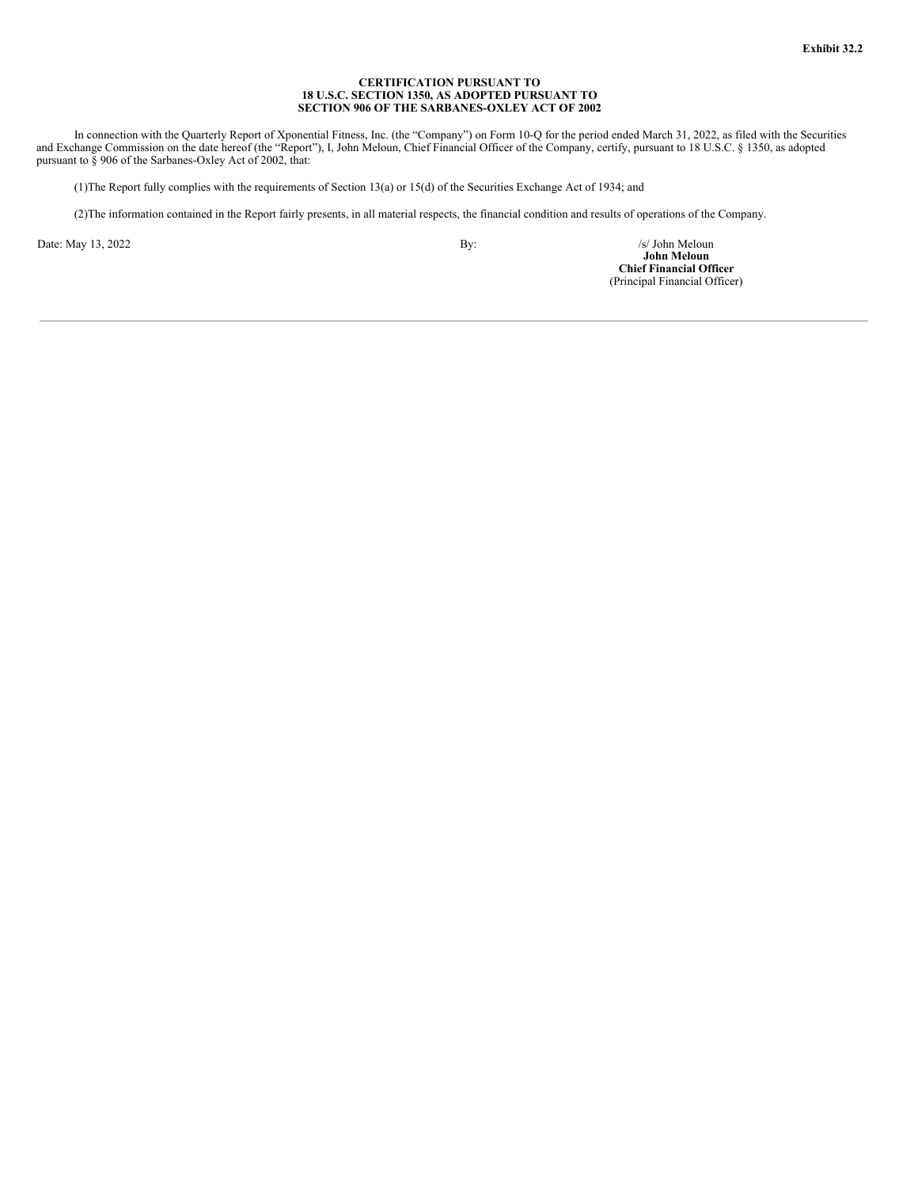**Exhibit 32.2**

**CERTIFICATION PURSUANT TO 18 U.S.C. SECTION 1350, AS ADOPTED PURSUANT TO SECTION 906 OF THE SARBANES-OXLEY ACT OF 2002**

In connection with the Quarterly Report of Xponential Fitness, Inc. (the "Company") on Form 10-Q for the period ended March 31, 2022, as filed with the Securities and Exchange Commission on the date hereof (the "Report"), I, John Meloun, Chief Financial Officer of the Company, certify, pursuant to 18 U.S.C. § 1350, as adopted pursuant to § 906 of the Sarbanes-Oxley Act of 2002, that:

(1)The Report fully complies with the requirements of Section 13(a) or 15(d) of the Securities Exchange Act of 1934; and

(2)The information contained in the Report fairly presents, in all material respects, the financial condition and results of operations of the Company.

Date: May 13, 2022

By: /s/ John Meloun
**John Meloun**
**Chief Financial Officer**
(Principal Financial Officer)